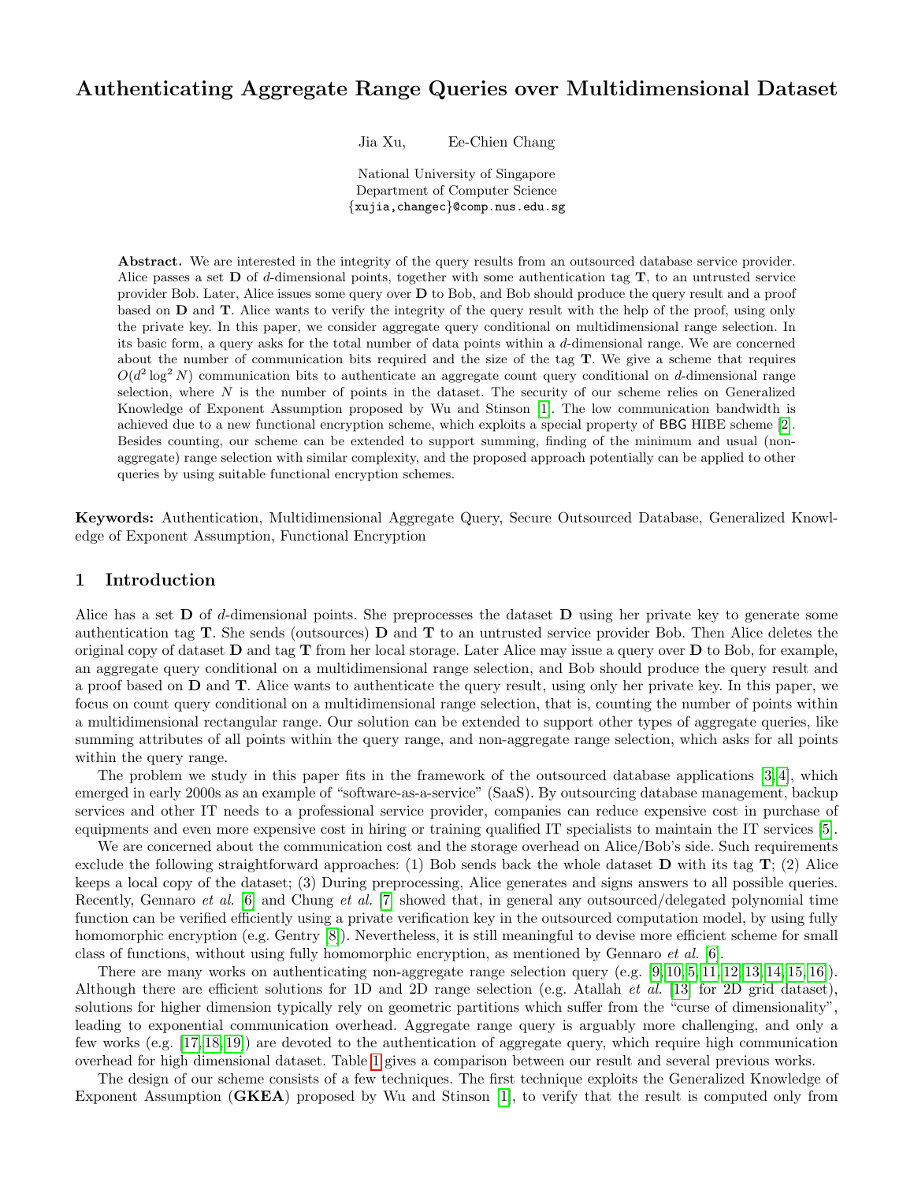# Authenticating Aggregate Range Queries over Multidimensional Dataset

Jia Xu, Ee-Chien Chang

National University of Singapore
Department of Computer Science
{xujia,changec}@comp.nus.edu.sg

**Abstract.** We are interested in the integrity of the query results from an outsourced database service provider. Alice passes a set $\mathbf{D}$ of $d$-dimensional points, together with some authentication tag $\mathbf{T}$, to an untrusted service provider Bob. Later, Alice issues some query over $\mathbf{D}$ to Bob, and Bob should produce the query result and a proof based on $\mathbf{D}$ and $\mathbf{T}$. Alice wants to verify the integrity of the query result with the help of the proof, using only the private key. In this paper, we consider aggregate query conditional on multidimensional range selection. In its basic form, a query asks for the total number of data points within a $d$-dimensional range. We are concerned about the number of communication bits required and the size of the tag $\mathbf{T}$. We give a scheme that requires $O(d^2 \log^2 N)$ communication bits to authenticate an aggregate count query conditional on $d$-dimensional range selection, where $N$ is the number of points in the dataset. The security of our scheme relies on Generalized Knowledge of Exponent Assumption proposed by Wu and Stinson [1]. The low communication bandwidth is achieved due to a new functional encryption scheme, which exploits a special property of BBG HIBE scheme [2]. Besides counting, our scheme can be extended to support summing, finding of the minimum and usual (non-aggregate) range selection with similar complexity, and the proposed approach potentially can be applied to other queries by using suitable functional encryption schemes.

**Keywords:** Authentication, Multidimensional Aggregate Query, Secure Outsourced Database, Generalized Knowledge of Exponent Assumption, Functional Encryption

## 1 Introduction

Alice has a set $\mathbf{D}$ of $d$-dimensional points. She preprocesses the dataset $\mathbf{D}$ using her private key to generate some authentication tag $\mathbf{T}$. She sends (outsources) $\mathbf{D}$ and $\mathbf{T}$ to an untrusted service provider Bob. Then Alice deletes the original copy of dataset $\mathbf{D}$ and tag $\mathbf{T}$ from her local storage. Later Alice may issue a query over $\mathbf{D}$ to Bob, for example, an aggregate query conditional on a multidimensional range selection, and Bob should produce the query result and a proof based on $\mathbf{D}$ and $\mathbf{T}$. Alice wants to authenticate the query result, using only her private key. In this paper, we focus on count query conditional on a multidimensional range selection, that is, counting the number of points within a multidimensional rectangular range. Our solution can be extended to support other types of aggregate queries, like summing attributes of all points within the query range, and non-aggregate range selection, which asks for all points within the query range.

The problem we study in this paper fits in the framework of the outsourced database applications [3,4], which emerged in early 2000s as an example of "software-as-a-service" (SaaS). By outsourcing database management, backup services and other IT needs to a professional service provider, companies can reduce expensive cost in purchase of equipments and even more expensive cost in hiring or training qualified IT specialists to maintain the IT services [5].

We are concerned about the communication cost and the storage overhead on Alice/Bob's side. Such requirements exclude the following straightforward approaches: (1) Bob sends back the whole dataset $\mathbf{D}$ with its tag $\mathbf{T}$; (2) Alice keeps a local copy of the dataset; (3) During preprocessing, Alice generates and signs answers to all possible queries. Recently, Gennaro *et al.* [6] and Chung *et al.* [7] showed that, in general any outsourced/delegated polynomial time function can be verified efficiently using a private verification key in the outsourced computation model, by using fully homomorphic encryption (e.g. Gentry [8]). Nevertheless, it is still meaningful to devise more efficient scheme for small class of functions, without using fully homomorphic encryption, as mentioned by Gennaro *et al.* [6].

There are many works on authenticating non-aggregate range selection query (e.g. [9,10,5,11,12,13,14,15,16]). Although there are efficient solutions for 1D and 2D range selection (e.g. Atallah *et al.* [13] for 2D grid dataset), solutions for higher dimension typically rely on geometric partitions which suffer from the "curse of dimensionality", leading to exponential communication overhead. Aggregate range query is arguably more challenging, and only a few works (e.g. [17,18,19]) are devoted to the authentication of aggregate query, which require high communication overhead for high dimensional dataset. Table 1 gives a comparison between our result and several previous works.

The design of our scheme consists of a few techniques. The first technique exploits the Generalized Knowledge of Exponent Assumption (**GKEA**) proposed by Wu and Stinson [1], to verify that the result is computed only from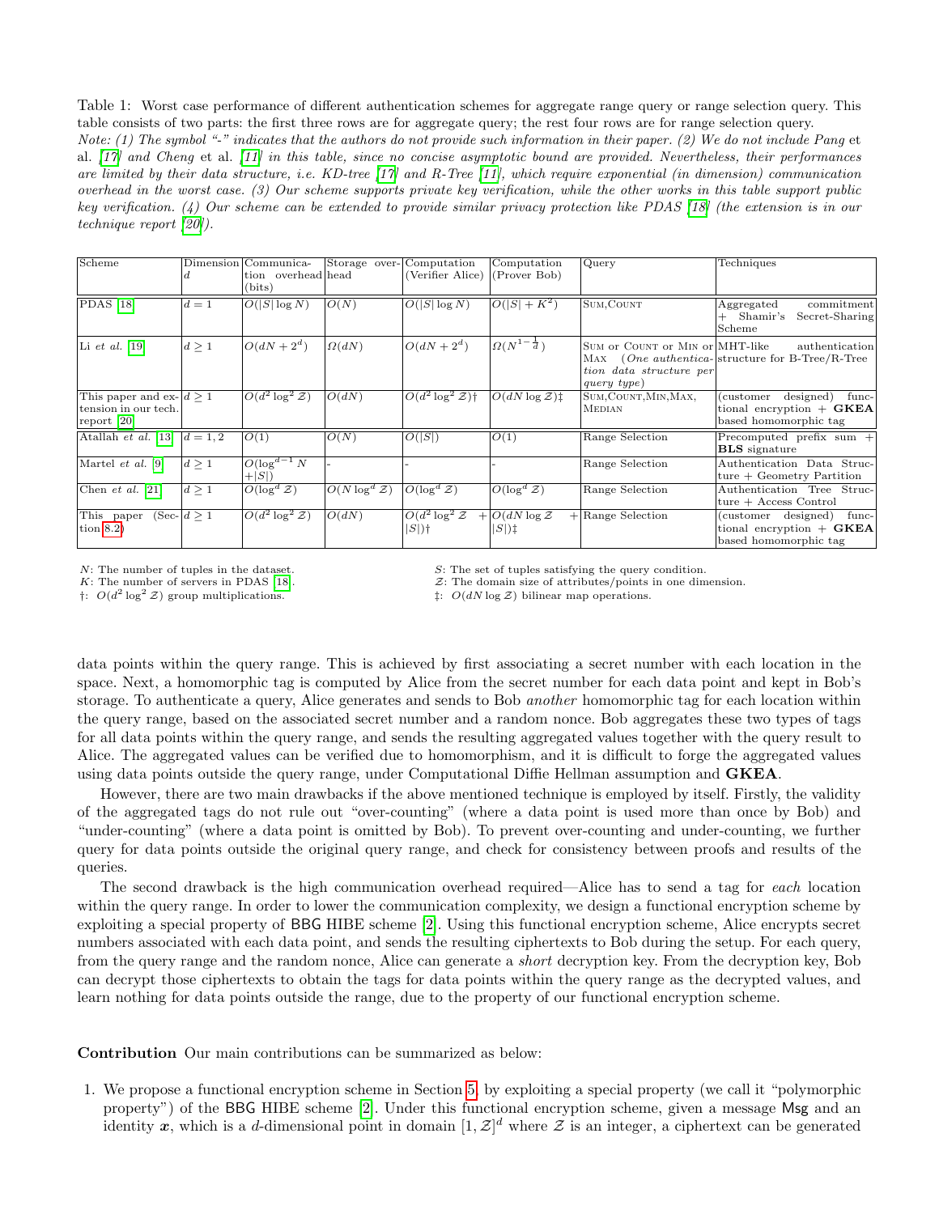Table 1: Worst case performance of different authentication schemes for aggregate range query or range selection query. This table consists of two parts: the first three rows are for aggregate query; the rest four rows are for range selection query.

*Note: (1) The symbol "-" indicates that the authors do not provide such information in their paper. (2) We do not include Pang* et al. *[17] and Cheng* et al. *[11] in this table, since no concise asymptotic bound are provided. Nevertheless, their performances are limited by their data structure, i.e. KD-tree [17] and R-Tree [11], which require exponential (in dimension) communication overhead in the worst case. (3) Our scheme supports private key verification, while the other works in this table support public key verification. (4) Our scheme can be extended to provide similar privacy protection like PDAS [18] (the extension is in our technique report [20]).*

| Scheme | Dimension $d$ | Communication overhead (bits) | Storage overhead | Computation (Verifier Alice) | Computation (Prover Bob) | Query | Techniques |
|---|---|---|---|---|---|---|---|
| PDAS [18] | $d = 1$ | $O(\lvert S\rvert \log N)$ | $O(N)$ | $O(\lvert S\rvert \log N)$ | $O(\lvert S\rvert + K^2)$ | SUM, COUNT | Aggregated commitment + Shamir's Secret-Sharing Scheme |
| Li *et al.* [19] | $d \geq 1$ | $O(dN + 2^d)$ | $\Omega(dN)$ | $O(dN + 2^d)$ | $\Omega(N^{1-\frac{1}{d}})$ | SUM or COUNT or MIN or MAX (*One authentication data structure per query type*) | MHT-like authentication structure for B-Tree/R-Tree |
| This paper and extension in our tech. report [20] | $d \geq 1$ | $O(d^2 \log^2 \mathcal{Z})$ | $O(dN)$ | $O(d^2 \log^2 \mathcal{Z})$† | $O(dN \log \mathcal{Z})$‡ | SUM, COUNT, MIN, MAX, MEDIAN | (customer designed) functional encryption + **GKEA** based homomorphic tag |
| Atallah *et al.* [13] | $d = 1, 2$ | $O(1)$ | $O(N)$ | $O(\lvert S\rvert)$ | $O(1)$ | Range Selection | Precomputed prefix sum + **BLS** signature |
| Martel *et al.* [9] | $d \geq 1$ | $O(\log^{d-1} N + \lvert S\rvert)$ | - | - | - | Range Selection | Authentication Data Structure + Geometry Partition |
| Chen *et al.* [21] | $d \geq 1$ | $O(\log^d \mathcal{Z})$ | $O(N \log^d \mathcal{Z})$ | $O(\log^d \mathcal{Z})$ | $O(\log^d \mathcal{Z})$ | Range Selection | Authentication Tree Structure + Access Control |
| This paper (Section 8.2) | $d \geq 1$ | $O(d^2 \log^2 \mathcal{Z})$ | $O(dN)$ | $O(d^2 \log^2 \mathcal{Z} + \lvert S\rvert)$† | $O(dN \log \mathcal{Z} + \lvert S\rvert)$‡ | Range Selection | (customer designed) functional encryption + **GKEA** based homomorphic tag |

$N$: The number of tuples in the dataset.
$K$: The number of servers in PDAS [18].
†: $O(d^2 \log^2 \mathcal{Z})$ group multiplications.
$S$: The set of tuples satisfying the query condition.
$\mathcal{Z}$: The domain size of attributes/points in one dimension.
‡: $O(dN \log \mathcal{Z})$ bilinear map operations.

data points within the query range. This is achieved by first associating a secret number with each location in the space. Next, a homomorphic tag is computed by Alice from the secret number for each data point and kept in Bob's storage. To authenticate a query, Alice generates and sends to Bob *another* homomorphic tag for each location within the query range, based on the associated secret number and a random nonce. Bob aggregates these two types of tags for all data points within the query range, and sends the resulting aggregated values together with the query result to Alice. The aggregated values can be verified due to homomorphism, and it is difficult to forge the aggregated values using data points outside the query range, under Computational Diffie Hellman assumption and **GKEA**.

However, there are two main drawbacks if the above mentioned technique is employed by itself. Firstly, the validity of the aggregated tags do not rule out "over-counting" (where a data point is used more than once by Bob) and "under-counting" (where a data point is omitted by Bob). To prevent over-counting and under-counting, we further query for data points outside the original query range, and check for consistency between proofs and results of the queries.

The second drawback is the high communication overhead required—Alice has to send a tag for *each* location within the query range. In order to lower the communication complexity, we design a functional encryption scheme by exploiting a special property of BBG HIBE scheme [2]. Using this functional encryption scheme, Alice encrypts secret numbers associated with each data point, and sends the resulting ciphertexts to Bob during the setup. For each query, from the query range and the random nonce, Alice can generate a *short* decryption key. From the decryption key, Bob can decrypt those ciphertexts to obtain the tags for data points within the query range as the decrypted values, and learn nothing for data points outside the range, due to the property of our functional encryption scheme.

**Contribution** Our main contributions can be summarized as below:

1. We propose a functional encryption scheme in Section 5, by exploiting a special property (we call it "polymorphic property") of the BBG HIBE scheme [2]. Under this functional encryption scheme, given a message Msg and an identity $\boldsymbol{x}$, which is a $d$-dimensional point in domain $[1, \mathcal{Z}]^d$ where $\mathcal{Z}$ is an integer, a ciphertext can be generated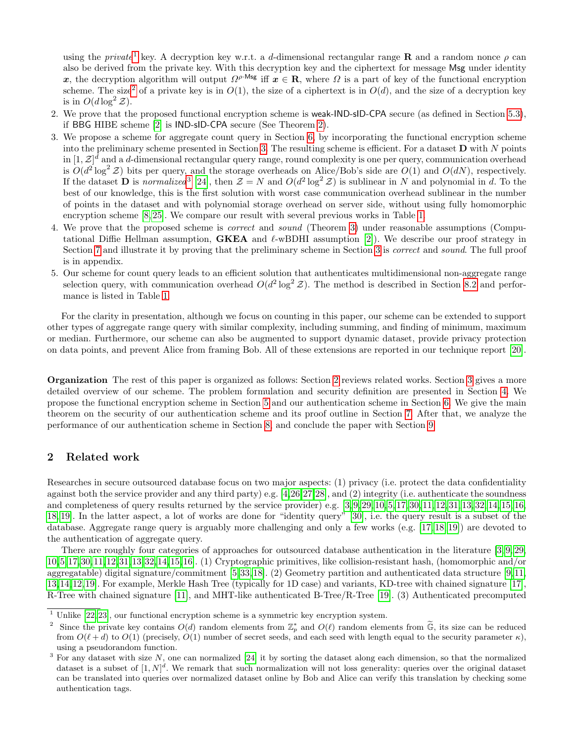using the *private*[1] key. A decryption key w.r.t. a $d$-dimensional rectangular range $\mathbf{R}$ and a random nonce $\rho$ can also be derived from the private key. With this decryption key and the ciphertext for message $\mathsf{Msg}$ under identity $\boldsymbol{x}$, the decryption algorithm will output $\Omega^{\rho \cdot \mathsf{Msg}}$ iff $\boldsymbol{x} \in \mathbf{R}$, where $\Omega$ is a part of key of the functional encryption scheme. The size[2] of a private key is in $O(1)$, the size of a ciphertext is in $O(d)$, and the size of a decryption key is in $O(d \log^2 \mathcal{Z})$.

2. We prove that the proposed functional encryption scheme is weak-IND-sID-CPA secure (as defined in Section 5.3), if BBG HIBE scheme [2] is IND-sID-CPA secure (See Theorem 2).
3. We propose a scheme for aggregate count query in Section 6, by incorporating the functional encryption scheme into the preliminary scheme presented in Section 3. The resulting scheme is efficient. For a dataset $\mathbf{D}$ with $N$ points in $[1, \mathcal{Z}]^d$ and a $d$-dimensional rectangular query range, round complexity is one per query, communication overhead is $O(d^2 \log^2 \mathcal{Z})$ bits per query, and the storage overheads on Alice/Bob's side are $O(1)$ and $O(dN)$, respectively. If the dataset $\mathbf{D}$ is *normalized*[3] [24], then $\mathcal{Z} = N$ and $O(d^2 \log^2 \mathcal{Z})$ is sublinear in $N$ and polynomial in $d$. To the best of our knowledge, this is the first solution with worst case communication overhead sublinear in the number of points in the dataset and with polynomial storage overhead on server side, without using fully homomorphic encryption scheme [8,25]. We compare our result with several previous works in Table 1.
4. We prove that the proposed scheme is *correct* and *sound* (Theorem 3) under reasonable assumptions (Computational Diffie Hellman assumption, **GKEA** and $\ell$-wBDHI assumption [2]). We describe our proof strategy in Section 7 and illustrate it by proving that the preliminary scheme in Section 3 is *correct* and *sound*. The full proof is in appendix.
5. Our scheme for count query leads to an efficient solution that authenticates multidimensional non-aggregate range selection query, with communication overhead $O(d^2 \log^2 \mathcal{Z})$. The method is described in Section 8.2 and performance is listed in Table 1.

For the clarity in presentation, although we focus on counting in this paper, our scheme can be extended to support other types of aggregate range query with similar complexity, including summing, and finding of minimum, maximum or median. Furthermore, our scheme can also be augmented to support dynamic dataset, provide privacy protection on data points, and prevent Alice from framing Bob. All of these extensions are reported in our technique report [20].

**Organization** The rest of this paper is organized as follows: Section 2 reviews related works. Section 3 gives a more detailed overview of our scheme. The problem formulation and security definition are presented in Section 4. We propose the functional encryption scheme in Section 5 and our authentication scheme in Section 6. We give the main theorem on the security of our authentication scheme and its proof outline in Section 7. After that, we analyze the performance of our authentication scheme in Section 8, and conclude the paper with Section 9.

## 2 Related work

Researches in secure outsourced database focus on two major aspects: (1) privacy (i.e. protect the data confidentiality against both the service provider and any third party) e.g. [4,26,27,28], and (2) integrity (i.e. authenticate the soundness and completeness of query results returned by the service provider) e.g. [3,9,29,10,5,17,30,11,12,31,13,32,14,15,16,18,19]. In the latter aspect, a lot of works are done for "identity query" [30], i.e. the query result is a subset of the database. Aggregate range query is arguably more challenging and only a few works (e.g. [17,18,19]) are devoted to the authentication of aggregate query.

There are roughly four categories of approaches for outsourced database authentication in the literature [3,9,29,10,5,17,30,11,12,31,13,32,14,15,16]. (1) Cryptographic primitives, like collision-resistant hash, (homomorphic and/or aggregatable) digital signature/commitment [5,33,18]. (2) Geometry partition and authenticated data structure [9,11,13,14,12,19]. For example, Merkle Hash Tree (typically for 1D case) and variants, KD-tree with chained signature [17], R-Tree with chained signature [11], and MHT-like authenticated B-Tree/R-Tree [19]. (3) Authenticated precomputed

[1] Unlike [22,23], our functional encryption scheme is a symmetric key encryption system.

[2] Since the private key contains $O(d)$ random elements from $\mathbb{Z}_p^*$ and $O(\ell)$ random elements from $\widetilde{\mathbb{G}}$, its size can be reduced from $O(\ell + d)$ to $O(1)$ (precisely, $O(1)$ number of secret seeds, and each seed with length equal to the security parameter $\kappa$), using a pseudorandom function.

[3] For any dataset with size $N$, one can normalized [24] it by sorting the dataset along each dimension, so that the normalized dataset is a subset of $[1, N]^d$. We remark that such normalization will not loss generality: queries over the original dataset can be translated into queries over normalized dataset online by Bob and Alice can verify this translation by checking some authentication tags.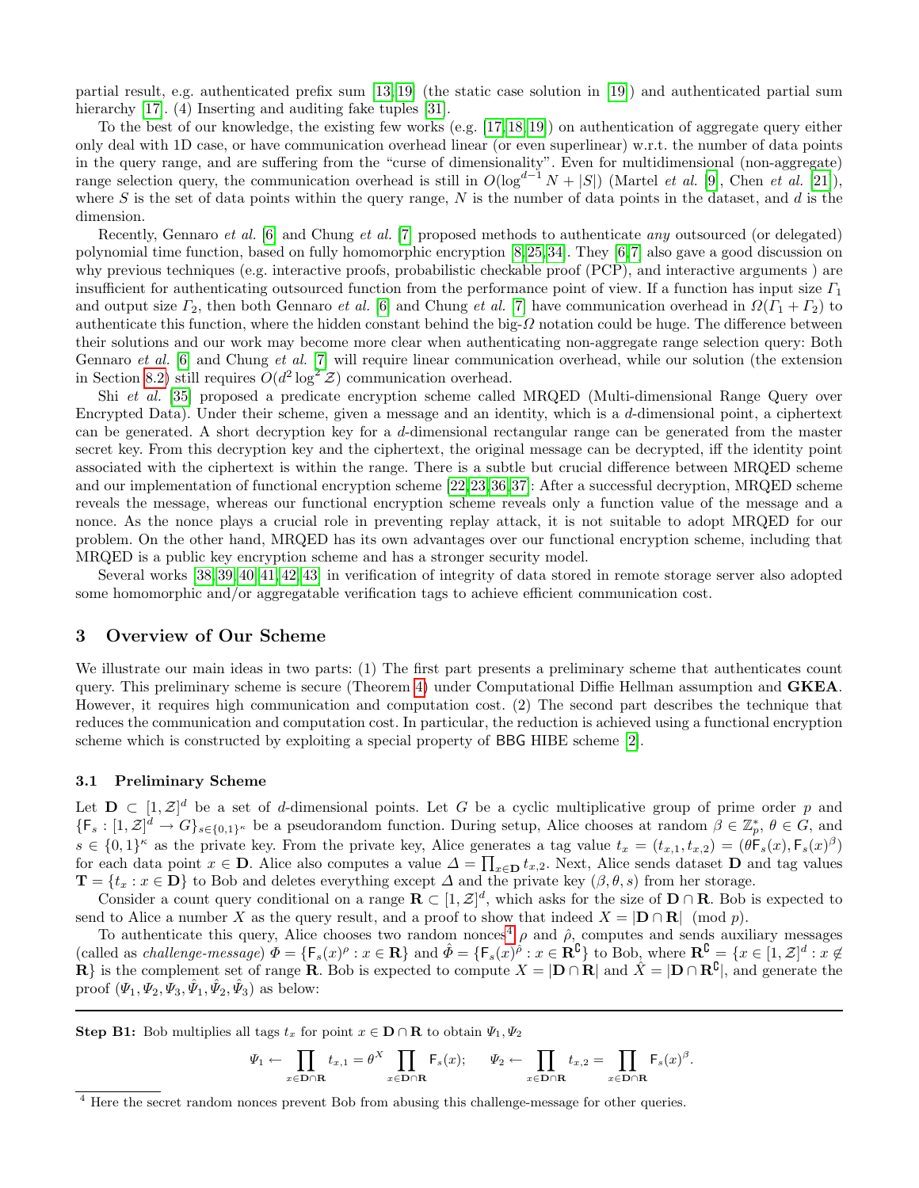partial result, e.g. authenticated prefix sum [13,19] (the static case solution in [19]) and authenticated partial sum hierarchy [17]. (4) Inserting and auditing fake tuples [31].

To the best of our knowledge, the existing few works (e.g. [17,18,19]) on authentication of aggregate query either only deal with 1D case, or have communication overhead linear (or even superlinear) w.r.t. the number of data points in the query range, and are suffering from the "curse of dimensionality". Even for multidimensional (non-aggregate) range selection query, the communication overhead is still in $O(\log^{d-1} N + |S|)$ (Martel *et al.* [9], Chen *et al.* [21]), where $S$ is the set of data points within the query range, $N$ is the number of data points in the dataset, and $d$ is the dimension.

Recently, Gennaro *et al.* [6] and Chung *et al.* [7] proposed methods to authenticate *any* outsourced (or delegated) polynomial time function, based on fully homomorphic encryption [8,25,34]. They [6,7] also gave a good discussion on why previous techniques (e.g. interactive proofs, probabilistic checkable proof (PCP), and interactive arguments ) are insufficient for authenticating outsourced function from the performance point of view. If a function has input size $\Gamma_1$ and output size $\Gamma_2$, then both Gennaro *et al.* [6] and Chung *et al.* [7] have communication overhead in $\Omega(\Gamma_1 + \Gamma_2)$ to authenticate this function, where the hidden constant behind the big-$\Omega$ notation could be huge. The difference between their solutions and our work may become more clear when authenticating non-aggregate range selection query: Both Gennaro *et al.* [6] and Chung *et al.* [7] will require linear communication overhead, while our solution (the extension in Section 8.2) still requires $O(d^2 \log^2 \mathcal{Z})$ communication overhead.

Shi *et al.* [35] proposed a predicate encryption scheme called MRQED (Multi-dimensional Range Query over Encrypted Data). Under their scheme, given a message and an identity, which is a $d$-dimensional point, a ciphertext can be generated. A short decryption key for a $d$-dimensional rectangular range can be generated from the master secret key. From this decryption key and the ciphertext, the original message can be decrypted, iff the identity point associated with the ciphertext is within the range. There is a subtle but crucial difference between MRQED scheme and our implementation of functional encryption scheme [22,23,36,37]: After a successful decryption, MRQED scheme reveals the message, whereas our functional encryption scheme reveals only a function value of the message and a nonce. As the nonce plays a crucial role in preventing replay attack, it is not suitable to adopt MRQED for our problem. On the other hand, MRQED has its own advantages over our functional encryption scheme, including that MRQED is a public key encryption scheme and has a stronger security model.

Several works [38,39,40,41,42,43] in verification of integrity of data stored in remote storage server also adopted some homomorphic and/or aggregatable verification tags to achieve efficient communication cost.

## 3 Overview of Our Scheme

We illustrate our main ideas in two parts: (1) The first part presents a preliminary scheme that authenticates count query. This preliminary scheme is secure (Theorem 4) under Computational Diffie Hellman assumption and **GKEA**. However, it requires high communication and computation cost. (2) The second part describes the technique that reduces the communication and computation cost. In particular, the reduction is achieved using a functional encryption scheme which is constructed by exploiting a special property of BBG HIBE scheme [2].

### 3.1 Preliminary Scheme

Let $\mathbf{D} \subset [1, \mathcal{Z}]^d$ be a set of $d$-dimensional points. Let $G$ be a cyclic multiplicative group of prime order $p$ and $\{\mathsf{F}_s : [1, \mathcal{Z}]^d \to G\}_{s \in \{0,1\}^\kappa}$ be a pseudorandom function. During setup, Alice chooses at random $\beta \in \mathbb{Z}_p^*$, $\theta \in G$, and $s \in \{0,1\}^\kappa$ as the private key. From the private key, Alice generates a tag value $t_x = (t_{x,1}, t_{x,2}) = (\theta \mathsf{F}_s(x), \mathsf{F}_s(x)^\beta)$ for each data point $x \in \mathbf{D}$. Alice also computes a value $\Delta = \prod_{x \in \mathbf{D}} t_{x,2}$. Next, Alice sends dataset $\mathbf{D}$ and tag values $\mathbf{T} = \{t_x : x \in \mathbf{D}\}$ to Bob and deletes everything except $\Delta$ and the private key $(\beta, \theta, s)$ from her storage.

Consider a count query conditional on a range $\mathbf{R} \subset [1, \mathcal{Z}]^d$, which asks for the size of $\mathbf{D} \cap \mathbf{R}$. Bob is expected to send to Alice a number $X$ as the query result, and a proof to show that indeed $X = |\mathbf{D} \cap \mathbf{R}| \pmod p$.

To authenticate this query, Alice chooses two random nonces[4] $\rho$ and $\hat{\rho}$, computes and sends auxiliary messages (called as *challenge-message*) $\Phi = \{\mathsf{F}_s(x)^\rho : x \in \mathbf{R}\}$ and $\hat{\Phi} = \{\mathsf{F}_s(x)^{\hat{\rho}} : x \in \mathbf{R}^\complement\}$ to Bob, where $\mathbf{R}^\complement = \{x \in [1, \mathcal{Z}]^d : x \notin \mathbf{R}\}$ is the complement set of range $\mathbf{R}$. Bob is expected to compute $X = |\mathbf{D} \cap \mathbf{R}|$ and $\hat{X} = |\mathbf{D} \cap \mathbf{R}^\complement|$, and generate the proof $(\Psi_1, \Psi_2, \Psi_3, \hat{\Psi}_1, \hat{\Psi}_2, \hat{\Psi}_3)$ as below:

---

**Step B1:** Bob multiplies all tags $t_x$ for point $x \in \mathbf{D} \cap \mathbf{R}$ to obtain $\Psi_1, \Psi_2$

$$\Psi_1 \leftarrow \prod_{x \in \mathbf{D} \cap \mathbf{R}} t_{x,1} = \theta^X \prod_{x \in \mathbf{D} \cap \mathbf{R}} \mathsf{F}_s(x); \qquad \Psi_2 \leftarrow \prod_{x \in \mathbf{D} \cap \mathbf{R}} t_{x,2} = \prod_{x \in \mathbf{D} \cap \mathbf{R}} \mathsf{F}_s(x)^\beta.$$

[4] Here the secret random nonces prevent Bob from abusing this challenge-message for other queries.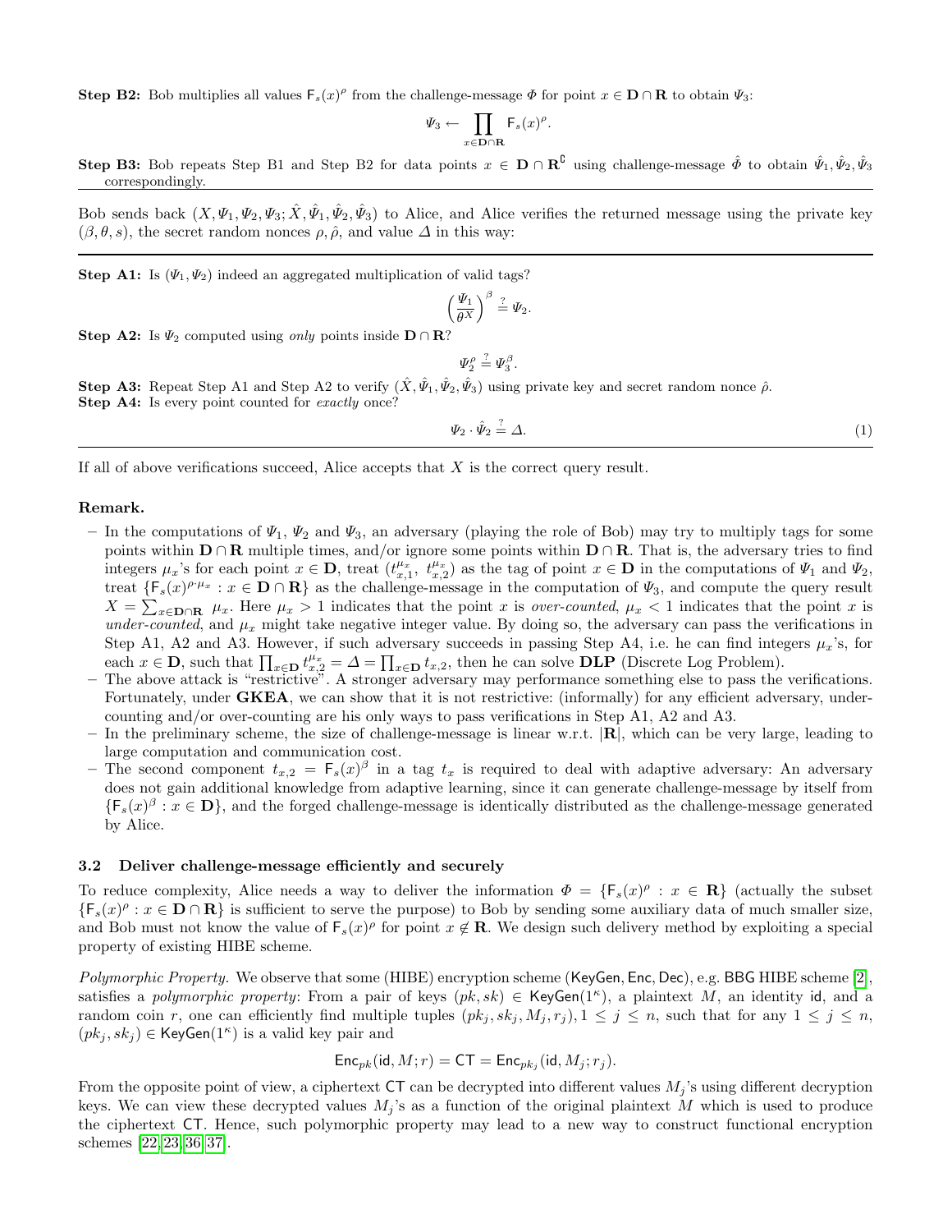**Step B2:** Bob multiplies all values $\mathsf{F}_s(x)^\rho$ from the challenge-message $\Phi$ for point $x \in \mathbf{D} \cap \mathbf{R}$ to obtain $\Psi_3$:

$$\Psi_3 \leftarrow \prod_{x \in \mathbf{D} \cap \mathbf{R}} \mathsf{F}_s(x)^\rho.$$

**Step B3:** Bob repeats Step B1 and Step B2 for data points $x \in \mathbf{D} \cap \mathbf{R}^{\complement}$ using challenge-message $\hat{\Phi}$ to obtain $\hat{\Psi}_1, \hat{\Psi}_2, \hat{\Psi}_3$ correspondingly.

---

Bob sends back $(X, \Psi_1, \Psi_2, \Psi_3; \hat{X}, \hat{\Psi}_1, \hat{\Psi}_2, \hat{\Psi}_3)$ to Alice, and Alice verifies the returned message using the private key $(\beta, \theta, s)$, the secret random nonces $\rho, \hat{\rho}$, and value $\Delta$ in this way:

---

**Step A1:** Is $(\Psi_1, \Psi_2)$ indeed an aggregated multiplication of valid tags?

$$\left(\frac{\Psi_1}{\theta^X}\right)^\beta \stackrel{?}{=} \Psi_2.$$

**Step A2:** Is $\Psi_2$ computed using *only* points inside $\mathbf{D} \cap \mathbf{R}$?

$$\Psi_2^\rho \stackrel{?}{=} \Psi_3^\beta.$$

**Step A3:** Repeat Step A1 and Step A2 to verify $(\hat{X}, \hat{\Psi}_1, \hat{\Psi}_2, \hat{\Psi}_3)$ using private key and secret random nonce $\hat{\rho}$.

**Step A4:** Is every point counted for *exactly* once?

$$\Psi_2 \cdot \hat{\Psi}_2 \stackrel{?}{=} \Delta. \tag{1}$$

---

If all of above verifications succeed, Alice accepts that $X$ is the correct query result.

**Remark.**

- In the computations of $\Psi_1$, $\Psi_2$ and $\Psi_3$, an adversary (playing the role of Bob) may try to multiply tags for some points within $\mathbf{D} \cap \mathbf{R}$ multiple times, and/or ignore some points within $\mathbf{D} \cap \mathbf{R}$. That is, the adversary tries to find integers $\mu_x$'s for each point $x \in \mathbf{D}$, treat $(t_{x,1}^{\mu_x},\ t_{x,2}^{\mu_x})$ as the tag of point $x \in \mathbf{D}$ in the computations of $\Psi_1$ and $\Psi_2$, treat $\{\mathsf{F}_s(x)^{\rho \cdot \mu_x} : x \in \mathbf{D} \cap \mathbf{R}\}$ as the challenge-message in the computation of $\Psi_3$, and compute the query result $X = \sum_{x \in \mathbf{D} \cap \mathbf{R}} \mu_x$. Here $\mu_x > 1$ indicates that the point $x$ is *over-counted*, $\mu_x < 1$ indicates that the point $x$ is *under-counted*, and $\mu_x$ might take negative integer value. By doing so, the adversary can pass the verifications in Step A1, A2 and A3. However, if such adversary succeeds in passing Step A4, i.e. he can find integers $\mu_x$'s, for each $x \in \mathbf{D}$, such that $\prod_{x \in \mathbf{D}} t_{x,2}^{\mu_x} = \Delta = \prod_{x \in \mathbf{D}} t_{x,2}$, then he can solve **DLP** (Discrete Log Problem).
- The above attack is "restrictive". A stronger adversary may performance something else to pass the verifications. Fortunately, under **GKEA**, we can show that it is not restrictive: (informally) for any efficient adversary, under-counting and/or over-counting are his only ways to pass verifications in Step A1, A2 and A3.
- In the preliminary scheme, the size of challenge-message is linear w.r.t. $|\mathbf{R}|$, which can be very large, leading to large computation and communication cost.
- The second component $t_{x,2} = \mathsf{F}_s(x)^\beta$ in a tag $t_x$ is required to deal with adaptive adversary: An adversary does not gain additional knowledge from adaptive learning, since it can generate challenge-message by itself from $\{\mathsf{F}_s(x)^\beta : x \in \mathbf{D}\}$, and the forged challenge-message is identically distributed as the challenge-message generated by Alice.

### 3.2 Deliver challenge-message efficiently and securely

To reduce complexity, Alice needs a way to deliver the information $\Phi = \{\mathsf{F}_s(x)^\rho : x \in \mathbf{R}\}$ (actually the subset $\{\mathsf{F}_s(x)^\rho : x \in \mathbf{D} \cap \mathbf{R}\}$ is sufficient to serve the purpose) to Bob by sending some auxiliary data of much smaller size, and Bob must not know the value of $\mathsf{F}_s(x)^\rho$ for point $x \notin \mathbf{R}$. We design such delivery method by exploiting a special property of existing HIBE scheme.

*Polymorphic Property.* We observe that some (HIBE) encryption scheme $(\mathsf{KeyGen}, \mathsf{Enc}, \mathsf{Dec})$, e.g. BBG HIBE scheme [2], satisfies a *polymorphic property*: From a pair of keys $(pk, sk) \in \mathsf{KeyGen}(1^\kappa)$, a plaintext $M$, an identity $\mathsf{id}$, and a random coin $r$, one can efficiently find multiple tuples $(pk_j, sk_j, M_j, r_j), 1 \leq j \leq n$, such that for any $1 \leq j \leq n$, $(pk_j, sk_j) \in \mathsf{KeyGen}(1^\kappa)$ is a valid key pair and

$$\mathsf{Enc}_{pk}(\mathsf{id}, M; r) = \mathsf{CT} = \mathsf{Enc}_{pk_j}(\mathsf{id}, M_j; r_j).$$

From the opposite point of view, a ciphertext $\mathsf{CT}$ can be decrypted into different values $M_j$'s using different decryption keys. We can view these decrypted values $M_j$'s as a function of the original plaintext $M$ which is used to produce the ciphertext $\mathsf{CT}$. Hence, such polymorphic property may lead to a new way to construct functional encryption schemes [22,23,36,37].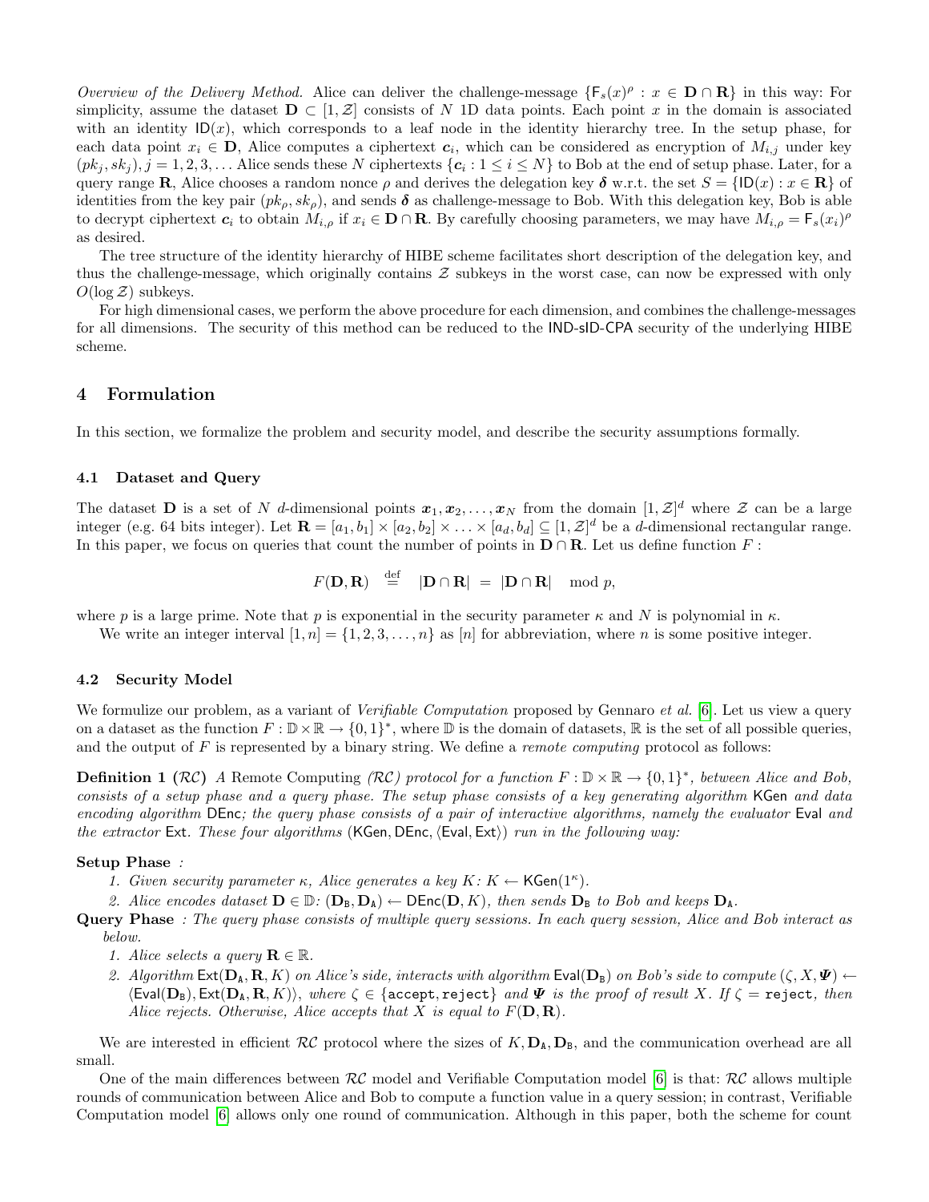*Overview of the Delivery Method.* Alice can deliver the challenge-message $\{\mathsf{F}_s(x)^\rho : x \in \mathbf{D} \cap \mathbf{R}\}$ in this way: For simplicity, assume the dataset $\mathbf{D} \subset [1, \mathcal{Z}]$ consists of $N$ 1D data points. Each point $x$ in the domain is associated with an identity $\mathsf{ID}(x)$, which corresponds to a leaf node in the identity hierarchy tree. In the setup phase, for each data point $x_i \in \mathbf{D}$, Alice computes a ciphertext $\boldsymbol{c}_i$, which can be considered as encryption of $M_{i,j}$ under key $(pk_j, sk_j), j = 1, 2, 3, \ldots$ Alice sends these $N$ ciphertexts $\{\boldsymbol{c}_i : 1 \leq i \leq N\}$ to Bob at the end of setup phase. Later, for a query range $\mathbf{R}$, Alice chooses a random nonce $\rho$ and derives the delegation key $\boldsymbol{\delta}$ w.r.t. the set $S = \{\mathsf{ID}(x) : x \in \mathbf{R}\}$ of identities from the key pair $(pk_\rho, sk_\rho)$, and sends $\boldsymbol{\delta}$ as challenge-message to Bob. With this delegation key, Bob is able to decrypt ciphertext $\boldsymbol{c}_i$ to obtain $M_{i,\rho}$ if $x_i \in \mathbf{D} \cap \mathbf{R}$. By carefully choosing parameters, we may have $M_{i,\rho} = \mathsf{F}_s(x_i)^\rho$ as desired.

The tree structure of the identity hierarchy of HIBE scheme facilitates short description of the delegation key, and thus the challenge-message, which originally contains $\mathcal{Z}$ subkeys in the worst case, can now be expressed with only $O(\log \mathcal{Z})$ subkeys.

For high dimensional cases, we perform the above procedure for each dimension, and combines the challenge-messages for all dimensions. The security of this method can be reduced to the IND-sID-CPA security of the underlying HIBE scheme.

# 4 Formulation

In this section, we formalize the problem and security model, and describe the security assumptions formally.

## 4.1 Dataset and Query

The dataset $\mathbf{D}$ is a set of $N$ $d$-dimensional points $\boldsymbol{x}_1, \boldsymbol{x}_2, \ldots, \boldsymbol{x}_N$ from the domain $[1, \mathcal{Z}]^d$ where $\mathcal{Z}$ can be a large integer (e.g. 64 bits integer). Let $\mathbf{R} = [a_1, b_1] \times [a_2, b_2] \times \ldots \times [a_d, b_d] \subseteq [1, \mathcal{Z}]^d$ be a $d$-dimensional rectangular range. In this paper, we focus on queries that count the number of points in $\mathbf{D} \cap \mathbf{R}$. Let us define function $F$ :

$$F(\mathbf{D}, \mathbf{R}) \overset{\text{def}}{=} |\mathbf{D} \cap \mathbf{R}| = |\mathbf{D} \cap \mathbf{R}| \mod p,$$

where $p$ is a large prime. Note that $p$ is exponential in the security parameter $\kappa$ and $N$ is polynomial in $\kappa$.

We write an integer interval $[1, n] = \{1, 2, 3, \ldots, n\}$ as $[n]$ for abbreviation, where $n$ is some positive integer.

## 4.2 Security Model

We formulize our problem, as a variant of *Verifiable Computation* proposed by Gennaro *et al.* [6]. Let us view a query on a dataset as the function $F : \mathbb{D} \times \mathbb{R} \to \{0, 1\}^*$, where $\mathbb{D}$ is the domain of datasets, $\mathbb{R}$ is the set of all possible queries, and the output of $F$ is represented by a binary string. We define a *remote computing* protocol as follows:

**Definition 1 ($\mathcal{RC}$)** *A* Remote Computing *($\mathcal{RC}$) protocol for a function $F : \mathbb{D} \times \mathbb{R} \to \{0, 1\}^*$, between Alice and Bob, consists of a setup phase and a query phase. The setup phase consists of a key generating algorithm* KGen *and data encoding algorithm* DEnc*; the query phase consists of a pair of interactive algorithms, namely the evaluator* Eval *and the extractor* Ext*. These four algorithms* (KGen, DEnc, ⟨Eval, Ext⟩) *run in the following way:*

**Setup Phase** *:*

1. *Given security parameter $\kappa$, Alice generates a key $K$: $K \leftarrow \mathsf{KGen}(1^\kappa)$.*
2. *Alice encodes dataset $\mathbf{D} \in \mathbb{D}$: $(\mathbf{D}_\mathtt{B}, \mathbf{D}_\mathtt{A}) \leftarrow \mathsf{DEnc}(\mathbf{D}, K)$, then sends $\mathbf{D}_\mathtt{B}$ to Bob and keeps $\mathbf{D}_\mathtt{A}$.*

**Query Phase** *: The query phase consists of multiple query sessions. In each query session, Alice and Bob interact as below.*

1. *Alice selects a query $\mathbf{R} \in \mathbb{R}$.*
2. *Algorithm $\mathsf{Ext}(\mathbf{D}_\mathtt{A}, \mathbf{R}, K)$ on Alice's side, interacts with algorithm $\mathsf{Eval}(\mathbf{D}_\mathtt{B})$ on Bob's side to compute $(\zeta, X, \boldsymbol{\Psi}) \leftarrow \langle \mathsf{Eval}(\mathbf{D}_\mathtt{B}), \mathsf{Ext}(\mathbf{D}_\mathtt{A}, \mathbf{R}, K)\rangle$, where $\zeta \in \{\mathtt{accept}, \mathtt{reject}\}$ and $\boldsymbol{\Psi}$ is the proof of result $X$. If $\zeta = \mathtt{reject}$, then Alice rejects. Otherwise, Alice accepts that $X$ is equal to $F(\mathbf{D}, \mathbf{R})$.*

We are interested in efficient $\mathcal{RC}$ protocol where the sizes of $K, \mathbf{D}_\mathtt{A}, \mathbf{D}_\mathtt{B}$, and the communication overhead are all small.

One of the main differences between $\mathcal{RC}$ model and Verifiable Computation model [6] is that: $\mathcal{RC}$ allows multiple rounds of communication between Alice and Bob to compute a function value in a query session; in contrast, Verifiable Computation model [6] allows only one round of communication. Although in this paper, both the scheme for count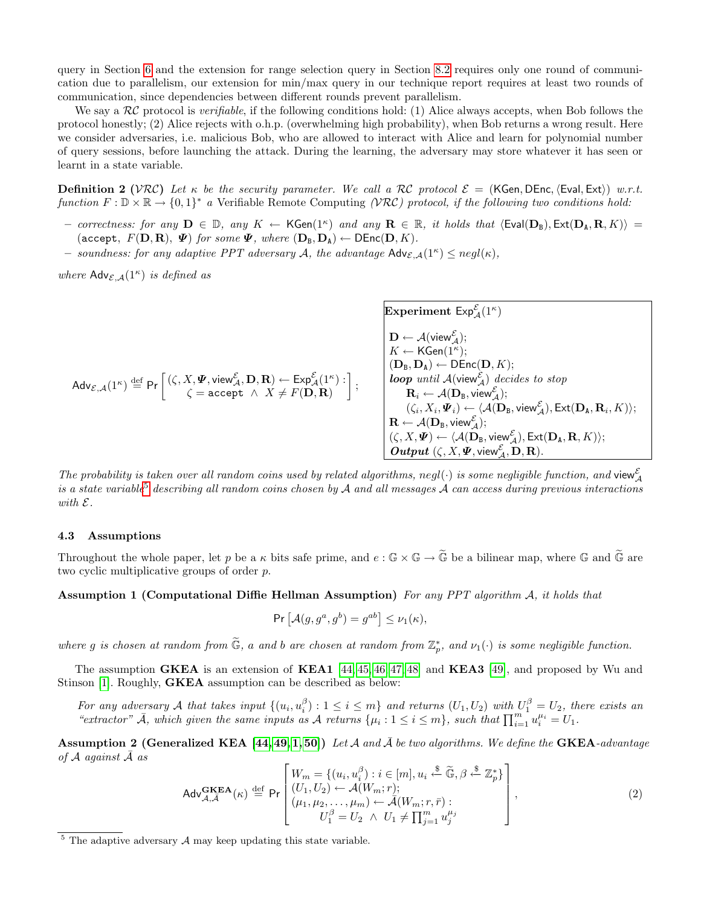query in Section 6 and the extension for range selection query in Section 8.2 requires only one round of communication due to parallelism, our extension for min/max query in our technique report requires at least two rounds of communication, since dependencies between different rounds prevent parallelism.

We say a $\mathcal{RC}$ protocol is *verifiable*, if the following conditions hold: (1) Alice always accepts, when Bob follows the protocol honestly; (2) Alice rejects with o.h.p. (overwhelming high probability), when Bob returns a wrong result. Here we consider adversaries, i.e. malicious Bob, who are allowed to interact with Alice and learn for polynomial number of query sessions, before launching the attack. During the learning, the adversary may store whatever it has seen or learnt in a state variable.

**Definition 2 ($\mathcal{VRC}$)** *Let $\kappa$ be the security parameter. We call a $\mathcal{RC}$ protocol $\mathcal{E} = (\mathsf{KGen}, \mathsf{DEnc}, \langle \mathsf{Eval}, \mathsf{Ext} \rangle)$ w.r.t. function $F : \mathbb{D} \times \mathbb{R} \to \{0,1\}^*$ a Verifiable Remote Computing ($\mathcal{VRC}$) protocol, if the following two conditions hold:*

- *correctness: for any $\mathbf{D} \in \mathbb{D}$, any $K \leftarrow \mathsf{KGen}(1^\kappa)$ and any $\mathbf{R} \in \mathbb{R}$, it holds that $\langle \mathsf{Eval}(\mathbf{D}_{\mathtt{B}}), \mathsf{Ext}(\mathbf{D}_{\mathtt{A}}, \mathbf{R}, K) \rangle = (\mathtt{accept},\ F(\mathbf{D}, \mathbf{R}),\ \boldsymbol{\Psi})$ for some $\boldsymbol{\Psi}$, where $(\mathbf{D}_{\mathtt{B}}, \mathbf{D}_{\mathtt{A}}) \leftarrow \mathsf{DEnc}(\mathbf{D}, K)$.*
- *soundness: for any adaptive PPT adversary $\mathcal{A}$, the advantage $\mathsf{Adv}_{\mathcal{E},\mathcal{A}}(1^\kappa) \leq negl(\kappa)$,*

*where $\mathsf{Adv}_{\mathcal{E},\mathcal{A}}(1^\kappa)$ is defined as*

$$\mathsf{Adv}_{\mathcal{E},\mathcal{A}}(1^\kappa) \stackrel{\text{def}}{=} \mathsf{Pr}\left[ \begin{array}{c} (\zeta, X, \boldsymbol{\Psi}, \mathsf{view}_{\mathcal{A}}^{\mathcal{E}}, \mathbf{D}, \mathbf{R}) \leftarrow \mathsf{Exp}_{\mathcal{A}}^{\mathcal{E}}(1^\kappa) : \\ \zeta = \mathtt{accept} \ \wedge \ X \neq F(\mathbf{D}, \mathbf{R}) \end{array} \right];$$

**Experiment** $\mathsf{Exp}_{\mathcal{A}}^{\mathcal{E}}(1^\kappa)$

$\mathbf{D} \leftarrow \mathcal{A}(\mathsf{view}_{\mathcal{A}}^{\mathcal{E}})$;
$K \leftarrow \mathsf{KGen}(1^\kappa)$;
$(\mathbf{D}_{\mathtt{B}}, \mathbf{D}_{\mathtt{A}}) \leftarrow \mathsf{DEnc}(\mathbf{D}, K)$;
***loop*** *until* $\mathcal{A}(\mathsf{view}_{\mathcal{A}}^{\mathcal{E}})$ *decides to stop*
  $\mathbf{R}_i \leftarrow \mathcal{A}(\mathbf{D}_{\mathtt{B}}, \mathsf{view}_{\mathcal{A}}^{\mathcal{E}})$;
  $(\zeta_i, X_i, \boldsymbol{\Psi}_i) \leftarrow \langle \mathcal{A}(\mathbf{D}_{\mathtt{B}}, \mathsf{view}_{\mathcal{A}}^{\mathcal{E}}), \mathsf{Ext}(\mathbf{D}_{\mathtt{A}}, \mathbf{R}_i, K) \rangle$;
$\mathbf{R} \leftarrow \mathcal{A}(\mathbf{D}_{\mathtt{B}}, \mathsf{view}_{\mathcal{A}}^{\mathcal{E}})$;
$(\zeta, X, \boldsymbol{\Psi}) \leftarrow \langle \mathcal{A}(\mathbf{D}_{\mathtt{B}}, \mathsf{view}_{\mathcal{A}}^{\mathcal{E}}), \mathsf{Ext}(\mathbf{D}_{\mathtt{A}}, \mathbf{R}, K) \rangle$;
***Output*** $(\zeta, X, \boldsymbol{\Psi}, \mathsf{view}_{\mathcal{A}}^{\mathcal{E}}, \mathbf{D}, \mathbf{R})$.

*The probability is taken over all random coins used by related algorithms, $negl(\cdot)$ is some negligible function, and $\mathsf{view}_{\mathcal{A}}^{\mathcal{E}}$ is a state variable[5] describing all random coins chosen by $\mathcal{A}$ and all messages $\mathcal{A}$ can access during previous interactions with $\mathcal{E}$.*

### 4.3 Assumptions

Throughout the whole paper, let $p$ be a $\kappa$ bits safe prime, and $e : \mathbb{G} \times \mathbb{G} \to \widetilde{\mathbb{G}}$ be a bilinear map, where $\mathbb{G}$ and $\widetilde{\mathbb{G}}$ are two cyclic multiplicative groups of order $p$.

**Assumption 1 (Computational Diffie Hellman Assumption)** *For any PPT algorithm $\mathcal{A}$, it holds that*

$$\mathsf{Pr}\left[\mathcal{A}(g, g^a, g^b) = g^{ab}\right] \leq \nu_1(\kappa),$$

*where $g$ is chosen at random from $\widetilde{\mathbb{G}}$, $a$ and $b$ are chosen at random from $\mathbb{Z}_p^*$, and $\nu_1(\cdot)$ is some negligible function.*

The assumption **GKEA** is an extension of **KEA1** [44,45,46,47,48] and **KEA3** [49], and proposed by Wu and Stinson [1]. Roughly, **GKEA** assumption can be described as below:

> *For any adversary $\mathcal{A}$ that takes input $\{(u_i, u_i^\beta) : 1 \leq i \leq m\}$ and returns $(U_1, U_2)$ with $U_1^\beta = U_2$, there exists an "extractor" $\bar{\mathcal{A}}$, which given the same inputs as $\mathcal{A}$ returns $\{\mu_i : 1 \leq i \leq m\}$, such that $\prod_{i=1}^m u_i^{\mu_i} = U_1$.*

**Assumption 2 (Generalized KEA [44,49,1,50])** *Let $\mathcal{A}$ and $\bar{\mathcal{A}}$ be two algorithms. We define the **GKEA**-advantage of $\mathcal{A}$ against $\bar{\mathcal{A}}$ as*

$$\mathsf{Adv}_{\mathcal{A},\bar{\mathcal{A}}}^{\mathbf{GKEA}}(\kappa) \stackrel{\text{def}}{=} \mathsf{Pr}\left[ \begin{array}{l} W_m = \{(u_i, u_i^\beta) : i \in [m], u_i \stackrel{\$}{\leftarrow} \widetilde{\mathbb{G}}, \beta \stackrel{\$}{\leftarrow} \mathbb{Z}_p^*\} \\ (U_1, U_2) \leftarrow \mathcal{A}(W_m; r); \\ (\mu_1, \mu_2, \ldots, \mu_m) \leftarrow \bar{\mathcal{A}}(W_m; r, \bar{r}) : \\ \qquad U_1^\beta = U_2 \ \wedge \ U_1 \neq \prod_{j=1}^m u_j^{\mu_j} \end{array} \right], \tag{2}$$

[5] The adaptive adversary $\mathcal{A}$ may keep updating this state variable.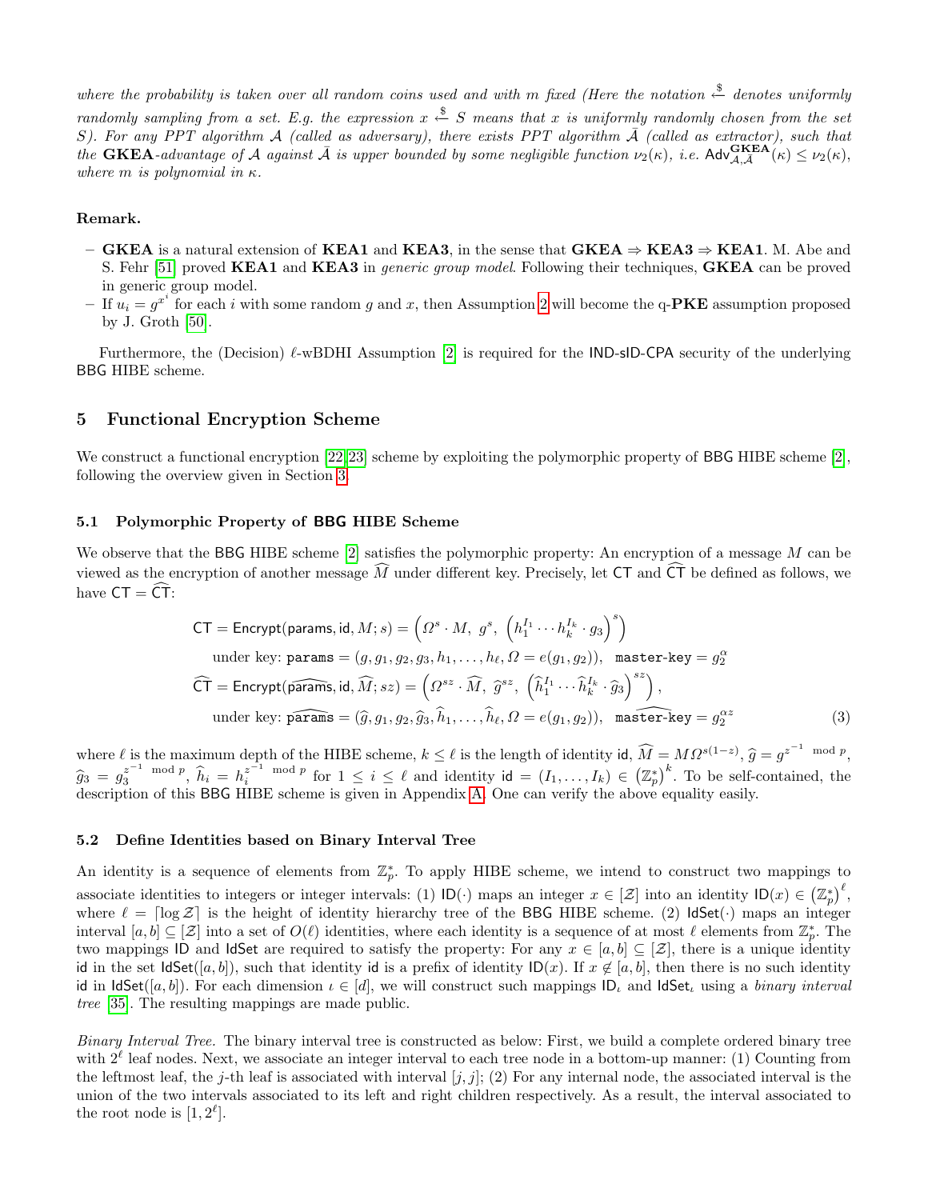*where the probability is taken over all random coins used and with $m$ fixed (Here the notation $\xleftarrow{\$}$ denotes uniformly randomly sampling from a set. E.g. the expression $x \xleftarrow{\$} S$ means that $x$ is uniformly randomly chosen from the set $S$). For any PPT algorithm $\mathcal{A}$ (called as adversary), there exists PPT algorithm $\bar{\mathcal{A}}$ (called as extractor), such that the* **GKEA***-advantage of $\mathcal{A}$ against $\bar{\mathcal{A}}$ is upper bounded by some negligible function $\nu_2(\kappa)$, i.e. $\mathsf{Adv}^{\mathbf{GKEA}}_{\mathcal{A},\bar{\mathcal{A}}}(\kappa) \leq \nu_2(\kappa)$, where $m$ is polynomial in $\kappa$.*

**Remark.**

- **GKEA** is a natural extension of **KEA1** and **KEA3**, in the sense that **GKEA** $\Rightarrow$ **KEA3** $\Rightarrow$ **KEA1**. M. Abe and S. Fehr [51] proved **KEA1** and **KEA3** in *generic group model*. Following their techniques, **GKEA** can be proved in generic group model.
- If $u_i = g^{x^i}$ for each $i$ with some random $g$ and $x$, then Assumption 2 will become the q-**PKE** assumption proposed by J. Groth [50].

Furthermore, the (Decision) $\ell$-wBDHI Assumption [2] is required for the IND-sID-CPA security of the underlying BBG HIBE scheme.

## 5 Functional Encryption Scheme

We construct a functional encryption [22,23] scheme by exploiting the polymorphic property of BBG HIBE scheme [2], following the overview given in Section 3.

### 5.1 Polymorphic Property of BBG HIBE Scheme

We observe that the BBG HIBE scheme [2] satisfies the polymorphic property: An encryption of a message $M$ can be viewed as the encryption of another message $\widehat{M}$ under different key. Precisely, let $\mathsf{CT}$ and $\widehat{\mathsf{CT}}$ be defined as follows, we have $\mathsf{CT} = \widehat{\mathsf{CT}}$:

$$
\begin{aligned}
\mathsf{CT} &= \mathsf{Encrypt}(\mathsf{params}, \mathsf{id}, M; s) = \left(\Omega^s \cdot M,\ g^s,\ \left(h_1^{I_1} \cdots h_k^{I_k} \cdot g_3\right)^s\right) \\
&\quad \text{under key: } \mathtt{params} = (g, g_1, g_2, g_3, h_1, \ldots, h_\ell, \Omega = e(g_1, g_2)),\ \ \mathtt{master\text{-}key} = g_2^\alpha \\
\widehat{\mathsf{CT}} &= \mathsf{Encrypt}(\widehat{\mathsf{params}}, \mathsf{id}, \widehat{M}; sz) = \left(\Omega^{sz} \cdot \widehat{M},\ \widehat{g}^{sz},\ \left(\widehat{h}_1^{I_1} \cdots \widehat{h}_k^{I_k} \cdot \widehat{g}_3\right)^{sz}\right), \\
&\quad \text{under key: } \widehat{\mathtt{params}} = (\widehat{g}, g_1, g_2, \widehat{g}_3, \widehat{h}_1, \ldots, \widehat{h}_\ell, \Omega = e(g_1, g_2)),\ \ \widehat{\mathtt{master\text{-}key}} = g_2^{\alpha z}
\end{aligned}
\tag{3}
$$

where $\ell$ is the maximum depth of the HIBE scheme, $k \leq \ell$ is the length of identity $\mathsf{id}$, $\widehat{M} = M\Omega^{s(1-z)}$, $\widehat{g} = g^{z^{-1} \bmod p}$, $\widehat{g}_3 = g_3^{z^{-1} \bmod p}$, $\widehat{h}_i = h_i^{z^{-1} \bmod p}$ for $1 \leq i \leq \ell$ and identity $\mathsf{id} = (I_1, \ldots, I_k) \in \left(\mathbb{Z}_p^*\right)^k$. To be self-contained, the description of this BBG HIBE scheme is given in Appendix A. One can verify the above equality easily.

### 5.2 Define Identities based on Binary Interval Tree

An identity is a sequence of elements from $\mathbb{Z}_p^*$. To apply HIBE scheme, we intend to construct two mappings to associate identities to integers or integer intervals: (1) $\mathsf{ID}(\cdot)$ maps an integer $x \in [\mathcal{Z}]$ into an identity $\mathsf{ID}(x) \in \left(\mathbb{Z}_p^*\right)^\ell$, where $\ell = \lceil \log \mathcal{Z} \rceil$ is the height of identity hierarchy tree of the BBG HIBE scheme. (2) $\mathsf{IdSet}(\cdot)$ maps an integer interval $[a, b] \subseteq [\mathcal{Z}]$ into a set of $O(\ell)$ identities, where each identity is a sequence of at most $\ell$ elements from $\mathbb{Z}_p^*$. The two mappings $\mathsf{ID}$ and $\mathsf{IdSet}$ are required to satisfy the property: For any $x \in [a, b] \subseteq [\mathcal{Z}]$, there is a unique identity $\mathsf{id}$ in the set $\mathsf{IdSet}([a, b])$, such that identity $\mathsf{id}$ is a prefix of identity $\mathsf{ID}(x)$. If $x \notin [a, b]$, then there is no such identity $\mathsf{id}$ in $\mathsf{IdSet}([a, b])$. For each dimension $\iota \in [d]$, we will construct such mappings $\mathsf{ID}_\iota$ and $\mathsf{IdSet}_\iota$ using a *binary interval tree* [35]. The resulting mappings are made public.

*Binary Interval Tree.* The binary interval tree is constructed as below: First, we build a complete ordered binary tree with $2^\ell$ leaf nodes. Next, we associate an integer interval to each tree node in a bottom-up manner: (1) Counting from the leftmost leaf, the $j$-th leaf is associated with interval $[j, j]$; (2) For any internal node, the associated interval is the union of the two intervals associated to its left and right children respectively. As a result, the interval associated to the root node is $[1, 2^\ell]$.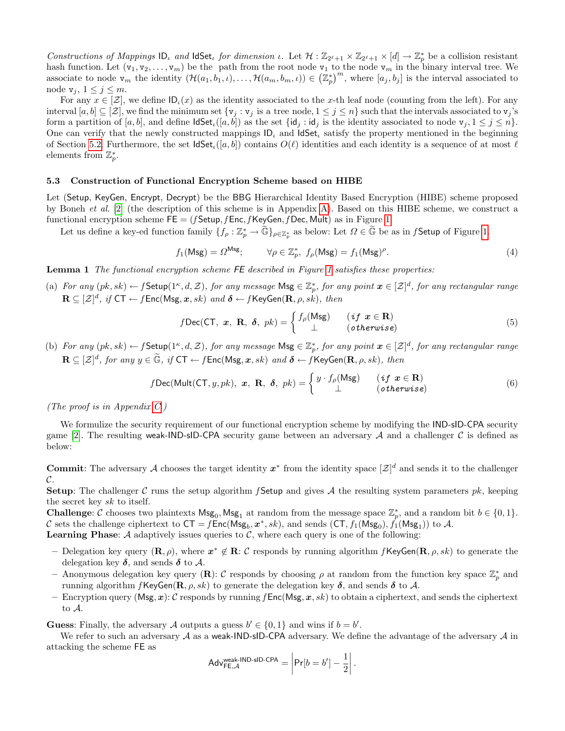*Constructions of Mappings* $\mathsf{ID}_\iota$ *and* $\mathsf{IdSet}_\iota$ *for dimension* $\iota$. Let $\mathcal{H} : \mathbb{Z}_{2^\ell+1} \times \mathbb{Z}_{2^\ell+1} \times [d] \to \mathbb{Z}_p^*$ be a collision resistant hash function. Let $(\mathtt{v}_1, \mathtt{v}_2, \ldots, \mathtt{v}_m)$ be the path from the root node $\mathtt{v}_1$ to the node $\mathtt{v}_m$ in the binary interval tree. We associate to node $\mathtt{v}_m$ the identity $(\mathcal{H}(a_1, b_1, \iota), \ldots, \mathcal{H}(a_m, b_m, \iota)) \in (\mathbb{Z}_p^*)^m$, where $[a_j, b_j]$ is the interval associated to node $\mathtt{v}_j$, $1 \le j \le m$.

For any $x \in [\mathcal{Z}]$, we define $\mathsf{ID}_\iota(x)$ as the identity associated to the $x$-th leaf node (counting from the left). For any interval $[a, b] \subseteq [\mathcal{Z}]$, we find the minimum set $\{\mathtt{v}_j : \mathtt{v}_j$ is a tree node, $1 \le j \le n\}$ such that the intervals associated to $\mathtt{v}_j$'s form a partition of $[a, b]$, and define $\mathsf{IdSet}_\iota([a, b])$ as the set $\{\mathsf{id}_j : \mathsf{id}_j$ is the identity associated to node $\mathtt{v}_j, 1 \le j \le n\}$. One can verify that the newly constructed mappings $\mathsf{ID}_\iota$ and $\mathsf{IdSet}_\iota$ satisfy the property mentioned in the beginning of Section 5.2. Furthermore, the set $\mathsf{IdSet}_\iota([a, b])$ contains $O(\ell)$ identities and each identity is a sequence of at most $\ell$ elements from $\mathbb{Z}_p^*$.

### 5.3 Construction of Functional Encryption Scheme based on HIBE

Let (Setup, KeyGen, Encrypt, Decrypt) be the BBG Hierarchical Identity Based Encryption (HIBE) scheme proposed by Boneh *et al.* [2] (the description of this scheme is in Appendix A). Based on this HIBE scheme, we construct a functional encryption scheme $\mathsf{FE} = (f\mathsf{Setup}, f\mathsf{Enc}, f\mathsf{KeyGen}, f\mathsf{Dec}, \mathsf{Mult})$ as in Figure 1.

Let us define a key-ed function family $\{f_\rho : \mathbb{Z}_p^* \to \widetilde{\mathbb{G}}\}_{\rho \in \mathbb{Z}_p^*}$ as below: Let $\Omega \in \widetilde{\mathbb{G}}$ be as in $f\mathsf{Setup}$ of Figure 1.

$$f_1(\mathsf{Msg}) = \Omega^{\mathsf{Msg}}; \qquad \forall \rho \in \mathbb{Z}_p^*,\ f_\rho(\mathsf{Msg}) = f_1(\mathsf{Msg})^\rho. \tag{4}$$

**Lemma 1** *The functional encryption scheme FE described in Figure 1 satisfies these properties:*

(a) *For any* $(pk, sk) \leftarrow f\mathsf{Setup}(1^\kappa, d, \mathcal{Z})$, *for any message* $\mathsf{Msg} \in \mathbb{Z}_p^*$, *for any point* $\boldsymbol{x} \in [\mathcal{Z}]^d$, *for any rectangular range* $\mathbf{R} \subseteq [\mathcal{Z}]^d$, *if* $\mathsf{CT} \leftarrow f\mathsf{Enc}(\mathsf{Msg}, \boldsymbol{x}, sk)$ *and* $\boldsymbol{\delta} \leftarrow f\mathsf{KeyGen}(\mathbf{R}, \rho, sk)$, *then*

$$f\mathsf{Dec}(\mathsf{CT},\ \boldsymbol{x},\ \mathbf{R},\ \boldsymbol{\delta},\ pk) = \begin{cases} f_\rho(\mathsf{Msg}) & (\textit{if } \boldsymbol{x} \in \mathbf{R}) \\ \perp & (\textit{otherwise}) \end{cases} \tag{5}$$

(b) *For any* $(pk, sk) \leftarrow f\mathsf{Setup}(1^\kappa, d, \mathcal{Z})$, *for any message* $\mathsf{Msg} \in \mathbb{Z}_p^*$, *for any point* $\boldsymbol{x} \in [\mathcal{Z}]^d$, *for any rectangular range* $\mathbf{R} \subseteq [\mathcal{Z}]^d$, *for any* $y \in \widetilde{\mathbb{G}}$, *if* $\mathsf{CT} \leftarrow f\mathsf{Enc}(\mathsf{Msg}, \boldsymbol{x}, sk)$ *and* $\boldsymbol{\delta} \leftarrow f\mathsf{KeyGen}(\mathbf{R}, \rho, sk)$, *then*

$$f\mathsf{Dec}(\mathsf{Mult}(\mathsf{CT}, y, pk),\ \boldsymbol{x},\ \mathbf{R},\ \boldsymbol{\delta},\ pk) = \begin{cases} y \cdot f_\rho(\mathsf{Msg}) & (\textit{if } \boldsymbol{x} \in \mathbf{R}) \\ \perp & (\textit{otherwise}) \end{cases} \tag{6}$$

*(The proof is in Appendix C.)*

We formulize the security requirement of our functional encryption scheme by modifying the IND-sID-CPA security game [2]. The resulting weak-IND-sID-CPA security game between an adversary $\mathcal{A}$ and a challenger $\mathcal{C}$ is defined as below:

**Commit**: The adversary $\mathcal{A}$ chooses the target identity $\boldsymbol{x}^*$ from the identity space $[\mathcal{Z}]^d$ and sends it to the challenger $\mathcal{C}$.
**Setup**: The challenger $\mathcal{C}$ runs the setup algorithm $f\mathsf{Setup}$ and gives $\mathcal{A}$ the resulting system parameters $pk$, keeping the secret key $sk$ to itself.
**Challenge**: $\mathcal{C}$ chooses two plaintexts $\mathsf{Msg}_0, \mathsf{Msg}_1$ at random from the message space $\mathbb{Z}_p^*$, and a random bit $b \in \{0, 1\}$. $\mathcal{C}$ sets the challenge ciphertext to $\mathsf{CT} = f\mathsf{Enc}(\mathsf{Msg}_b, \boldsymbol{x}^*, sk)$, and sends $(\mathsf{CT}, f_1(\mathsf{Msg}_0), f_1(\mathsf{Msg}_1))$ to $\mathcal{A}$.
**Learning Phase**: $\mathcal{A}$ adaptively issues queries to $\mathcal{C}$, where each query is one of the following:

- Delegation key query $(\mathbf{R}, \rho)$, where $\boldsymbol{x}^* \notin \mathbf{R}$: $\mathcal{C}$ responds by running algorithm $f\mathsf{KeyGen}(\mathbf{R}, \rho, sk)$ to generate the delegation key $\boldsymbol{\delta}$, and sends $\boldsymbol{\delta}$ to $\mathcal{A}$.
- Anonymous delegation key query $(\mathbf{R})$: $\mathcal{C}$ responds by choosing $\rho$ at random from the function key space $\mathbb{Z}_p^*$ and running algorithm $f\mathsf{KeyGen}(\mathbf{R}, \rho, sk)$ to generate the delegation key $\boldsymbol{\delta}$, and sends $\boldsymbol{\delta}$ to $\mathcal{A}$.
- Encryption query $(\mathsf{Msg}, \boldsymbol{x})$: $\mathcal{C}$ responds by running $f\mathsf{Enc}(\mathsf{Msg}, \boldsymbol{x}, sk)$ to obtain a ciphertext, and sends the ciphertext to $\mathcal{A}$.

**Guess**: Finally, the adversary $\mathcal{A}$ outputs a guess $b' \in \{0, 1\}$ and wins if $b = b'$.

We refer to such an adversary $\mathcal{A}$ as a weak-IND-sID-CPA adversary. We define the advantage of the adversary $\mathcal{A}$ in attacking the scheme FE as

$$\mathsf{Adv}^{\text{weak-IND-sID-CPA}}_{\mathsf{FE},\mathcal{A}} = \left| \Pr[b = b'] - \frac{1}{2} \right|.$$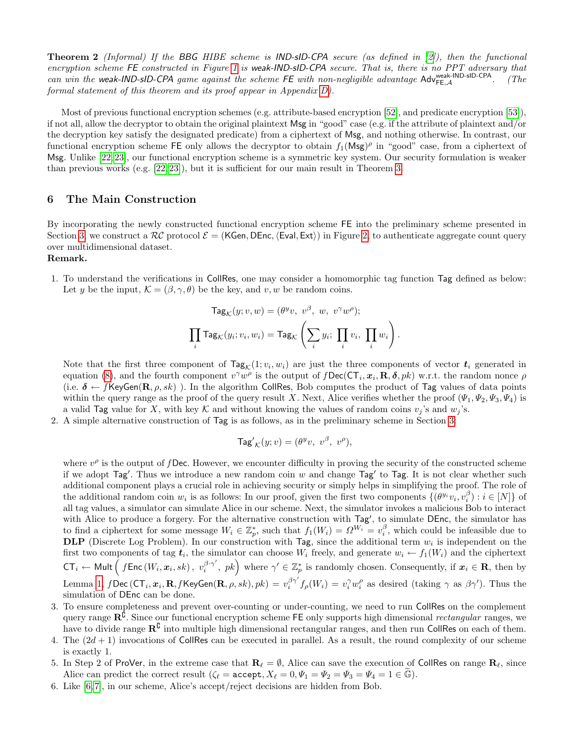**Theorem 2** *(Informal) If the BBG HIBE scheme is IND-sID-CPA secure (as defined in [2]), then the functional encryption scheme* FE *constructed in Figure 1 is weak-IND-sID-CPA secure. That is, there is no PPT adversary that can win the weak-IND-sID-CPA game against the scheme* FE *with non-negligible advantage* $\mathsf{Adv}^{\text{weak-IND-sID-CPA}}_{\mathsf{FE},\mathcal{A}}$*. (The formal statement of this theorem and its proof appear in Appendix D).*

Most of previous functional encryption schemes (e.g. attribute-based encryption [52], and predicate encryption [53]), if not all, allow the decryptor to obtain the original plaintext Msg in "good" case (e.g. if the attribute of plaintext and/or the decryption key satisfy the designated predicate) from a ciphertext of Msg, and nothing otherwise. In contrast, our functional encryption scheme FE only allows the decryptor to obtain $f_1(\mathsf{Msg})^\rho$ in "good" case, from a ciphertext of Msg. Unlike [22,23], our functional encryption scheme is a symmetric key system. Our security formulation is weaker than previous works (e.g. [22,23]), but it is sufficient for our main result in Theorem 3.

## 6 The Main Construction

By incorporating the newly constructed functional encryption scheme FE into the preliminary scheme presented in Section 3, we construct a $\mathcal{RC}$ protocol $\mathcal{E} = (\mathsf{KGen}, \mathsf{DEnc}, \langle \mathsf{Eval}, \mathsf{Ext} \rangle)$ in Figure 2, to authenticate aggregate count query over multidimensional dataset.

**Remark.**

1. To understand the verifications in CollRes, one may consider a homomorphic tag function Tag defined as below: Let $y$ be the input, $\mathcal{K} = (\beta, \gamma, \theta)$ be the key, and $v, w$ be random coins.
$$\mathsf{Tag}_{\mathcal{K}}(y; v, w) = (\theta^y v,\ v^\beta,\ w,\ v^\gamma w^\rho);$$
$$\prod_i \mathsf{Tag}_{\mathcal{K}}(y_i; v_i, w_i) = \mathsf{Tag}_{\mathcal{K}}\left(\sum_i y_i;\ \prod_i v_i,\ \prod_i w_i\right).$$
Note that the first three component of $\mathsf{Tag}_{\mathcal{K}}(1; v_i, w_i)$ are just the three components of vector $\boldsymbol{t}_i$ generated in equation (8), and the fourth component $v^\gamma w^\rho$ is the output of $f\mathsf{Dec}(\mathsf{CT}_i, \boldsymbol{x}_i, \mathbf{R}, \boldsymbol{\delta}, pk)$ w.r.t. the random nonce $\rho$ (i.e. $\boldsymbol{\delta} \leftarrow f\mathsf{KeyGen}(\mathbf{R}, \rho, sk)$ ). In the algorithm CollRes, Bob computes the product of Tag values of data points within the query range as the proof of the query result $X$. Next, Alice verifies whether the proof $(\Psi_1, \Psi_2, \Psi_3, \Psi_4)$ is a valid Tag value for $X$, with key $\mathcal{K}$ and without knowing the values of random coins $v_j$'s and $w_j$'s.
2. A simple alternative construction of Tag is as follows, as in the preliminary scheme in Section 3:
$$\mathsf{Tag'}_{\mathcal{K}}(y; v) = (\theta^y v,\ v^\beta,\ v^\rho),$$
where $v^\rho$ is the output of $f\mathsf{Dec}$. However, we encounter difficulty in proving the security of the constructed scheme if we adopt $\mathsf{Tag'}$. Thus we introduce a new random coin $w$ and change $\mathsf{Tag'}$ to Tag. It is not clear whether such additional component plays a crucial role in achieving security or simply helps in simplifying the proof. The role of the additional random coin $w_i$ is as follows: In our proof, given the first two components $\{(\theta^{y_i} v_i, v_i^\beta) : i \in [N]\}$ of all tag values, a simulator can simulate Alice in our scheme. Next, the simulator invokes a malicious Bob to interact with Alice to produce a forgery. For the alternative construction with $\mathsf{Tag'}$, to simulate DEnc, the simulator has to find a ciphertext for some message $W_i \in \mathbb{Z}_p^*$, such that $f_1(W_i) = \Omega^{W_i} = v_i^\beta$, which could be infeasible due to **DLP** (Discrete Log Problem). In our construction with Tag, since the additional term $w_i$ is independent on the first two components of tag $\boldsymbol{t}_i$, the simulator can choose $W_i$ freely, and generate $w_i \leftarrow f_1(W_i)$ and the ciphertext $\mathsf{CT}_i \leftarrow \mathsf{Mult}\left( f\mathsf{Enc}\left(W_i, \boldsymbol{x}_i, sk\right),\ v_i^{\beta \cdot \gamma'},\ pk \right)$ where $\gamma' \in \mathbb{Z}_p^*$ is randomly chosen. Consequently, if $\boldsymbol{x}_i \in \mathbf{R}$, then by Lemma 1, $f\mathsf{Dec}\left(\mathsf{CT}_i, \boldsymbol{x}_i, \mathbf{R}, f\mathsf{KeyGen}(\mathbf{R}, \rho, sk), pk\right) = v_i^{\beta\gamma'} f_\rho(W_i) = v_i^\gamma w_i^\rho$ as desired (taking $\gamma$ as $\beta\gamma'$). Thus the simulation of DEnc can be done.
3. To ensure completeness and prevent over-counting or under-counting, we need to run CollRes on the complement query range $\mathbf{R}^\complement$. Since our functional encryption scheme FE only supports high dimensional *rectangular* ranges, we have to divide range $\mathbf{R}^\complement$ into multiple high dimensional rectangular ranges, and then run CollRes on each of them.
4. The $(2d + 1)$ invocations of CollRes can be executed in parallel. As a result, the round complexity of our scheme is exactly 1.
5. In Step 2 of ProVer, in the extreme case that $\mathbf{R}_\ell = \emptyset$, Alice can save the execution of CollRes on range $\mathbf{R}_\ell$, since Alice can predict the correct result ($\zeta_\ell = \mathsf{accept}, X_\ell = 0, \Psi_1 = \Psi_2 = \Psi_3 = \Psi_4 = 1 \in \widetilde{\mathbb{G}}$).
6. Like [6,7], in our scheme, Alice's accept/reject decisions are hidden from Bob.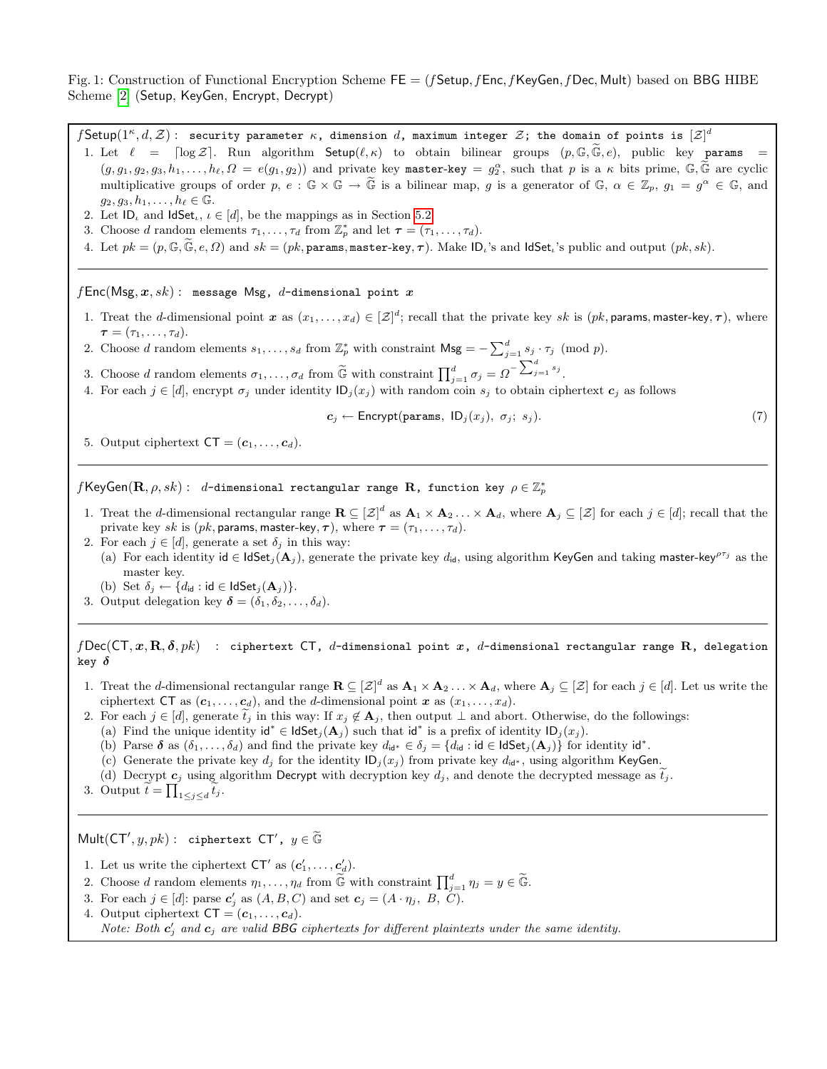Fig. 1: Construction of Functional Encryption Scheme FE = ($f$Setup, $f$Enc, $f$KeyGen, $f$Dec, Mult) based on BBG HIBE Scheme [2] (Setup, KeyGen, Encrypt, Decrypt)

---

$f$Setup$(1^\kappa, d, \mathcal{Z})$ : `security parameter` $\kappa$, `dimension` $d$, `maximum integer` $\mathcal{Z}$; `the domain of points is` $[\mathcal{Z}]^d$

1. Let $\ell = \lceil \log \mathcal{Z} \rceil$. Run algorithm Setup$(\ell, \kappa)$ to obtain bilinear groups $(p, \mathbb{G}, \widetilde{\mathbb{G}}, e)$, public key params $= (g, g_1, g_2, g_3, h_1, \ldots, h_\ell, \Omega = e(g_1, g_2))$ and private key master-key $= g_2^\alpha$, such that $p$ is a $\kappa$ bits prime, $\mathbb{G}, \widetilde{\mathbb{G}}$ are cyclic multiplicative groups of order $p$, $e : \mathbb{G} \times \mathbb{G} \to \widetilde{\mathbb{G}}$ is a bilinear map, $g$ is a generator of $\mathbb{G}$, $\alpha \in \mathbb{Z}_p$, $g_1 = g^\alpha \in \mathbb{G}$, and $g_2, g_3, h_1, \ldots, h_\ell \in \mathbb{G}$.
2. Let $\mathsf{ID}_\iota$ and $\mathsf{IdSet}_\iota$, $\iota \in [d]$, be the mappings as in Section 5.2.
3. Choose $d$ random elements $\tau_1, \ldots, \tau_d$ from $\mathbb{Z}_p^*$ and let $\boldsymbol{\tau} = (\tau_1, \ldots, \tau_d)$.
4. Let $pk = (p, \mathbb{G}, \widetilde{\mathbb{G}}, e, \Omega)$ and $sk = (pk, \texttt{params}, \texttt{master-key}, \boldsymbol{\tau})$. Make $\mathsf{ID}_\iota$'s and $\mathsf{IdSet}_\iota$'s public and output $(pk, sk)$.

---

$f$Enc$(\mathsf{Msg}, \boldsymbol{x}, sk)$ : `message Msg,` $d$`-dimensional point` $\boldsymbol{x}$

1. Treat the $d$-dimensional point $\boldsymbol{x}$ as $(x_1, \ldots, x_d) \in [\mathcal{Z}]^d$; recall that the private key $sk$ is $(pk, \mathsf{params}, \mathsf{master\text{-}key}, \boldsymbol{\tau})$, where $\boldsymbol{\tau} = (\tau_1, \ldots, \tau_d)$.
2. Choose $d$ random elements $s_1, \ldots, s_d$ from $\mathbb{Z}_p^*$ with constraint $\mathsf{Msg} = -\sum_{j=1}^d s_j \cdot \tau_j \pmod p$.
3. Choose $d$ random elements $\sigma_1, \ldots, \sigma_d$ from $\widetilde{\mathbb{G}}$ with constraint $\prod_{j=1}^d \sigma_j = \Omega^{-\sum_{j=1}^d s_j}$.
4. For each $j \in [d]$, encrypt $\sigma_j$ under identity $\mathsf{ID}_j(x_j)$ with random coin $s_j$ to obtain ciphertext $\boldsymbol{c}_j$ as follows
$$\boldsymbol{c}_j \leftarrow \mathsf{Encrypt}(\texttt{params},\ \mathsf{ID}_j(x_j),\ \sigma_j;\ s_j). \tag{7}$$
5. Output ciphertext $\mathsf{CT} = (\boldsymbol{c}_1, \ldots, \boldsymbol{c}_d)$.

---

$f$KeyGen$(\mathbf{R}, \rho, sk)$ : $d$`-dimensional rectangular range` $\mathbf{R}$`, function key` $\rho \in \mathbb{Z}_p^*$

1. Treat the $d$-dimensional rectangular range $\mathbf{R} \subseteq [\mathcal{Z}]^d$ as $\mathbf{A}_1 \times \mathbf{A}_2 \ldots \times \mathbf{A}_d$, where $\mathbf{A}_j \subseteq [\mathcal{Z}]$ for each $j \in [d]$; recall that the private key $sk$ is $(pk, \mathsf{params}, \mathsf{master\text{-}key}, \boldsymbol{\tau})$, where $\boldsymbol{\tau} = (\tau_1, \ldots, \tau_d)$.
2. For each $j \in [d]$, generate a set $\delta_j$ in this way:
   (a) For each identity $\mathsf{id} \in \mathsf{IdSet}_j(\mathbf{A}_j)$, generate the private key $d_{\mathsf{id}}$, using algorithm KeyGen and taking $\texttt{master-key}^{\rho\tau_j}$ as the master key.
   (b) Set $\delta_j \leftarrow \{d_{\mathsf{id}} : \mathsf{id} \in \mathsf{IdSet}_j(\mathbf{A}_j)\}$.
3. Output delegation key $\boldsymbol{\delta} = (\delta_1, \delta_2, \ldots, \delta_d)$.

---

$f$Dec$(\mathsf{CT}, \boldsymbol{x}, \mathbf{R}, \boldsymbol{\delta}, pk)$ : `ciphertext CT,` $d$`-dimensional point` $\boldsymbol{x}$`,` $d$`-dimensional rectangular range` $\mathbf{R}$`, delegation key` $\boldsymbol{\delta}$

1. Treat the $d$-dimensional rectangular range $\mathbf{R} \subseteq [\mathcal{Z}]^d$ as $\mathbf{A}_1 \times \mathbf{A}_2 \ldots \times \mathbf{A}_d$, where $\mathbf{A}_j \subseteq [\mathcal{Z}]$ for each $j \in [d]$. Let us write the ciphertext $\mathsf{CT}$ as $(\boldsymbol{c}_1, \ldots, \boldsymbol{c}_d)$, and the $d$-dimensional point $\boldsymbol{x}$ as $(x_1, \ldots, x_d)$.
2. For each $j \in [d]$, generate $\widetilde{t}_j$ in this way: If $x_j \notin \mathbf{A}_j$, then output $\perp$ and abort. Otherwise, do the followings:
   (a) Find the unique identity $\mathsf{id}^* \in \mathsf{IdSet}_j(\mathbf{A}_j)$ such that $\mathsf{id}^*$ is a prefix of identity $\mathsf{ID}_j(x_j)$.
   (b) Parse $\boldsymbol{\delta}$ as $(\delta_1, \ldots, \delta_d)$ and find the private key $d_{\mathsf{id}^*} \in \delta_j = \{d_{\mathsf{id}} : \mathsf{id} \in \mathsf{IdSet}_j(\mathbf{A}_j)\}$ for identity $\mathsf{id}^*$.
   (c) Generate the private key $d_j$ for the identity $\mathsf{ID}_j(x_j)$ from private key $d_{\mathsf{id}^*}$, using algorithm KeyGen.
   (d) Decrypt $\boldsymbol{c}_j$ using algorithm Decrypt with decryption key $d_j$, and denote the decrypted message as $\widetilde{t}_j$.
3. Output $\widetilde{t} = \prod_{1 \le j \le d} \widetilde{t}_j$.

---

Mult$(\mathsf{CT}', y, pk)$ : `ciphertext CT',` $y \in \widetilde{\mathbb{G}}$

1. Let us write the ciphertext $\mathsf{CT}'$ as $(\boldsymbol{c}'_1, \ldots, \boldsymbol{c}'_d)$.
2. Choose $d$ random elements $\eta_1, \ldots, \eta_d$ from $\widetilde{\mathbb{G}}$ with constraint $\prod_{j=1}^d \eta_j = y \in \widetilde{\mathbb{G}}$.
3. For each $j \in [d]$: parse $\boldsymbol{c}'_j$ as $(A, B, C)$ and set $\boldsymbol{c}_j = (A \cdot \eta_j,\ B,\ C)$.
4. Output ciphertext $\mathsf{CT} = (\boldsymbol{c}_1, \ldots, \boldsymbol{c}_d)$.
   *Note: Both $\boldsymbol{c}'_j$ and $\boldsymbol{c}_j$ are valid BBG ciphertexts for different plaintexts under the same identity.*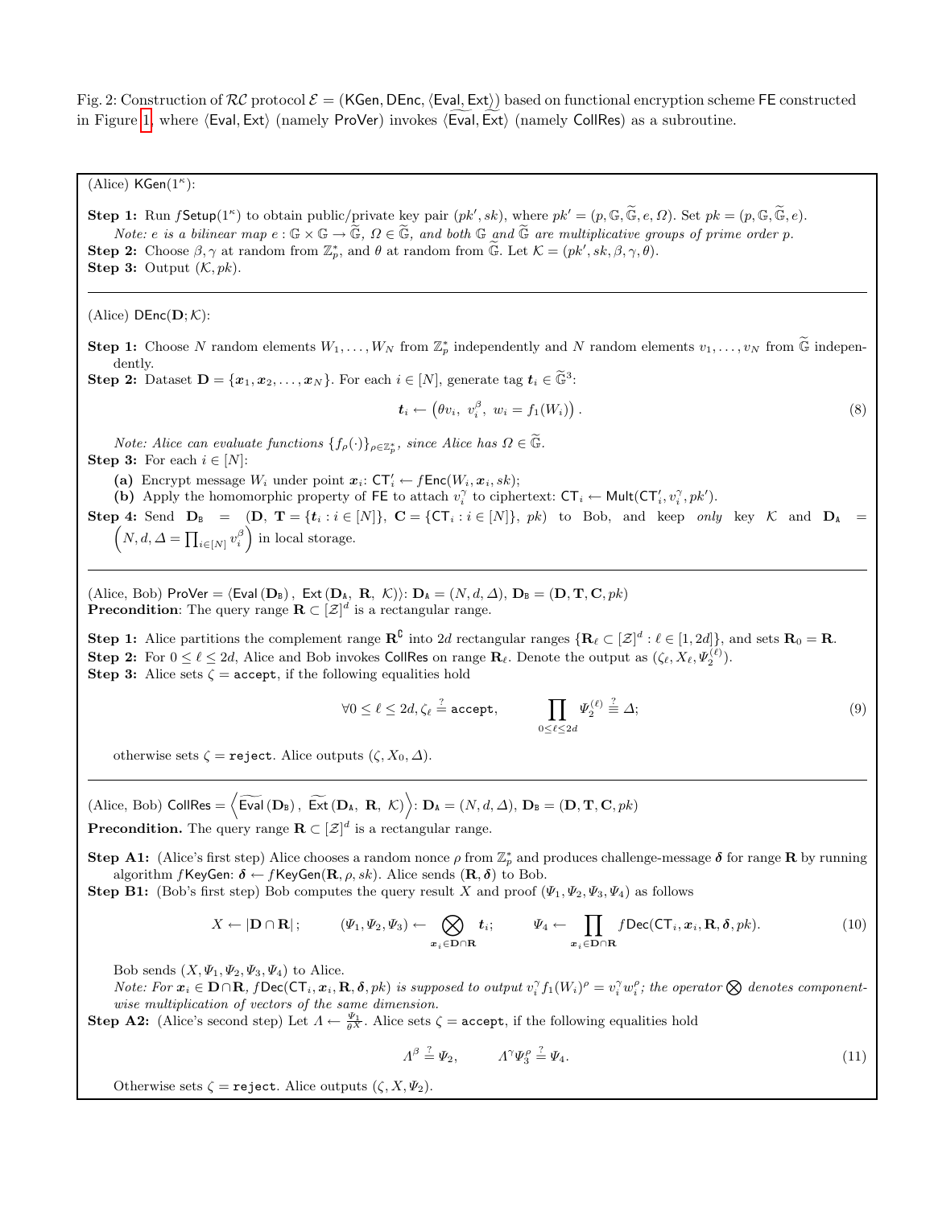Fig. 2: Construction of $\mathcal{RC}$ protocol $\mathcal{E} = (\mathsf{KGen}, \mathsf{DEnc}, \langle \mathsf{Eval}, \mathsf{Ext} \rangle)$ based on functional encryption scheme $\mathsf{FE}$ constructed in Figure 1, where $\langle \mathsf{Eval}, \mathsf{Ext} \rangle$ (namely $\mathsf{ProVer}$) invokes $\langle \widetilde{\mathsf{Eval}, \mathsf{Ext}} \rangle$ (namely $\mathsf{CollRes}$) as a subroutine.

---

(Alice) $\mathsf{KGen}(1^\kappa)$:

**Step 1:** Run $f\mathsf{Setup}(1^\kappa)$ to obtain public/private key pair $(pk', sk)$, where $pk' = (p, \mathbb{G}, \widetilde{\mathbb{G}}, e, \Omega)$. Set $pk = (p, \mathbb{G}, \widetilde{\mathbb{G}}, e)$.
*Note: $e$ is a bilinear map $e : \mathbb{G} \times \mathbb{G} \to \widetilde{\mathbb{G}}$, $\Omega \in \widetilde{\mathbb{G}}$, and both $\mathbb{G}$ and $\widetilde{\mathbb{G}}$ are multiplicative groups of prime order $p$.*

**Step 2:** Choose $\beta, \gamma$ at random from $\mathbb{Z}_p^*$, and $\theta$ at random from $\widetilde{\mathbb{G}}$. Let $\mathcal{K} = (pk', sk, \beta, \gamma, \theta)$.

**Step 3:** Output $(\mathcal{K}, pk)$.

---

(Alice) $\mathsf{DEnc}(\mathbf{D}; \mathcal{K})$:

**Step 1:** Choose $N$ random elements $W_1, \ldots, W_N$ from $\mathbb{Z}_p^*$ independently and $N$ random elements $v_1, \ldots, v_N$ from $\widetilde{\mathbb{G}}$ independently.

**Step 2:** Dataset $\mathbf{D} = \{\boldsymbol{x}_1, \boldsymbol{x}_2, \ldots, \boldsymbol{x}_N\}$. For each $i \in [N]$, generate tag $\boldsymbol{t}_i \in \widetilde{\mathbb{G}}^3$:

$$\boldsymbol{t}_i \leftarrow \left(\theta v_i,\ v_i^\beta,\ w_i = f_1(W_i)\right). \tag{8}$$

*Note: Alice can evaluate functions $\{f_\rho(\cdot)\}_{\rho \in \mathbb{Z}_p^*}$, since Alice has $\Omega \in \widetilde{\mathbb{G}}$.*

**Step 3:** For each $i \in [N]$:

**(a)** Encrypt message $W_i$ under point $\boldsymbol{x}_i$: $\mathsf{CT}'_i \leftarrow f\mathsf{Enc}(W_i, \boldsymbol{x}_i, sk)$;

**(b)** Apply the homomorphic property of $\mathsf{FE}$ to attach $v_i^\gamma$ to ciphertext: $\mathsf{CT}_i \leftarrow \mathsf{Mult}(\mathsf{CT}'_i, v_i^\gamma, pk')$.

**Step 4:** Send $\mathbf{D}_{\mathtt{B}} = (\mathbf{D},\ \mathbf{T} = \{\boldsymbol{t}_i : i \in [N]\},\ \mathbf{C} = \{\mathsf{CT}_i : i \in [N]\},\ pk)$ to Bob, and keep *only* key $\mathcal{K}$ and $\mathbf{D}_{\mathtt{A}} = \left(N, d, \Delta = \prod_{i \in [N]} v_i^\beta\right)$ in local storage.

---

(Alice, Bob) $\mathsf{ProVer} = \langle \mathsf{Eval}(\mathbf{D}_{\mathtt{B}}),\ \mathsf{Ext}(\mathbf{D}_{\mathtt{A}},\ \mathbf{R},\ \mathcal{K}) \rangle$: $\mathbf{D}_{\mathtt{A}} = (N, d, \Delta)$, $\mathbf{D}_{\mathtt{B}} = (\mathbf{D}, \mathbf{T}, \mathbf{C}, pk)$

**Precondition**: The query range $\mathbf{R} \subset [\mathcal{Z}]^d$ is a rectangular range.

**Step 1:** Alice partitions the complement range $\mathbf{R}^{\complement}$ into $2d$ rectangular ranges $\{\mathbf{R}_\ell \subset [\mathcal{Z}]^d : \ell \in [1, 2d]\}$, and sets $\mathbf{R}_0 = \mathbf{R}$.

**Step 2:** For $0 \le \ell \le 2d$, Alice and Bob invokes $\mathsf{CollRes}$ on range $\mathbf{R}_\ell$. Denote the output as $(\zeta_\ell, X_\ell, \Psi_2^{(\ell)})$.

**Step 3:** Alice sets $\zeta = \mathtt{accept}$, if the following equalities hold

$$\forall 0 \le \ell \le 2d, \zeta_\ell \stackrel{?}{=} \mathtt{accept}, \qquad \prod_{0 \le \ell \le 2d} \Psi_2^{(\ell)} \stackrel{?}{\equiv} \Delta; \tag{9}$$

otherwise sets $\zeta = \mathtt{reject}$. Alice outputs $(\zeta, X_0, \Delta)$.

---

(Alice, Bob) $\mathsf{CollRes} = \left\langle \widetilde{\mathsf{Eval}}(\mathbf{D}_{\mathtt{B}}),\ \widetilde{\mathsf{Ext}}(\mathbf{D}_{\mathtt{A}},\ \mathbf{R},\ \mathcal{K}) \right\rangle$: $\mathbf{D}_{\mathtt{A}} = (N, d, \Delta)$, $\mathbf{D}_{\mathtt{B}} = (\mathbf{D}, \mathbf{T}, \mathbf{C}, pk)$

**Precondition.** The query range $\mathbf{R} \subset [\mathcal{Z}]^d$ is a rectangular range.

**Step A1:** (Alice's first step) Alice chooses a random nonce $\rho$ from $\mathbb{Z}_p^*$ and produces challenge-message $\boldsymbol{\delta}$ for range $\mathbf{R}$ by running algorithm $f\mathsf{KeyGen}$: $\boldsymbol{\delta} \leftarrow f\mathsf{KeyGen}(\mathbf{R}, \rho, sk)$. Alice sends $(\mathbf{R}, \boldsymbol{\delta})$ to Bob.

**Step B1:** (Bob's first step) Bob computes the query result $X$ and proof $(\Psi_1, \Psi_2, \Psi_3, \Psi_4)$ as follows

$$X \leftarrow |\mathbf{D} \cap \mathbf{R}|; \qquad (\Psi_1, \Psi_2, \Psi_3) \leftarrow \bigotimes_{\boldsymbol{x}_i \in \mathbf{D} \cap \mathbf{R}} \boldsymbol{t}_i; \qquad \Psi_4 \leftarrow \prod_{\boldsymbol{x}_i \in \mathbf{D} \cap \mathbf{R}} f\mathsf{Dec}(\mathsf{CT}_i, \boldsymbol{x}_i, \mathbf{R}, \boldsymbol{\delta}, pk). \tag{10}$$

Bob sends $(X, \Psi_1, \Psi_2, \Psi_3, \Psi_4)$ to Alice.
*Note: For $\boldsymbol{x}_i \in \mathbf{D} \cap \mathbf{R}$, $f\mathsf{Dec}(\mathsf{CT}_i, \boldsymbol{x}_i, \mathbf{R}, \boldsymbol{\delta}, pk)$ is supposed to output $v_i^\gamma f_1(W_i)^\rho = v_i^\gamma w_i^\rho$; the operator $\bigotimes$ denotes component-wise multiplication of vectors of the same dimension.*

**Step A2:** (Alice's second step) Let $\Lambda \leftarrow \frac{\Psi_1}{\theta^X}$. Alice sets $\zeta = \mathtt{accept}$, if the following equalities hold

$$\Lambda^\beta \stackrel{?}{=} \Psi_2, \qquad \Lambda^\gamma \Psi_3^\rho \stackrel{?}{=} \Psi_4. \tag{11}$$

Otherwise sets $\zeta = \mathtt{reject}$. Alice outputs $(\zeta, X, \Psi_2)$.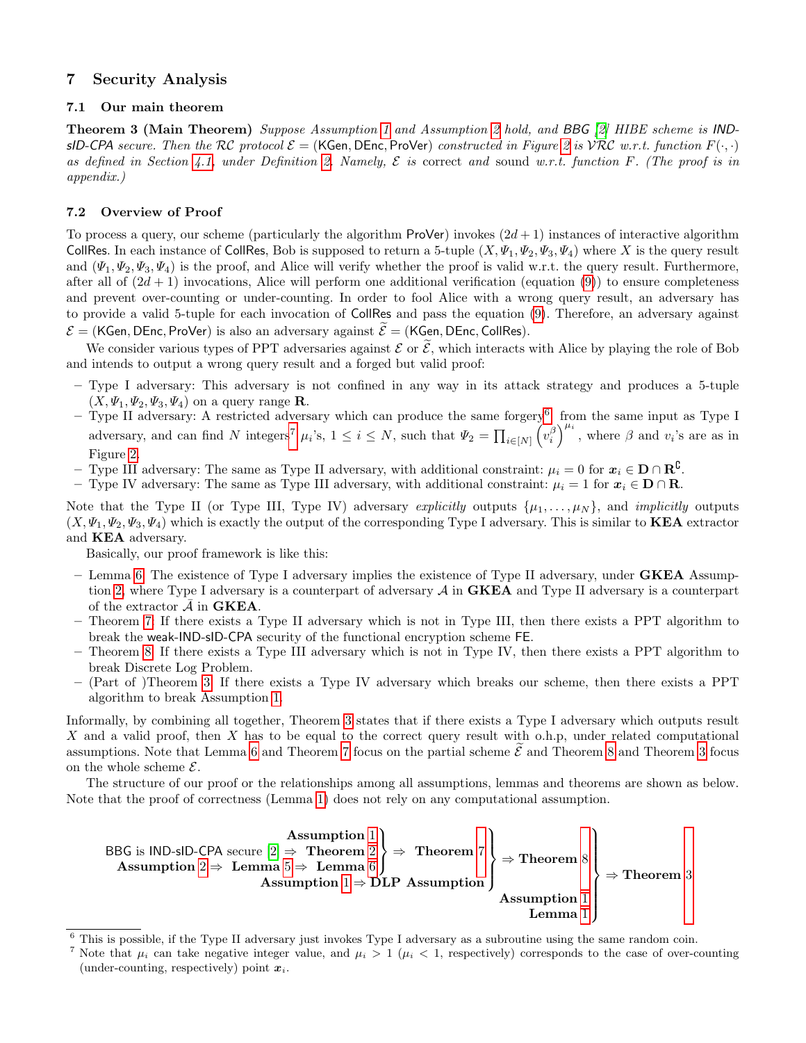## 7 Security Analysis

### 7.1 Our main theorem

**Theorem 3 (Main Theorem)** *Suppose Assumption 1 and Assumption 2 hold, and BBG [2] HIBE scheme is IND-sID-CPA secure. Then the $\mathcal{RC}$ protocol $\mathcal{E} = (\mathsf{KGen}, \mathsf{DEnc}, \mathsf{ProVer})$ constructed in Figure 2 is $\mathcal{VRC}$ w.r.t. function $F(\cdot,\cdot)$ as defined in Section 4.1, under Definition 2. Namely, $\mathcal{E}$ is* correct *and* sound *w.r.t. function $F$. (The proof is in appendix.)*

### 7.2 Overview of Proof

To process a query, our scheme (particularly the algorithm ProVer) invokes $(2d+1)$ instances of interactive algorithm CollRes. In each instance of CollRes, Bob is supposed to return a 5-tuple $(X, \Psi_1, \Psi_2, \Psi_3, \Psi_4)$ where $X$ is the query result and $(\Psi_1, \Psi_2, \Psi_3, \Psi_4)$ is the proof, and Alice will verify whether the proof is valid w.r.t. the query result. Furthermore, after all of $(2d+1)$ invocations, Alice will perform one additional verification (equation (9)) to ensure completeness and prevent over-counting or under-counting. In order to fool Alice with a wrong query result, an adversary has to provide a valid 5-tuple for each invocation of CollRes and pass the equation (9). Therefore, an adversary against $\mathcal{E} = (\mathsf{KGen}, \mathsf{DEnc}, \mathsf{ProVer})$ is also an adversary against $\widetilde{\mathcal{E}} = (\mathsf{KGen}, \mathsf{DEnc}, \mathsf{CollRes})$.

We consider various types of PPT adversaries against $\mathcal{E}$ or $\widetilde{\mathcal{E}}$, which interacts with Alice by playing the role of Bob and intends to output a wrong query result and a forged but valid proof:

- Type I adversary: This adversary is not confined in any way in its attack strategy and produces a 5-tuple $(X, \Psi_1, \Psi_2, \Psi_3, \Psi_4)$ on a query range $\mathbf{R}$.
- Type II adversary: A restricted adversary which can produce the same forgery[6] from the same input as Type I adversary, and can find $N$ integers[7] $\mu_i$'s, $1 \le i \le N$, such that $\Psi_2 = \prod_{i\in[N]} \left(v_i^{\beta}\right)^{\mu_i}$, where $\beta$ and $v_i$'s are as in Figure 2.
- Type III adversary: The same as Type II adversary, with additional constraint: $\mu_i = 0$ for $\boldsymbol{x}_i \in \mathbf{D} \cap \mathbf{R}^{\complement}$.
- Type IV adversary: The same as Type III adversary, with additional constraint: $\mu_i = 1$ for $\boldsymbol{x}_i \in \mathbf{D} \cap \mathbf{R}$.

Note that the Type II (or Type III, Type IV) adversary *explicitly* outputs $\{\mu_1, \ldots, \mu_N\}$, and *implicitly* outputs $(X, \Psi_1, \Psi_2, \Psi_3, \Psi_4)$ which is exactly the output of the corresponding Type I adversary. This is similar to **KEA** extractor and **KEA** adversary.

Basically, our proof framework is like this:

- Lemma 6: The existence of Type I adversary implies the existence of Type II adversary, under **GKEA** Assumption 2, where Type I adversary is a counterpart of adversary $\mathcal{A}$ in **GKEA** and Type II adversary is a counterpart of the extractor $\bar{\mathcal{A}}$ in **GKEA**.
- Theorem 7: If there exists a Type II adversary which is not in Type III, then there exists a PPT algorithm to break the weak-IND-sID-CPA security of the functional encryption scheme FE.
- Theorem 8: If there exists a Type III adversary which is not in Type IV, then there exists a PPT algorithm to break Discrete Log Problem.
- (Part of )Theorem 3: If there exists a Type IV adversary which breaks our scheme, then there exists a PPT algorithm to break Assumption 1.

Informally, by combining all together, Theorem 3 states that if there exists a Type I adversary which outputs result $X$ and a valid proof, then $X$ has to be equal to the correct query result with o.h.p, under related computational assumptions. Note that Lemma 6 and Theorem 7 focus on the partial scheme $\widetilde{\mathcal{E}}$ and Theorem 8 and Theorem 3 focus on the whole scheme $\mathcal{E}$.

The structure of our proof or the relationships among all assumptions, lemmas and theorems are shown as below. Note that the proof of correctness (Lemma 1) does not rely on any computational assumption.

$$
\left.\begin{array}{r}
\left.\begin{array}{r}
\left.\begin{array}{r}
\textbf{Assumption } 1 \\
\text{BBG is IND-sID-CPA secure [2]} \Rightarrow \textbf{ Theorem } 2 \\
\textbf{Assumption } 2 \Rightarrow \textbf{ Lemma } 5 \Rightarrow \textbf{ Lemma } 6
\end{array}\right\} \Rightarrow \textbf{ Theorem } 7 \\
\textbf{Assumption } 1 \Rightarrow \textbf{DLP Assumption}
\end{array}\right\} \Rightarrow \textbf{Theorem } 8 \\
\textbf{Assumption } 1 \\
\textbf{Lemma } 1
\end{array}\right\} \Rightarrow \textbf{Theorem } 3
$$

[6] This is possible, if the Type II adversary just invokes Type I adversary as a subroutine using the same random coin.

[7] Note that $\mu_i$ can take negative integer value, and $\mu_i > 1$ ($\mu_i < 1$, respectively) corresponds to the case of over-counting (under-counting, respectively) point $\boldsymbol{x}_i$.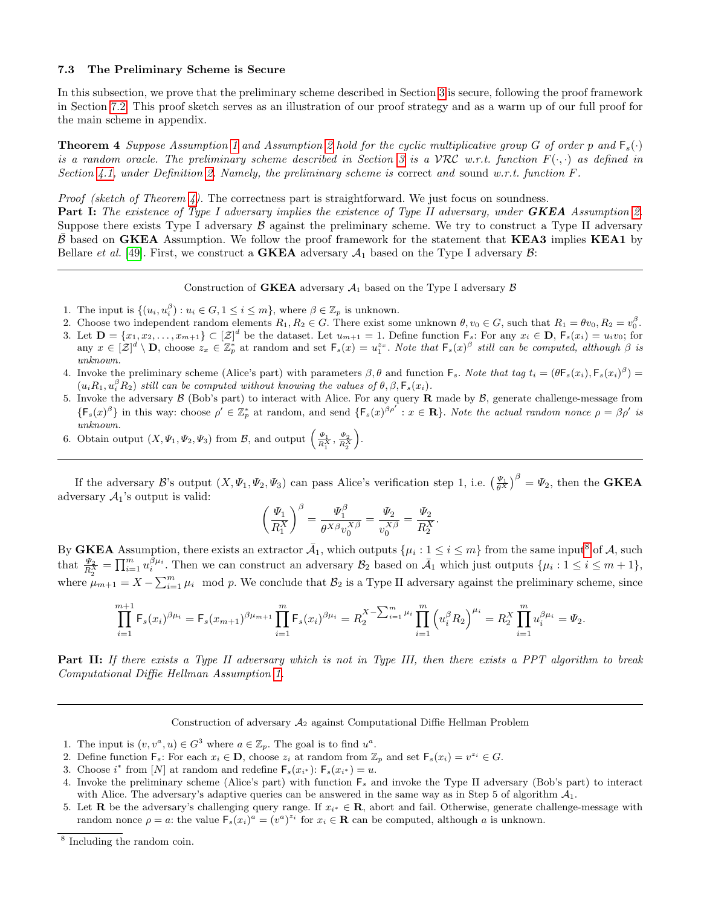### 7.3 The Preliminary Scheme is Secure

In this subsection, we prove that the preliminary scheme described in Section 3 is secure, following the proof framework in Section 7.2. This proof sketch serves as an illustration of our proof strategy and as a warm up of our full proof for the main scheme in appendix.

**Theorem 4** *Suppose Assumption 1 and Assumption 2 hold for the cyclic multiplicative group $G$ of order $p$ and $\mathsf{F}_s(\cdot)$ is a random oracle. The preliminary scheme described in Section 3 is a $\mathcal{VRC}$ w.r.t. function $F(\cdot,\cdot)$ as defined in Section 4.1, under Definition 2. Namely, the preliminary scheme is* correct *and* sound *w.r.t. function $F$.*

*Proof (sketch of Theorem 4).* The correctness part is straightforward. We just focus on soundness.
**Part I:** *The existence of Type I adversary implies the existence of Type II adversary, under* ***GKEA*** *Assumption 2.* Suppose there exists Type I adversary $\mathcal{B}$ against the preliminary scheme. We try to construct a Type II adversary $\bar{\mathcal{B}}$ based on **GKEA** Assumption. We follow the proof framework for the statement that **KEA3** implies **KEA1** by Bellare *et al.* [49]. First, we construct a **GKEA** adversary $\mathcal{A}_1$ based on the Type I adversary $\mathcal{B}$:

---

Construction of **GKEA** adversary $\mathcal{A}_1$ based on the Type I adversary $\mathcal{B}$

1. The input is $\{(u_i, u_i^\beta) : u_i \in G, 1 \le i \le m\}$, where $\beta \in \mathbb{Z}_p$ is unknown.
2. Choose two independent random elements $R_1, R_2 \in G$. There exist some unknown $\theta, v_0 \in G$, such that $R_1 = \theta v_0, R_2 = v_0^\beta$.
3. Let $\mathbf{D} = \{x_1, x_2, \ldots, x_{m+1}\} \subset [\mathcal{Z}]^d$ be the dataset. Let $u_{m+1} = 1$. Define function $\mathsf{F}_s$: For any $x_i \in \mathbf{D}$, $\mathsf{F}_s(x_i) = u_i v_0$; for any $x \in [\mathcal{Z}]^d \setminus \mathbf{D}$, choose $z_x \in \mathbb{Z}_p^*$ at random and set $\mathsf{F}_s(x) = u_1^{z_x}$. *Note that $\mathsf{F}_s(x)^\beta$ still can be computed, although $\beta$ is unknown.*
4. Invoke the preliminary scheme (Alice's part) with parameters $\beta, \theta$ and function $\mathsf{F}_s$. *Note that tag $t_i = (\theta \mathsf{F}_s(x_i), \mathsf{F}_s(x_i)^\beta) = (u_i R_1, u_i^\beta R_2)$ still can be computed without knowing the values of $\theta, \beta, \mathsf{F}_s(x_i)$.*
5. Invoke the adversary $\mathcal{B}$ (Bob's part) to interact with Alice. For any query $\mathbf{R}$ made by $\mathcal{B}$, generate challenge-message from $\{\mathsf{F}_s(x)^\beta\}$ in this way: choose $\rho' \in \mathbb{Z}_p^*$ at random, and send $\{\mathsf{F}_s(x)^{\beta\rho'} : x \in \mathbf{R}\}$. *Note the actual random nonce $\rho = \beta\rho'$ is unknown.*
6. Obtain output $(X, \Psi_1, \Psi_2, \Psi_3)$ from $\mathcal{B}$, and output $\left(\frac{\Psi_1}{R_1^X}, \frac{\Psi_2}{R_2^X}\right)$.

---

If the adversary $\mathcal{B}$'s output $(X, \Psi_1, \Psi_2, \Psi_3)$ can pass Alice's verification step 1, i.e. $\left(\frac{\Psi_1}{\theta^X}\right)^\beta = \Psi_2$, then the **GKEA** adversary $\mathcal{A}_1$'s output is valid:

$$\left(\frac{\Psi_1}{R_1^X}\right)^\beta = \frac{\Psi_1^\beta}{\theta^{X\beta} v_0^{X\beta}} = \frac{\Psi_2}{v_0^{X\beta}} = \frac{\Psi_2}{R_2^X}.$$

By **GKEA** Assumption, there exists an extractor $\bar{\mathcal{A}}_1$, which outputs $\{\mu_i : 1 \le i \le m\}$ from the same input[8] of $\mathcal{A}$, such that $\frac{\Psi_2}{R_2^X} = \prod_{i=1}^m u_i^{\beta\mu_i}$. Then we can construct an adversary $\mathcal{B}_2$ based on $\bar{\mathcal{A}}_1$ which just outputs $\{\mu_i : 1 \le i \le m+1\}$, where $\mu_{m+1} = X - \sum_{i=1}^m \mu_i \mod p$. We conclude that $\mathcal{B}_2$ is a Type II adversary against the preliminary scheme, since

$$\prod_{i=1}^{m+1} \mathsf{F}_s(x_i)^{\beta\mu_i} = \mathsf{F}_s(x_{m+1})^{\beta\mu_{m+1}} \prod_{i=1}^m \mathsf{F}_s(x_i)^{\beta\mu_i} = R_2^{X - \sum_{i=1}^m \mu_i} \prod_{i=1}^m \left(u_i^\beta R_2\right)^{\mu_i} = R_2^X \prod_{i=1}^m u_i^{\beta\mu_i} = \Psi_2.$$

**Part II:** *If there exists a Type II adversary which is not in Type III, then there exists a PPT algorithm to break Computational Diffie Hellman Assumption 1.*

---

Construction of adversary $\mathcal{A}_2$ against Computational Diffie Hellman Problem

1. The input is $(v, v^a, u) \in G^3$ where $a \in \mathbb{Z}_p$. The goal is to find $u^a$.
2. Define function $\mathsf{F}_s$: For each $x_i \in \mathbf{D}$, choose $z_i$ at random from $\mathbb{Z}_p$ and set $\mathsf{F}_s(x_i) = v^{z_i} \in G$.
3. Choose $i^*$ from $[N]$ at random and redefine $\mathsf{F}_s(x_{i^*})$: $\mathsf{F}_s(x_{i^*}) = u$.
4. Invoke the preliminary scheme (Alice's part) with function $\mathsf{F}_s$ and invoke the Type II adversary (Bob's part) to interact with Alice. The adversary's adaptive queries can be answered in the same way as in Step 5 of algorithm $\mathcal{A}_1$.
5. Let $\mathbf{R}$ be the adversary's challenging query range. If $x_{i^*} \in \mathbf{R}$, abort and fail. Otherwise, generate challenge-message with random nonce $\rho = a$: the value $\mathsf{F}_s(x_i)^a = (v^a)^{z_i}$ for $x_i \in \mathbf{R}$ can be computed, although $a$ is unknown.

[8] Including the random coin.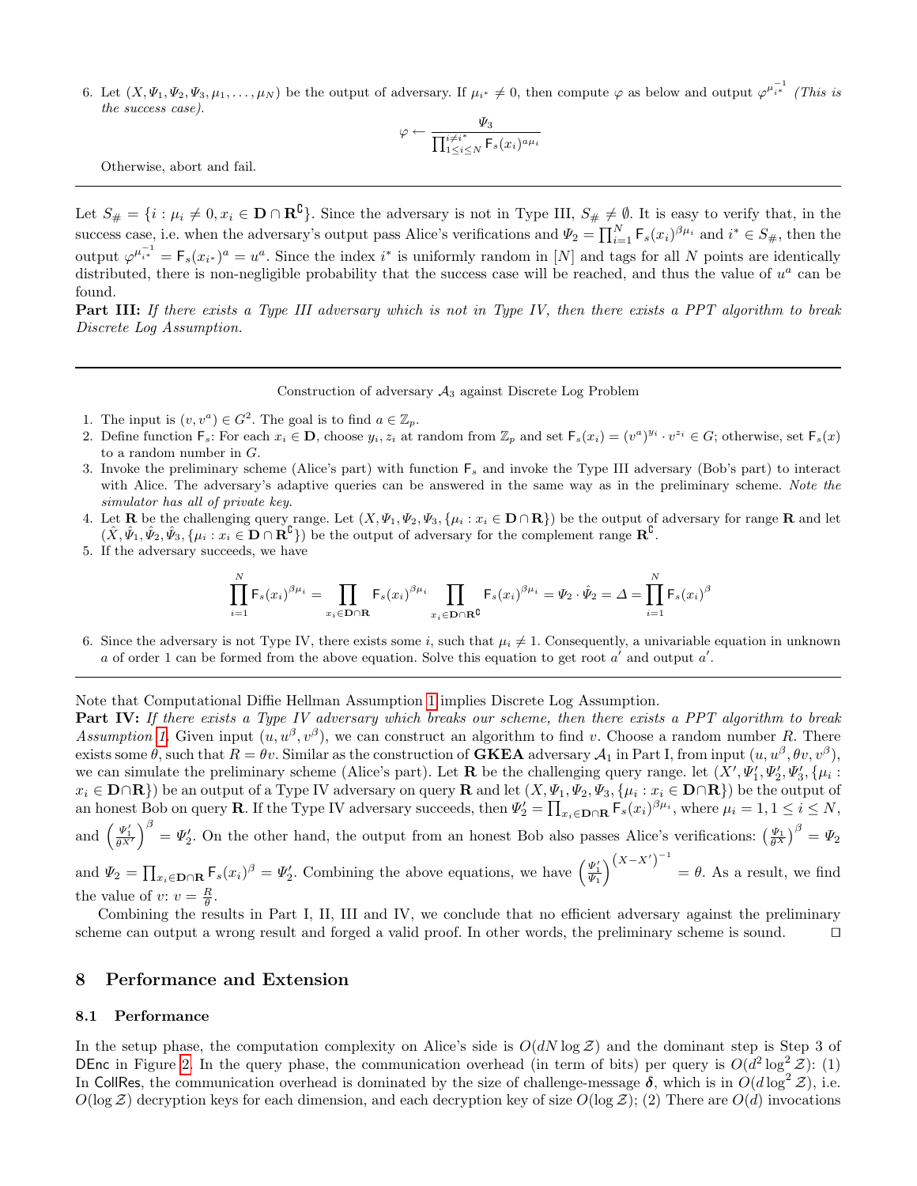6. Let $(X, \Psi_1, \Psi_2, \Psi_3, \mu_1, \dots, \mu_N)$ be the output of adversary. If $\mu_{i^*} \neq 0$, then compute $\varphi$ as below and output $\varphi^{\mu_{i^*}^{-1}}$ *(This is the success case).*

$$\varphi \leftarrow \frac{\Psi_3}{\prod_{1 \le i \le N}^{i \neq i^*} \mathsf{F}_s(x_i)^{a\mu_i}}$$

Otherwise, abort and fail.

---

Let $S_\# = \{i : \mu_i \neq 0, x_i \in \mathbf{D} \cap \mathbf{R}^\complement\}$. Since the adversary is not in Type III, $S_\# \neq \emptyset$. It is easy to verify that, in the success case, i.e. when the adversary's output pass Alice's verifications and $\Psi_2 = \prod_{i=1}^{N} \mathsf{F}_s(x_i)^{\beta\mu_i}$ and $i^* \in S_\#$, then the output $\varphi^{\mu_{i^*}^{-1}} = \mathsf{F}_s(x_{i^*})^a = u^a$. Since the index $i^*$ is uniformly random in $[N]$ and tags for all $N$ points are identically distributed, there is non-negligible probability that the success case will be reached, and thus the value of $u^a$ can be found.

**Part III:** *If there exists a Type III adversary which is not in Type IV, then there exists a PPT algorithm to break Discrete Log Assumption.*

---

Construction of adversary $\mathcal{A}_3$ against Discrete Log Problem

1. The input is $(v, v^a) \in G^2$. The goal is to find $a \in \mathbb{Z}_p$.
2. Define function $\mathsf{F}_s$: For each $x_i \in \mathbf{D}$, choose $y_i, z_i$ at random from $\mathbb{Z}_p$ and set $\mathsf{F}_s(x_i) = (v^a)^{y_i} \cdot v^{z_i} \in G$; otherwise, set $\mathsf{F}_s(x)$ to a random number in $G$.
3. Invoke the preliminary scheme (Alice's part) with function $\mathsf{F}_s$ and invoke the Type III adversary (Bob's part) to interact with Alice. The adversary's adaptive queries can be answered in the same way as in the preliminary scheme. *Note the simulator has all of private key.*
4. Let $\mathbf{R}$ be the challenging query range. Let $(X, \Psi_1, \Psi_2, \Psi_3, \{\mu_i : x_i \in \mathbf{D} \cap \mathbf{R}\})$ be the output of adversary for range $\mathbf{R}$ and let $(\hat{X}, \hat{\Psi}_1, \hat{\Psi}_2, \hat{\Psi}_3, \{\mu_i : x_i \in \mathbf{D} \cap \mathbf{R}^\complement\})$ be the output of adversary for the complement range $\mathbf{R}^\complement$.
5. If the adversary succeeds, we have

$$\prod_{i=1}^{N} \mathsf{F}_s(x_i)^{\beta\mu_i} = \prod_{x_i \in \mathbf{D} \cap \mathbf{R}} \mathsf{F}_s(x_i)^{\beta\mu_i} \prod_{x_i \in \mathbf{D} \cap \mathbf{R}^\complement} \mathsf{F}_s(x_i)^{\beta\mu_i} = \Psi_2 \cdot \hat{\Psi}_2 = \Delta = \prod_{i=1}^{N} \mathsf{F}_s(x_i)^{\beta}$$

6. Since the adversary is not Type IV, there exists some $i$, such that $\mu_i \neq 1$. Consequently, a univariable equation in unknown $a$ of order 1 can be formed from the above equation. Solve this equation to get root $a'$ and output $a'$.

---

Note that Computational Diffie Hellman Assumption 1 implies Discrete Log Assumption.

**Part IV:** *If there exists a Type IV adversary which breaks our scheme, then there exists a PPT algorithm to break Assumption 1.* Given input $(u, u^\beta, v^\beta)$, we can construct an algorithm to find $v$. Choose a random number $R$. There exists some $\theta$, such that $R = \theta v$. Similar as the construction of **GKEA** adversary $\mathcal{A}_1$ in Part I, from input $(u, u^\beta, \theta v, v^\beta)$, we can simulate the preliminary scheme (Alice's part). Let $\mathbf{R}$ be the challenging query range. let $(X', \Psi_1', \Psi_2', \Psi_3', \{\mu_i : x_i \in \mathbf{D} \cap \mathbf{R}\})$ be an output of a Type IV adversary on query $\mathbf{R}$ and let $(X, \Psi_1, \Psi_2, \Psi_3, \{\mu_i : x_i \in \mathbf{D} \cap \mathbf{R}\})$ be the output of an honest Bob on query $\mathbf{R}$. If the Type IV adversary succeeds, then $\Psi_2' = \prod_{x_i \in \mathbf{D} \cap \mathbf{R}} \mathsf{F}_s(x_i)^{\beta\mu_i}$, where $\mu_i = 1, 1 \le i \le N$, and $\left(\frac{\Psi_1'}{\theta^{X'}}\right)^\beta = \Psi_2'$. On the other hand, the output from an honest Bob also passes Alice's verifications: $\left(\frac{\Psi_1}{\theta^X}\right)^\beta = \Psi_2$ and $\Psi_2 = \prod_{x_i \in \mathbf{D} \cap \mathbf{R}} \mathsf{F}_s(x_i)^\beta = \Psi_2'$. Combining the above equations, we have $\left(\frac{\Psi_1'}{\Psi_1}\right)^{(X - X')^{-1}} = \theta$. As a result, we find the value of $v$: $v = \frac{R}{\theta}$.

Combining the results in Part I, II, III and IV, we conclude that no efficient adversary against the preliminary scheme can output a wrong result and forged a valid proof. In other words, the preliminary scheme is sound. □

## 8 Performance and Extension

### 8.1 Performance

In the setup phase, the computation complexity on Alice's side is $O(dN \log \mathcal{Z})$ and the dominant step is Step 3 of DEnc in Figure 2. In the query phase, the communication overhead (in term of bits) per query is $O(d^2 \log^2 \mathcal{Z})$: (1) In CollRes, the communication overhead is dominated by the size of challenge-message $\boldsymbol{\delta}$, which is in $O(d \log^2 \mathcal{Z})$, i.e. $O(\log \mathcal{Z})$ decryption keys for each dimension, and each decryption key of size $O(\log \mathcal{Z})$; (2) There are $O(d)$ invocations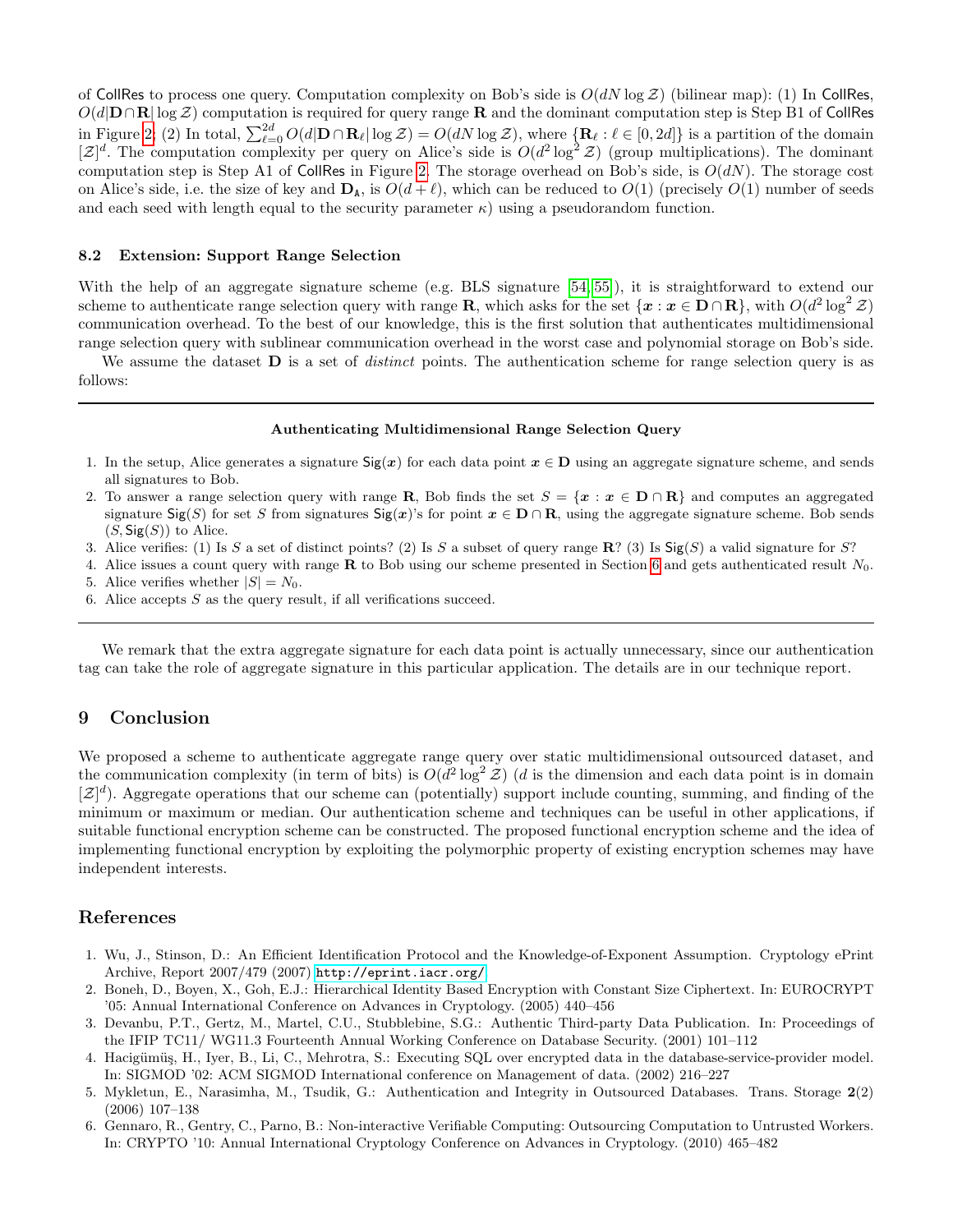of CollRes to process one query. Computation complexity on Bob's side is $O(dN \log \mathcal{Z})$ (bilinear map): (1) In CollRes, $O(d|\mathbf{D} \cap \mathbf{R}| \log \mathcal{Z})$ computation is required for query range $\mathbf{R}$ and the dominant computation step is Step B1 of CollRes in Figure 2; (2) In total, $\sum_{\ell=0}^{2d} O(d|\mathbf{D} \cap \mathbf{R}_\ell| \log \mathcal{Z}) = O(dN \log \mathcal{Z})$, where $\{\mathbf{R}_\ell : \ell \in [0, 2d]\}$ is a partition of the domain $[\mathcal{Z}]^d$. The computation complexity per query on Alice's side is $O(d^2 \log^2 \mathcal{Z})$ (group multiplications). The dominant computation step is Step A1 of CollRes in Figure 2. The storage overhead on Bob's side, is $O(dN)$. The storage cost on Alice's side, i.e. the size of key and $\mathbf{D}_{\mathtt{A}}$, is $O(d + \ell)$, which can be reduced to $O(1)$ (precisely $O(1)$ number of seeds and each seed with length equal to the security parameter $\kappa$) using a pseudorandom function.

### 8.2 Extension: Support Range Selection

With the help of an aggregate signature scheme (e.g. BLS signature [54,55]), it is straightforward to extend our scheme to authenticate range selection query with range $\mathbf{R}$, which asks for the set $\{\boldsymbol{x} : \boldsymbol{x} \in \mathbf{D} \cap \mathbf{R}\}$, with $O(d^2 \log^2 \mathcal{Z})$ communication overhead. To the best of our knowledge, this is the first solution that authenticates multidimensional range selection query with sublinear communication overhead in the worst case and polynomial storage on Bob's side.

We assume the dataset $\mathbf{D}$ is a set of *distinct* points. The authentication scheme for range selection query is as follows:

---

**Authenticating Multidimensional Range Selection Query**

1. In the setup, Alice generates a signature $\mathsf{Sig}(\boldsymbol{x})$ for each data point $\boldsymbol{x} \in \mathbf{D}$ using an aggregate signature scheme, and sends all signatures to Bob.
2. To answer a range selection query with range $\mathbf{R}$, Bob finds the set $S = \{\boldsymbol{x} : \boldsymbol{x} \in \mathbf{D} \cap \mathbf{R}\}$ and computes an aggregated signature $\mathsf{Sig}(S)$ for set $S$ from signatures $\mathsf{Sig}(\boldsymbol{x})$'s for point $\boldsymbol{x} \in \mathbf{D} \cap \mathbf{R}$, using the aggregate signature scheme. Bob sends $(S, \mathsf{Sig}(S))$ to Alice.
3. Alice verifies: (1) Is $S$ a set of distinct points? (2) Is $S$ a subset of query range $\mathbf{R}$? (3) Is $\mathsf{Sig}(S)$ a valid signature for $S$?
4. Alice issues a count query with range $\mathbf{R}$ to Bob using our scheme presented in Section 6 and gets authenticated result $N_0$.
5. Alice verifies whether $|S| = N_0$.
6. Alice accepts $S$ as the query result, if all verifications succeed.

---

We remark that the extra aggregate signature for each data point is actually unnecessary, since our authentication tag can take the role of aggregate signature in this particular application. The details are in our technique report.

## 9 Conclusion

We proposed a scheme to authenticate aggregate range query over static multidimensional outsourced dataset, and the communication complexity (in term of bits) is $O(d^2 \log^2 \mathcal{Z})$ ($d$ is the dimension and each data point is in domain $[\mathcal{Z}]^d$). Aggregate operations that our scheme can (potentially) support include counting, summing, and finding of the minimum or maximum or median. Our authentication scheme and techniques can be useful in other applications, if suitable functional encryption scheme can be constructed. The proposed functional encryption scheme and the idea of implementing functional encryption by exploiting the polymorphic property of existing encryption schemes may have independent interests.

## References

1. Wu, J., Stinson, D.: An Efficient Identification Protocol and the Knowledge-of-Exponent Assumption. Cryptology ePrint Archive, Report 2007/479 (2007) `http://eprint.iacr.org/`
2. Boneh, D., Boyen, X., Goh, E.J.: Hierarchical Identity Based Encryption with Constant Size Ciphertext. In: EUROCRYPT '05: Annual International Conference on Advances in Cryptology. (2005) 440–456
3. Devanbu, P.T., Gertz, M., Martel, C.U., Stubblebine, S.G.: Authentic Third-party Data Publication. In: Proceedings of the IFIP TC11/ WG11.3 Fourteenth Annual Working Conference on Database Security. (2001) 101–112
4. Hacigümüş, H., Iyer, B., Li, C., Mehrotra, S.: Executing SQL over encrypted data in the database-service-provider model. In: SIGMOD '02: ACM SIGMOD International conference on Management of data. (2002) 216–227
5. Mykletun, E., Narasimha, M., Tsudik, G.: Authentication and Integrity in Outsourced Databases. Trans. Storage **2**(2) (2006) 107–138
6. Gennaro, R., Gentry, C., Parno, B.: Non-interactive Verifiable Computing: Outsourcing Computation to Untrusted Workers. In: CRYPTO '10: Annual International Cryptology Conference on Advances in Cryptology. (2010) 465–482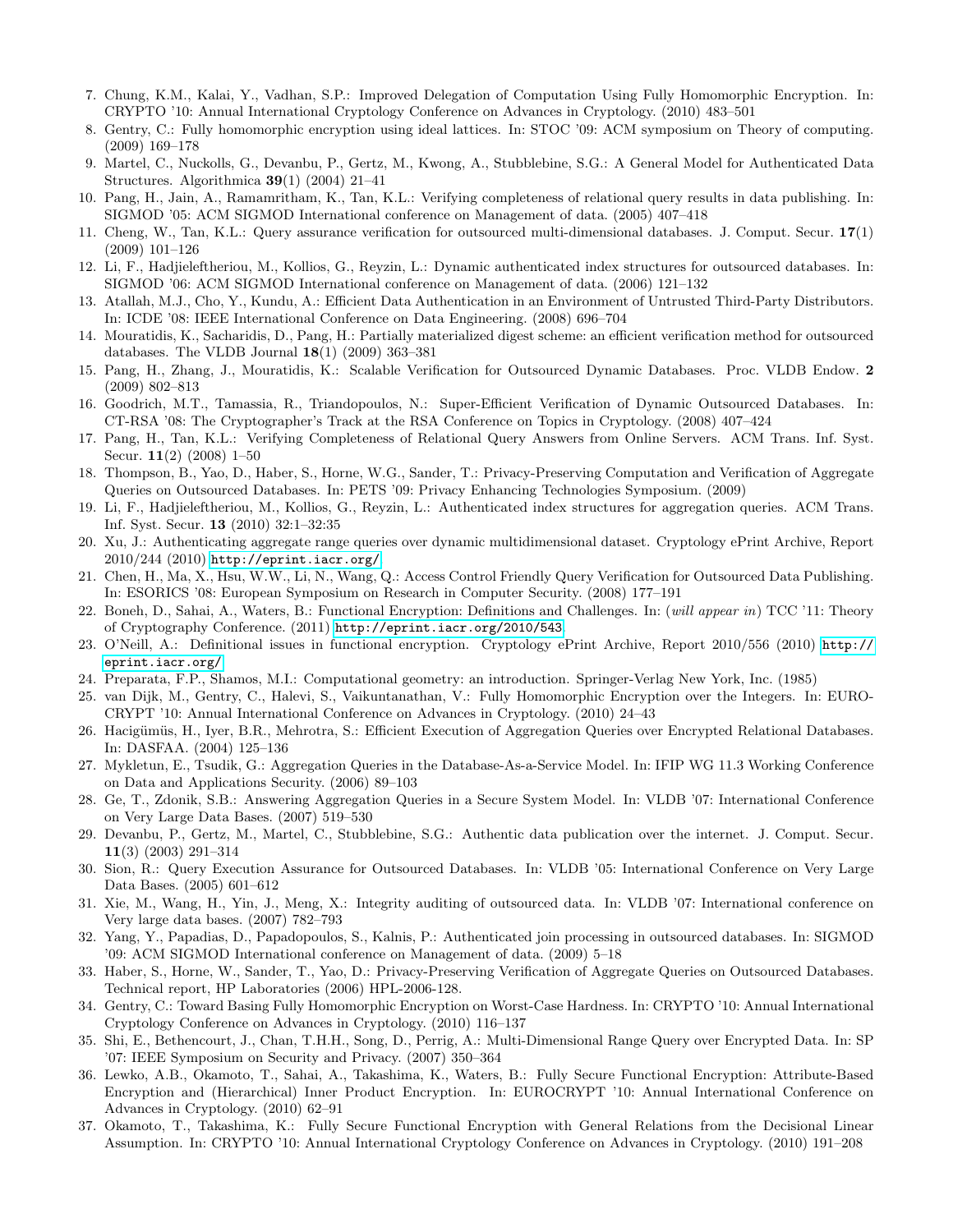7. Chung, K.M., Kalai, Y., Vadhan, S.P.: Improved Delegation of Computation Using Fully Homomorphic Encryption. In: CRYPTO '10: Annual International Cryptology Conference on Advances in Cryptology. (2010) 483–501
8. Gentry, C.: Fully homomorphic encryption using ideal lattices. In: STOC '09: ACM symposium on Theory of computing. (2009) 169–178
9. Martel, C., Nuckolls, G., Devanbu, P., Gertz, M., Kwong, A., Stubblebine, S.G.: A General Model for Authenticated Data Structures. Algorithmica **39**(1) (2004) 21–41
10. Pang, H., Jain, A., Ramamritham, K., Tan, K.L.: Verifying completeness of relational query results in data publishing. In: SIGMOD '05: ACM SIGMOD International conference on Management of data. (2005) 407–418
11. Cheng, W., Tan, K.L.: Query assurance verification for outsourced multi-dimensional databases. J. Comput. Secur. **17**(1) (2009) 101–126
12. Li, F., Hadjieleftheriou, M., Kollios, G., Reyzin, L.: Dynamic authenticated index structures for outsourced databases. In: SIGMOD '06: ACM SIGMOD International conference on Management of data. (2006) 121–132
13. Atallah, M.J., Cho, Y., Kundu, A.: Efficient Data Authentication in an Environment of Untrusted Third-Party Distributors. In: ICDE '08: IEEE International Conference on Data Engineering. (2008) 696–704
14. Mouratidis, K., Sacharidis, D., Pang, H.: Partially materialized digest scheme: an efficient verification method for outsourced databases. The VLDB Journal **18**(1) (2009) 363–381
15. Pang, H., Zhang, J., Mouratidis, K.: Scalable Verification for Outsourced Dynamic Databases. Proc. VLDB Endow. **2** (2009) 802–813
16. Goodrich, M.T., Tamassia, R., Triandopoulos, N.: Super-Efficient Verification of Dynamic Outsourced Databases. In: CT-RSA '08: The Cryptographer's Track at the RSA Conference on Topics in Cryptology. (2008) 407–424
17. Pang, H., Tan, K.L.: Verifying Completeness of Relational Query Answers from Online Servers. ACM Trans. Inf. Syst. Secur. **11**(2) (2008) 1–50
18. Thompson, B., Yao, D., Haber, S., Horne, W.G., Sander, T.: Privacy-Preserving Computation and Verification of Aggregate Queries on Outsourced Databases. In: PETS '09: Privacy Enhancing Technologies Symposium. (2009)
19. Li, F., Hadjieleftheriou, M., Kollios, G., Reyzin, L.: Authenticated index structures for aggregation queries. ACM Trans. Inf. Syst. Secur. **13** (2010) 32:1–32:35
20. Xu, J.: Authenticating aggregate range queries over dynamic multidimensional dataset. Cryptology ePrint Archive, Report 2010/244 (2010) http://eprint.iacr.org/.
21. Chen, H., Ma, X., Hsu, W.W., Li, N., Wang, Q.: Access Control Friendly Query Verification for Outsourced Data Publishing. In: ESORICS '08: European Symposium on Research in Computer Security. (2008) 177–191
22. Boneh, D., Sahai, A., Waters, B.: Functional Encryption: Definitions and Challenges. In: (*will appear in*) TCC '11: Theory of Cryptography Conference. (2011) http://eprint.iacr.org/2010/543.
23. O'Neill, A.: Definitional issues in functional encryption. Cryptology ePrint Archive, Report 2010/556 (2010) http://eprint.iacr.org/.
24. Preparata, F.P., Shamos, M.I.: Computational geometry: an introduction. Springer-Verlag New York, Inc. (1985)
25. van Dijk, M., Gentry, C., Halevi, S., Vaikuntanathan, V.: Fully Homomorphic Encryption over the Integers. In: EUROCRYPT '10: Annual International Conference on Advances in Cryptology. (2010) 24–43
26. Hacigümüs, H., Iyer, B.R., Mehrotra, S.: Efficient Execution of Aggregation Queries over Encrypted Relational Databases. In: DASFAA. (2004) 125–136
27. Mykletun, E., Tsudik, G.: Aggregation Queries in the Database-As-a-Service Model. In: IFIP WG 11.3 Working Conference on Data and Applications Security. (2006) 89–103
28. Ge, T., Zdonik, S.B.: Answering Aggregation Queries in a Secure System Model. In: VLDB '07: International Conference on Very Large Data Bases. (2007) 519–530
29. Devanbu, P., Gertz, M., Martel, C., Stubblebine, S.G.: Authentic data publication over the internet. J. Comput. Secur. **11**(3) (2003) 291–314
30. Sion, R.: Query Execution Assurance for Outsourced Databases. In: VLDB '05: International Conference on Very Large Data Bases. (2005) 601–612
31. Xie, M., Wang, H., Yin, J., Meng, X.: Integrity auditing of outsourced data. In: VLDB '07: International conference on Very large data bases. (2007) 782–793
32. Yang, Y., Papadias, D., Papadopoulos, S., Kalnis, P.: Authenticated join processing in outsourced databases. In: SIGMOD '09: ACM SIGMOD International conference on Management of data. (2009) 5–18
33. Haber, S., Horne, W., Sander, T., Yao, D.: Privacy-Preserving Verification of Aggregate Queries on Outsourced Databases. Technical report, HP Laboratories (2006) HPL-2006-128.
34. Gentry, C.: Toward Basing Fully Homomorphic Encryption on Worst-Case Hardness. In: CRYPTO '10: Annual International Cryptology Conference on Advances in Cryptology. (2010) 116–137
35. Shi, E., Bethencourt, J., Chan, T.H.H., Song, D., Perrig, A.: Multi-Dimensional Range Query over Encrypted Data. In: SP '07: IEEE Symposium on Security and Privacy. (2007) 350–364
36. Lewko, A.B., Okamoto, T., Sahai, A., Takashima, K., Waters, B.: Fully Secure Functional Encryption: Attribute-Based Encryption and (Hierarchical) Inner Product Encryption. In: EUROCRYPT '10: Annual International Conference on Advances in Cryptology. (2010) 62–91
37. Okamoto, T., Takashima, K.: Fully Secure Functional Encryption with General Relations from the Decisional Linear Assumption. In: CRYPTO '10: Annual International Cryptology Conference on Advances in Cryptology. (2010) 191–208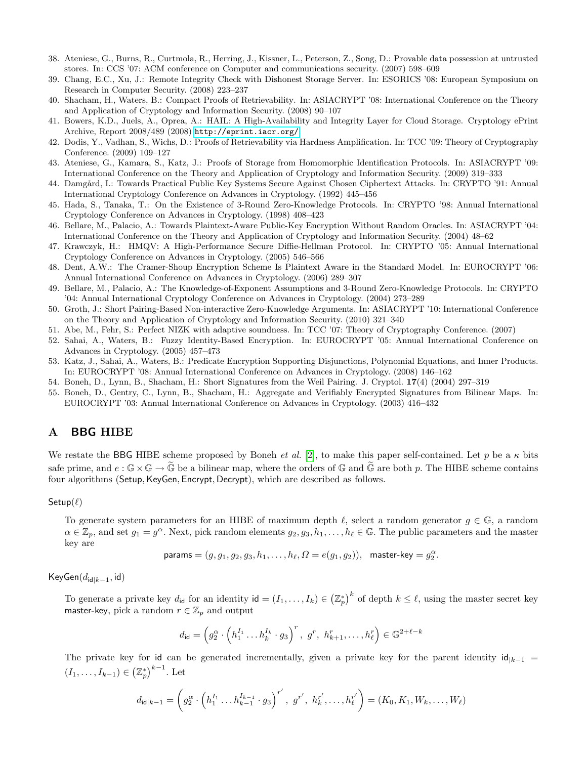38. Ateniese, G., Burns, R., Curtmola, R., Herring, J., Kissner, L., Peterson, Z., Song, D.: Provable data possession at untrusted stores. In: CCS '07: ACM conference on Computer and communications security. (2007) 598–609
39. Chang, E.C., Xu, J.: Remote Integrity Check with Dishonest Storage Server. In: ESORICS '08: European Symposium on Research in Computer Security. (2008) 223–237
40. Shacham, H., Waters, B.: Compact Proofs of Retrievability. In: ASIACRYPT '08: International Conference on the Theory and Application of Cryptology and Information Security. (2008) 90–107
41. Bowers, K.D., Juels, A., Oprea, A.: HAIL: A High-Availability and Integrity Layer for Cloud Storage. Cryptology ePrint Archive, Report 2008/489 (2008) http://eprint.iacr.org/
42. Dodis, Y., Vadhan, S., Wichs, D.: Proofs of Retrievability via Hardness Amplification. In: TCC '09: Theory of Cryptography Conference. (2009) 109–127
43. Ateniese, G., Kamara, S., Katz, J.: Proofs of Storage from Homomorphic Identification Protocols. In: ASIACRYPT '09: International Conference on the Theory and Application of Cryptology and Information Security. (2009) 319–333
44. Damgård, I.: Towards Practical Public Key Systems Secure Against Chosen Ciphertext Attacks. In: CRYPTO '91: Annual International Cryptology Conference on Advances in Cryptology. (1992) 445–456
45. Hada, S., Tanaka, T.: On the Existence of 3-Round Zero-Knowledge Protocols. In: CRYPTO '98: Annual International Cryptology Conference on Advances in Cryptology. (1998) 408–423
46. Bellare, M., Palacio, A.: Towards Plaintext-Aware Public-Key Encryption Without Random Oracles. In: ASIACRYPT '04: International Conference on the Theory and Application of Cryptology and Information Security. (2004) 48–62
47. Krawczyk, H.: HMQV: A High-Performance Secure Diffie-Hellman Protocol. In: CRYPTO '05: Annual International Cryptology Conference on Advances in Cryptology. (2005) 546–566
48. Dent, A.W.: The Cramer-Shoup Encryption Scheme Is Plaintext Aware in the Standard Model. In: EUROCRYPT '06: Annual International Conference on Advances in Cryptology. (2006) 289–307
49. Bellare, M., Palacio, A.: The Knowledge-of-Exponent Assumptions and 3-Round Zero-Knowledge Protocols. In: CRYPTO '04: Annual International Cryptology Conference on Advances in Cryptology. (2004) 273–289
50. Groth, J.: Short Pairing-Based Non-interactive Zero-Knowledge Arguments. In: ASIACRYPT '10: International Conference on the Theory and Application of Cryptology and Information Security. (2010) 321–340
51. Abe, M., Fehr, S.: Perfect NIZK with adaptive soundness. In: TCC '07: Theory of Cryptography Conference. (2007)
52. Sahai, A., Waters, B.: Fuzzy Identity-Based Encryption. In: EUROCRYPT '05: Annual International Conference on Advances in Cryptology. (2005) 457–473
53. Katz, J., Sahai, A., Waters, B.: Predicate Encryption Supporting Disjunctions, Polynomial Equations, and Inner Products. In: EUROCRYPT '08: Annual International Conference on Advances in Cryptology. (2008) 146–162
54. Boneh, D., Lynn, B., Shacham, H.: Short Signatures from the Weil Pairing. J. Cryptol. **17**(4) (2004) 297–319
55. Boneh, D., Gentry, C., Lynn, B., Shacham, H.: Aggregate and Verifiably Encrypted Signatures from Bilinear Maps. In: EUROCRYPT '03: Annual International Conference on Advances in Cryptology. (2003) 416–432

## A BBG HIBE

We restate the BBG HIBE scheme proposed by Boneh *et al.* [2], to make this paper self-contained. Let $p$ be a $\kappa$ bits safe prime, and $e : \mathbb{G} \times \mathbb{G} \to \widetilde{\mathbb{G}}$ be a bilinear map, where the orders of $\mathbb{G}$ and $\widetilde{\mathbb{G}}$ are both $p$. The HIBE scheme contains four algorithms ($\mathsf{Setup}, \mathsf{KeyGen}, \mathsf{Encrypt}, \mathsf{Decrypt}$), which are described as follows.

$\mathsf{Setup}(\ell)$

To generate system parameters for an HIBE of maximum depth $\ell$, select a random generator $g \in \mathbb{G}$, a random $\alpha \in \mathbb{Z}_p$, and set $g_1 = g^{\alpha}$. Next, pick random elements $g_2, g_3, h_1, \ldots, h_\ell \in \mathbb{G}$. The public parameters and the master key are

$$\mathsf{params} = (g, g_1, g_2, g_3, h_1, \ldots, h_\ell, \Omega = e(g_1, g_2)), \quad \mathsf{master\text{-}key} = g_2^{\alpha}.$$

$\mathsf{KeyGen}(d_{\mathsf{id}|k-1}, \mathsf{id})$

To generate a private key $d_{\mathsf{id}}$ for an identity $\mathsf{id} = (I_1, \ldots, I_k) \in \left(\mathbb{Z}_p^*\right)^k$ of depth $k \leq \ell$, using the master secret key $\mathsf{master\text{-}key}$, pick a random $r \in \mathbb{Z}_p$ and output

$$d_{\mathsf{id}} = \left(g_2^{\alpha} \cdot \left(h_1^{I_1} \ldots h_k^{I_k} \cdot g_3\right)^r,\ g^r,\ h_{k+1}^r, \ldots, h_\ell^r\right) \in \mathbb{G}^{2+\ell-k}$$

The private key for $\mathsf{id}$ can be generated incrementally, given a private key for the parent identity $\mathsf{id}_{|k-1} = (I_1, \ldots, I_{k-1}) \in \left(\mathbb{Z}_p^*\right)^{k-1}$. Let

$$d_{\mathsf{id}|k-1} = \left(g_2^{\alpha} \cdot \left(h_1^{I_1} \ldots h_{k-1}^{I_{k-1}} \cdot g_3\right)^{r'},\ g^{r'},\ h_k^{r'}, \ldots, h_\ell^{r'}\right) = (K_0, K_1, W_k, \ldots, W_\ell)$$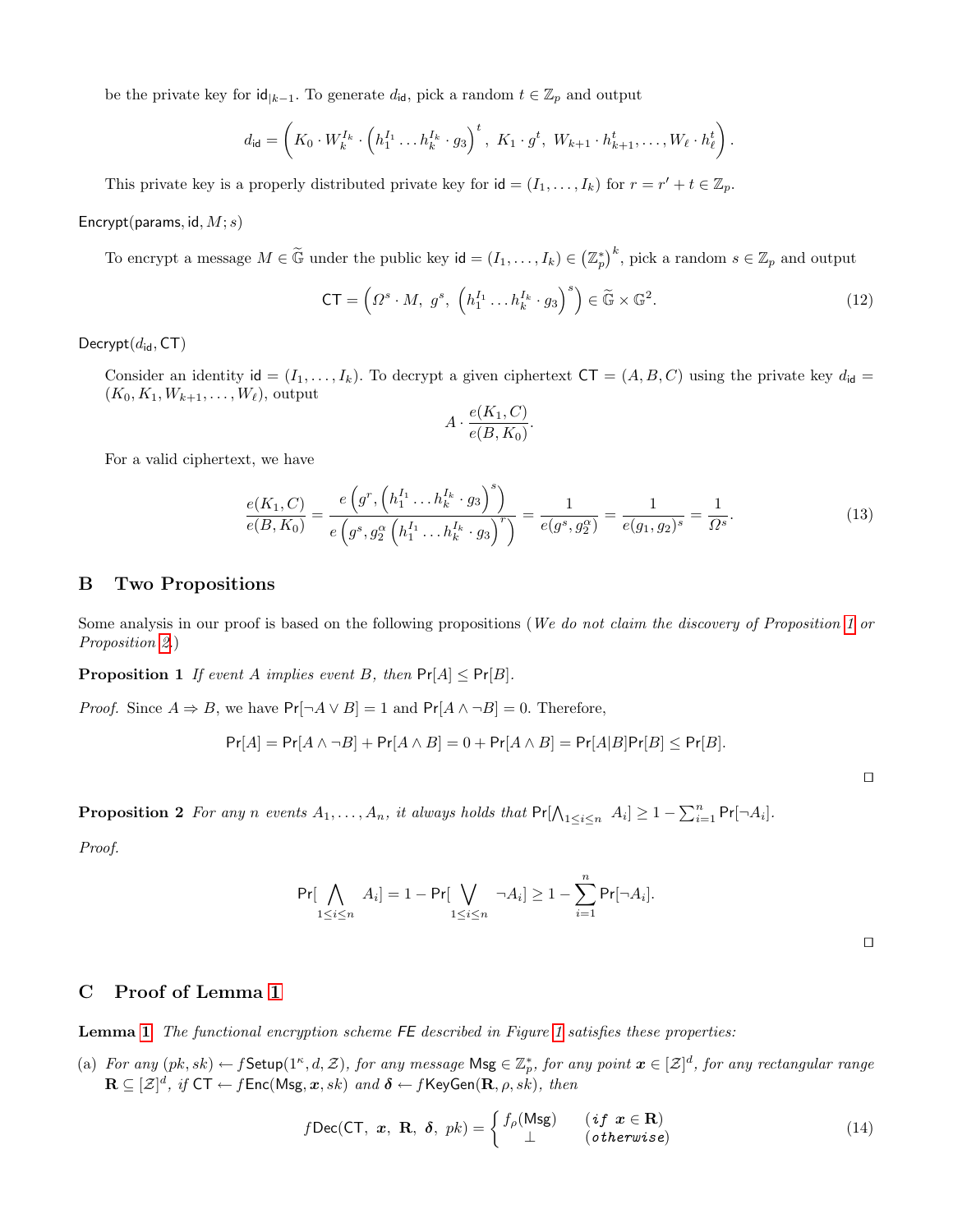be the private key for $\mathsf{id}_{|k-1}$. To generate $d_{\mathsf{id}}$, pick a random $t \in \mathbb{Z}_p$ and output

$$d_{\mathsf{id}} = \left( K_0 \cdot W_k^{I_k} \cdot \left( h_1^{I_1} \dots h_k^{I_k} \cdot g_3 \right)^t ,\ K_1 \cdot g^t,\ W_{k+1} \cdot h_{k+1}^t, \dots, W_\ell \cdot h_\ell^t \right).$$

This private key is a properly distributed private key for $\mathsf{id} = (I_1, \dots, I_k)$ for $r = r' + t \in \mathbb{Z}_p$.

$\mathsf{Encrypt}(\mathsf{params}, \mathsf{id}, M; s)$

To encrypt a message $M \in \widetilde{\mathbb{G}}$ under the public key $\mathsf{id} = (I_1, \dots, I_k) \in \left(\mathbb{Z}_p^*\right)^k$, pick a random $s \in \mathbb{Z}_p$ and output

$$\mathsf{CT} = \left( \Omega^s \cdot M,\ g^s,\ \left( h_1^{I_1} \dots h_k^{I_k} \cdot g_3 \right)^s \right) \in \widetilde{\mathbb{G}} \times \mathbb{G}^2. \tag{12}$$

$\mathsf{Decrypt}(d_{\mathsf{id}}, \mathsf{CT})$

Consider an identity $\mathsf{id} = (I_1, \dots, I_k)$. To decrypt a given ciphertext $\mathsf{CT} = (A, B, C)$ using the private key $d_{\mathsf{id}} = (K_0, K_1, W_{k+1}, \dots, W_\ell)$, output

$$A \cdot \frac{e(K_1, C)}{e(B, K_0)}.$$

For a valid ciphertext, we have

$$\frac{e(K_1, C)}{e(B, K_0)} = \frac{e\left(g^r, \left(h_1^{I_1} \dots h_k^{I_k} \cdot g_3\right)^s\right)}{e\left(g^s, g_2^\alpha \left(h_1^{I_1} \dots h_k^{I_k} \cdot g_3\right)^r\right)} = \frac{1}{e(g^s, g_2^\alpha)} = \frac{1}{e(g_1, g_2)^s} = \frac{1}{\Omega^s}. \tag{13}$$

## B Two Propositions

Some analysis in our proof is based on the following propositions (*We do not claim the discovery of Proposition 1 or Proposition 2.*)

**Proposition 1** *If event $A$ implies event $B$, then $\mathsf{Pr}[A] \le \mathsf{Pr}[B]$.*

*Proof.* Since $A \Rightarrow B$, we have $\mathsf{Pr}[\neg A \vee B] = 1$ and $\mathsf{Pr}[A \wedge \neg B] = 0$. Therefore,

$$\mathsf{Pr}[A] = \mathsf{Pr}[A \wedge \neg B] + \mathsf{Pr}[A \wedge B] = 0 + \mathsf{Pr}[A \wedge B] = \mathsf{Pr}[A|B]\mathsf{Pr}[B] \le \mathsf{Pr}[B].$$

□

**Proposition 2** *For any $n$ events $A_1, \dots, A_n$, it always holds that $\mathsf{Pr}[\bigwedge_{1 \le i \le n} A_i] \ge 1 - \sum_{i=1}^n \mathsf{Pr}[\neg A_i]$.*

*Proof.*

$$\mathsf{Pr}[\bigwedge_{1 \le i \le n} A_i] = 1 - \mathsf{Pr}[\bigvee_{1 \le i \le n} \neg A_i] \ge 1 - \sum_{i=1}^n \mathsf{Pr}[\neg A_i].$$

□

## C Proof of Lemma 1

**Lemma 1** *The functional encryption scheme $\mathsf{FE}$ described in Figure 1 satisfies these properties:*

(a) *For any $(pk, sk) \leftarrow f\mathsf{Setup}(1^\kappa, d, \mathcal{Z})$, for any message $\mathsf{Msg} \in \mathbb{Z}_p^*$, for any point $\boldsymbol{x} \in [\mathcal{Z}]^d$, for any rectangular range $\mathbf{R} \subseteq [\mathcal{Z}]^d$, if $\mathsf{CT} \leftarrow f\mathsf{Enc}(\mathsf{Msg}, \boldsymbol{x}, sk)$ and $\boldsymbol{\delta} \leftarrow f\mathsf{KeyGen}(\mathbf{R}, \rho, sk)$, then*

$$f\mathsf{Dec}(\mathsf{CT},\ \boldsymbol{x},\ \mathbf{R},\ \boldsymbol{\delta},\ pk) = \begin{cases} f_\rho(\mathsf{Msg}) & (\textit{if } \boldsymbol{x} \in \mathbf{R}) \\ \perp & (\textit{otherwise}) \end{cases} \tag{14}$$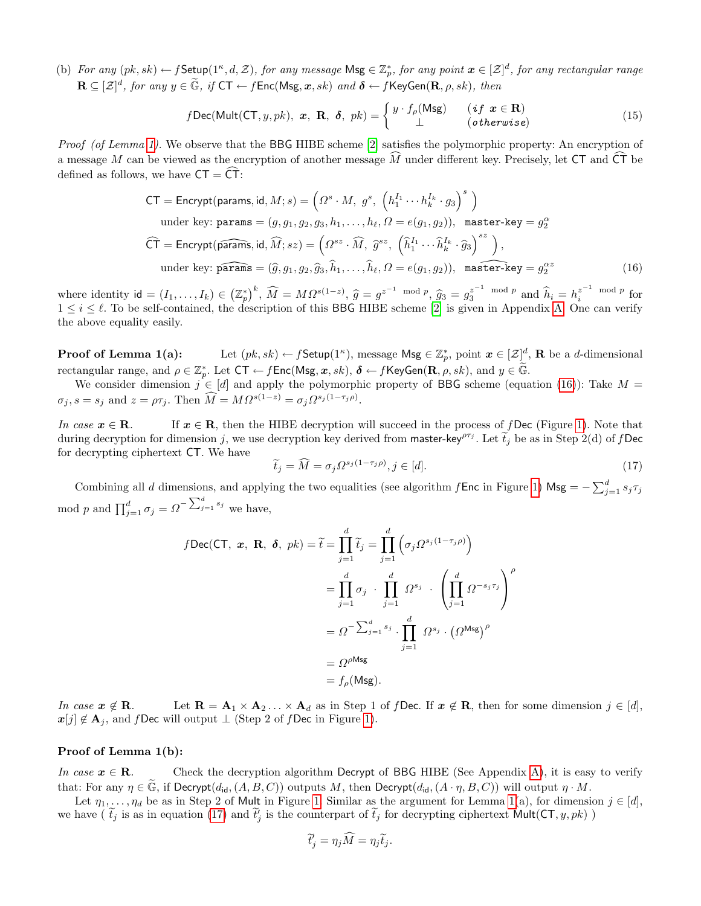(b) *For any* $(pk, sk) \leftarrow f\mathsf{Setup}(1^\kappa, d, \mathcal{Z})$*, for any message* $\mathsf{Msg} \in \mathbb{Z}_p^*$*, for any point* $\boldsymbol{x} \in [\mathcal{Z}]^d$*, for any rectangular range* $\mathbf{R} \subseteq [\mathcal{Z}]^d$*, for any* $y \in \widetilde{\mathbb{G}}$*, if* $\mathsf{CT} \leftarrow f\mathsf{Enc}(\mathsf{Msg}, \boldsymbol{x}, sk)$ *and* $\boldsymbol{\delta} \leftarrow f\mathsf{KeyGen}(\mathbf{R}, \rho, sk)$*, then*

$$f\mathsf{Dec}(\mathsf{Mult}(\mathsf{CT}, y, pk),\ \boldsymbol{x},\ \mathbf{R},\ \boldsymbol{\delta},\ pk) = \begin{cases} y \cdot f_\rho(\mathsf{Msg}) & (\textit{if } \boldsymbol{x} \in \mathbf{R}) \\ \perp & (\textit{otherwise}) \end{cases} \tag{15}$$

*Proof (of Lemma 1).* We observe that the BBG HIBE scheme [2] satisfies the polymorphic property: An encryption of a message $M$ can be viewed as the encryption of another message $\widehat{M}$ under different key. Precisely, let $\mathsf{CT}$ and $\widehat{\mathsf{CT}}$ be defined as follows, we have $\mathsf{CT} = \widehat{\mathsf{CT}}$:

$$\begin{aligned}
\mathsf{CT} &= \mathsf{Encrypt}(\mathsf{params}, \mathsf{id}, M; s) = \left(\Omega^s \cdot M,\ g^s,\ \left(h_1^{I_1} \cdots h_k^{I_k} \cdot g_3\right)^s\right) \\
&\quad \text{under key: } \mathtt{params} = (g, g_1, g_2, g_3, h_1, \ldots, h_\ell, \Omega = e(g_1, g_2)),\ \ \mathtt{master\text{-}key} = g_2^\alpha \\
\widehat{\mathsf{CT}} &= \mathsf{Encrypt}(\widehat{\mathsf{params}}, \mathsf{id}, \widehat{M}; sz) = \left(\Omega^{sz} \cdot \widehat{M},\ \widehat{g}^{sz},\ \left(\widehat{h}_1^{I_1} \cdots \widehat{h}_k^{I_k} \cdot \widehat{g}_3\right)^{sz}\right), \\
&\quad \text{under key: } \widehat{\mathtt{params}} = (\widehat{g}, g_1, g_2, \widehat{g}_3, \widehat{h}_1, \ldots, \widehat{h}_\ell, \Omega = e(g_1, g_2)),\ \ \widehat{\mathtt{master\text{-}key}} = g_2^{\alpha z}
\end{aligned} \tag{16}$$

where identity $\mathsf{id} = (I_1, \ldots, I_k) \in \left(\mathbb{Z}_p^*\right)^k$, $\widehat{M} = M\Omega^{s(1-z)}$, $\widehat{g} = g^{z^{-1} \bmod p}$, $\widehat{g}_3 = g_3^{z^{-1} \bmod p}$ and $\widehat{h}_i = h_i^{z^{-1} \bmod p}$ for $1 \le i \le \ell$. To be self-contained, the description of this BBG HIBE scheme [2] is given in Appendix A. One can verify the above equality easily.

**Proof of Lemma 1(a):** Let $(pk, sk) \leftarrow f\mathsf{Setup}(1^\kappa)$, message $\mathsf{Msg} \in \mathbb{Z}_p^*$, point $\boldsymbol{x} \in [\mathcal{Z}]^d$, $\mathbf{R}$ be a $d$-dimensional rectangular range, and $\rho \in \mathbb{Z}_p^*$. Let $\mathsf{CT} \leftarrow f\mathsf{Enc}(\mathsf{Msg}, \boldsymbol{x}, sk)$, $\boldsymbol{\delta} \leftarrow f\mathsf{KeyGen}(\mathbf{R}, \rho, sk)$, and $y \in \widetilde{\mathbb{G}}$.

We consider dimension $j \in [d]$ and apply the polymorphic property of BBG scheme (equation (16)): Take $M = \sigma_j, s = s_j$ and $z = \rho\tau_j$. Then $\widehat{M} = M\Omega^{s(1-z)} = \sigma_j \Omega^{s_j(1-\tau_j\rho)}$.

*In case* $\boldsymbol{x} \in \mathbf{R}$. If $\boldsymbol{x} \in \mathbf{R}$, then the HIBE decryption will succeed in the process of $f\mathsf{Dec}$ (Figure 1). Note that during decryption for dimension $j$, we use decryption key derived from $\mathsf{master\text{-}key}^{\rho\tau_j}$. Let $\widetilde{t}_j$ be as in Step 2(d) of $f\mathsf{Dec}$ for decrypting ciphertext $\mathsf{CT}$. We have

$$\widetilde{t}_j = \widehat{M} = \sigma_j \Omega^{s_j(1-\tau_j\rho)}, j \in [d]. \tag{17}$$

Combining all $d$ dimensions, and applying the two equalities (see algorithm $f\mathsf{Enc}$ in Figure 1) $\mathsf{Msg} = -\sum_{j=1}^d s_j\tau_j \bmod p$ and $\prod_{j=1}^d \sigma_j = \Omega^{-\sum_{j=1}^d s_j}$ we have,

$$\begin{aligned}
f\mathsf{Dec}(\mathsf{CT},\ \boldsymbol{x},\ \mathbf{R},\ \boldsymbol{\delta},\ pk) = \widetilde{t} = \prod_{j=1}^d \widetilde{t}_j &= \prod_{j=1}^d \left(\sigma_j \Omega^{s_j(1-\tau_j\rho)}\right) \\
&= \prod_{j=1}^d \sigma_j \ \cdot\ \prod_{j=1}^d \Omega^{s_j} \ \cdot\ \left(\prod_{j=1}^d \Omega^{-s_j\tau_j}\right)^\rho \\
&= \Omega^{-\sum_{j=1}^d s_j} \cdot \prod_{j=1}^d \Omega^{s_j} \cdot \left(\Omega^{\mathsf{Msg}}\right)^\rho \\
&= \Omega^{\rho\mathsf{Msg}} \\
&= f_\rho(\mathsf{Msg}).
\end{aligned}$$

*In case* $\boldsymbol{x} \notin \mathbf{R}$. Let $\mathbf{R} = \mathbf{A}_1 \times \mathbf{A}_2 \ldots \times \mathbf{A}_d$ as in Step 1 of $f\mathsf{Dec}$. If $\boldsymbol{x} \notin \mathbf{R}$, then for some dimension $j \in [d]$, $\boldsymbol{x}[j] \notin \mathbf{A}_j$, and $f\mathsf{Dec}$ will output $\perp$ (Step 2 of $f\mathsf{Dec}$ in Figure 1).

**Proof of Lemma 1(b):**

*In case* $\boldsymbol{x} \in \mathbf{R}$. Check the decryption algorithm $\mathsf{Decrypt}$ of BBG HIBE (See Appendix A), it is easy to verify that: For any $\eta \in \widetilde{\mathbb{G}}$, if $\mathsf{Decrypt}(d_{\mathsf{id}}, (A, B, C))$ outputs $M$, then $\mathsf{Decrypt}(d_{\mathsf{id}}, (A \cdot \eta, B, C))$ will output $\eta \cdot M$.

Let $\eta_1, \ldots, \eta_d$ be as in Step 2 of $\mathsf{Mult}$ in Figure 1. Similar as the argument for Lemma 1(a), for dimension $j \in [d]$, we have ( $\widetilde{t}_j$ is as in equation (17) and $\widetilde{t}'_j$ is the counterpart of $\widetilde{t}_j$ for decrypting ciphertext $\mathsf{Mult}(\mathsf{CT}, y, pk)$ )

$$\widetilde{t}'_j = \eta_j \widehat{M} = \eta_j \widetilde{t}_j.$$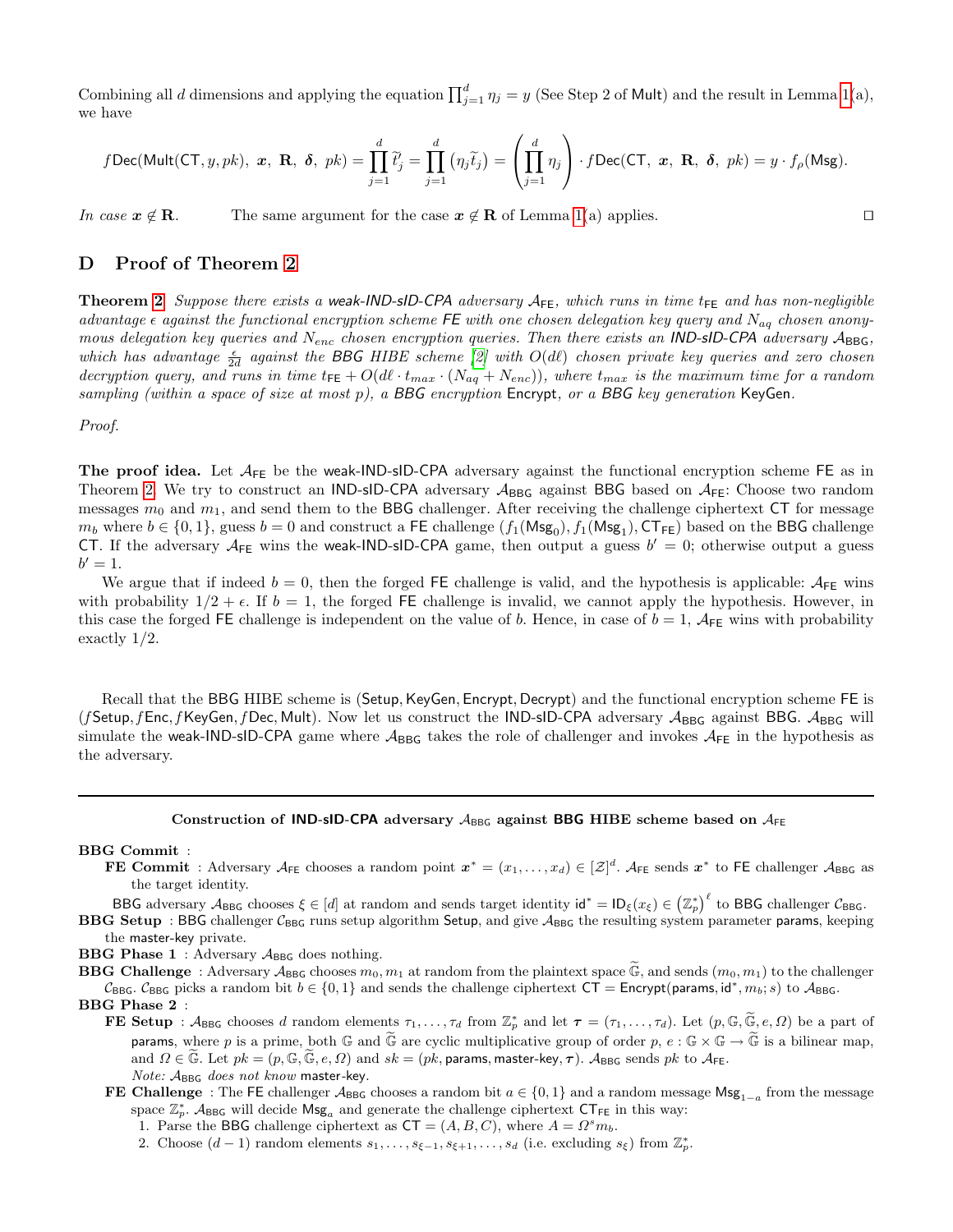Combining all $d$ dimensions and applying the equation $\prod_{j=1}^{d} \eta_j = y$ (See Step 2 of Mult) and the result in Lemma 1(a), we have

$$f\mathsf{Dec}(\mathsf{Mult}(\mathsf{CT}, y, pk),\ \boldsymbol{x},\ \mathbf{R},\ \boldsymbol{\delta},\ pk) = \prod_{j=1}^{d} \widetilde{t}'_j = \prod_{j=1}^{d} \left(\eta_j \widetilde{t}_j\right) = \left(\prod_{j=1}^{d} \eta_j\right) \cdot f\mathsf{Dec}(\mathsf{CT},\ \boldsymbol{x},\ \mathbf{R},\ \boldsymbol{\delta},\ pk) = y \cdot f_\rho(\mathsf{Msg}).$$

*In case* $\boldsymbol{x} \notin \mathbf{R}$. The same argument for the case $\boldsymbol{x} \notin \mathbf{R}$ of Lemma 1(a) applies. □

## D Proof of Theorem 2

**Theorem 2** *Suppose there exists a weak-IND-sID-CPA adversary $\mathcal{A}_{\mathsf{FE}}$, which runs in time $t_{\mathsf{FE}}$ and has non-negligible advantage $\epsilon$ against the functional encryption scheme FE with one chosen delegation key query and $N_{aq}$ chosen anonymous delegation key queries and $N_{enc}$ chosen encryption queries. Then there exists an IND-sID-CPA adversary $\mathcal{A}_{\mathsf{BBG}}$, which has advantage $\frac{\epsilon}{2d}$ against the BBG HIBE scheme [2] with $O(d\ell)$ chosen private key queries and zero chosen decryption query, and runs in time $t_{\mathsf{FE}} + O(d\ell \cdot t_{max} \cdot (N_{aq} + N_{enc}))$, where $t_{max}$ is the maximum time for a random sampling (within a space of size at most $p$), a BBG encryption* Encrypt*, or a BBG key generation* KeyGen.

*Proof.*

**The proof idea.** Let $\mathcal{A}_{\mathsf{FE}}$ be the weak-IND-sID-CPA adversary against the functional encryption scheme FE as in Theorem 2. We try to construct an IND-sID-CPA adversary $\mathcal{A}_{\mathsf{BBG}}$ against BBG based on $\mathcal{A}_{\mathsf{FE}}$: Choose two random messages $m_0$ and $m_1$, and send them to the BBG challenger. After receiving the challenge ciphertext CT for message $m_b$ where $b \in \{0, 1\}$, guess $b = 0$ and construct a FE challenge $(f_1(\mathsf{Msg}_0), f_1(\mathsf{Msg}_1), \mathsf{CT}_{\mathsf{FE}})$ based on the BBG challenge CT. If the adversary $\mathcal{A}_{\mathsf{FE}}$ wins the weak-IND-sID-CPA game, then output a guess $b' = 0$; otherwise output a guess $b' = 1$.

We argue that if indeed $b = 0$, then the forged FE challenge is valid, and the hypothesis is applicable: $\mathcal{A}_{\mathsf{FE}}$ wins with probability $1/2 + \epsilon$. If $b = 1$, the forged FE challenge is invalid, we cannot apply the hypothesis. However, in this case the forged FE challenge is independent on the value of $b$. Hence, in case of $b = 1$, $\mathcal{A}_{\mathsf{FE}}$ wins with probability exactly $1/2$.

Recall that the BBG HIBE scheme is (Setup, KeyGen, Encrypt, Decrypt) and the functional encryption scheme FE is ($f$Setup, $f$Enc, $f$KeyGen, $f$Dec, Mult). Now let us construct the IND-sID-CPA adversary $\mathcal{A}_{\mathsf{BBG}}$ against BBG. $\mathcal{A}_{\mathsf{BBG}}$ will simulate the weak-IND-sID-CPA game where $\mathcal{A}_{\mathsf{BBG}}$ takes the role of challenger and invokes $\mathcal{A}_{\mathsf{FE}}$ in the hypothesis as the adversary.

---

**Construction of IND-sID-CPA adversary $\mathcal{A}_{\mathsf{BBG}}$ against BBG HIBE scheme based on $\mathcal{A}_{\mathsf{FE}}$**

**BBG Commit** :

- **FE Commit** : Adversary $\mathcal{A}_{\mathsf{FE}}$ chooses a random point $\boldsymbol{x}^* = (x_1, \ldots, x_d) \in [\mathcal{Z}]^d$. $\mathcal{A}_{\mathsf{FE}}$ sends $\boldsymbol{x}^*$ to FE challenger $\mathcal{A}_{\mathsf{BBG}}$ as the target identity.

BBG adversary $\mathcal{A}_{\mathsf{BBG}}$ chooses $\xi \in [d]$ at random and sends target identity $\mathsf{id}^* = \mathsf{ID}_\xi(x_\xi) \in \left(\mathbb{Z}_p^*\right)^\ell$ to BBG challenger $\mathcal{C}_{\mathsf{BBG}}$.

**BBG Setup** : BBG challenger $\mathcal{C}_{\mathsf{BBG}}$ runs setup algorithm Setup, and give $\mathcal{A}_{\mathsf{BBG}}$ the resulting system parameter params, keeping the master-key private.

**BBG Phase 1** : Adversary $\mathcal{A}_{\mathsf{BBG}}$ does nothing.

**BBG Challenge** : Adversary $\mathcal{A}_{\mathsf{BBG}}$ chooses $m_0, m_1$ at random from the plaintext space $\widetilde{\mathbb{G}}$, and sends $(m_0, m_1)$ to the challenger $\mathcal{C}_{\mathsf{BBG}}$. $\mathcal{C}_{\mathsf{BBG}}$ picks a random bit $b \in \{0, 1\}$ and sends the challenge ciphertext $\mathsf{CT} = \mathsf{Encrypt}(\mathsf{params}, \mathsf{id}^*, m_b; s)$ to $\mathcal{A}_{\mathsf{BBG}}$.

**BBG Phase 2** :

- **FE Setup** : $\mathcal{A}_{\mathsf{BBG}}$ chooses $d$ random elements $\tau_1, \ldots, \tau_d$ from $\mathbb{Z}_p^*$ and let $\boldsymbol{\tau} = (\tau_1, \ldots, \tau_d)$. Let $(p, \mathbb{G}, \widetilde{\mathbb{G}}, e, \Omega)$ be a part of params, where $p$ is a prime, both $\mathbb{G}$ and $\widetilde{\mathbb{G}}$ are cyclic multiplicative group of order $p$, $e : \mathbb{G} \times \mathbb{G} \to \widetilde{\mathbb{G}}$ is a bilinear map, and $\Omega \in \widetilde{\mathbb{G}}$. Let $pk = (p, \mathbb{G}, \widetilde{\mathbb{G}}, e, \Omega)$ and $sk = (pk, \mathsf{params}, \mathsf{master\text{-}key}, \boldsymbol{\tau})$. $\mathcal{A}_{\mathsf{BBG}}$ sends $pk$ to $\mathcal{A}_{\mathsf{FE}}$.
  *Note: $\mathcal{A}_{\mathsf{BBG}}$ does not know* master-key.
- **FE Challenge** : The FE challenger $\mathcal{A}_{\mathsf{BBG}}$ chooses a random bit $a \in \{0, 1\}$ and a random message $\mathsf{Msg}_{1-a}$ from the message space $\mathbb{Z}_p^*$. $\mathcal{A}_{\mathsf{BBG}}$ will decide $\mathsf{Msg}_a$ and generate the challenge ciphertext $\mathsf{CT}_{\mathsf{FE}}$ in this way:
  1. Parse the BBG challenge ciphertext as $\mathsf{CT} = (A, B, C)$, where $A = \Omega^s m_b$.
  2. Choose $(d-1)$ random elements $s_1, \ldots, s_{\xi-1}, s_{\xi+1}, \ldots, s_d$ (i.e. excluding $s_\xi$) from $\mathbb{Z}_p^*$.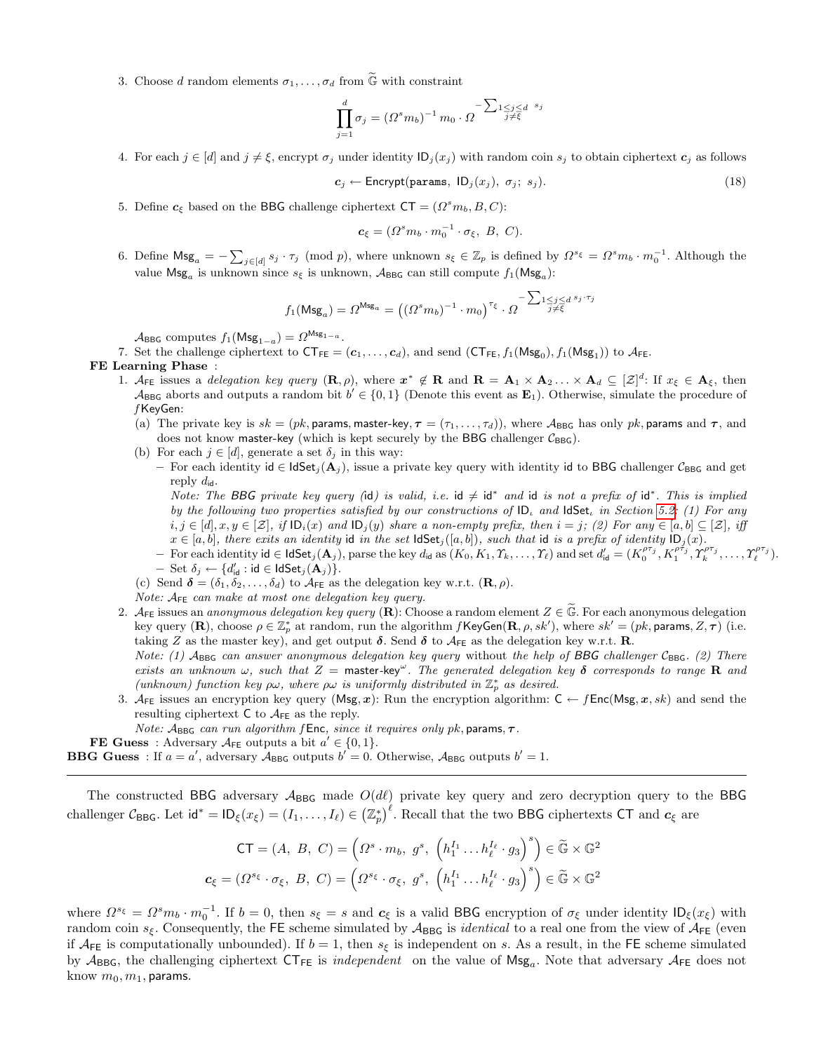3. Choose $d$ random elements $\sigma_1, \ldots, \sigma_d$ from $\widetilde{\mathbb{G}}$ with constraint

$$\prod_{j=1}^{d} \sigma_j = (\Omega^s m_b)^{-1} m_0 \cdot \Omega^{-\sum_{\substack{1 \leq j \leq d \\ j \neq \xi}} s_j}$$

4. For each $j \in [d]$ and $j \neq \xi$, encrypt $\sigma_j$ under identity $\mathsf{ID}_j(x_j)$ with random coin $s_j$ to obtain ciphertext $\boldsymbol{c}_j$ as follows

$$\boldsymbol{c}_j \leftarrow \mathsf{Encrypt}(\mathtt{params},\ \mathsf{ID}_j(x_j),\ \sigma_j;\ s_j). \tag{18}$$

5. Define $\boldsymbol{c}_\xi$ based on the BBG challenge ciphertext $\mathsf{CT} = (\Omega^s m_b, B, C)$:

$$\boldsymbol{c}_\xi = (\Omega^s m_b \cdot m_0^{-1} \cdot \sigma_\xi,\ B,\ C).$$

6. Define $\mathsf{Msg}_a = -\sum_{j \in [d]} s_j \cdot \tau_j \pmod p$, where unknown $s_\xi \in \mathbb{Z}_p$ is defined by $\Omega^{s_\xi} = \Omega^s m_b \cdot m_0^{-1}$. Although the value $\mathsf{Msg}_a$ is unknown since $s_\xi$ is unknown, $\mathcal{A}_{\mathsf{BBG}}$ can still compute $f_1(\mathsf{Msg}_a)$:

$$f_1(\mathsf{Msg}_a) = \Omega^{\mathsf{Msg}_a} = \left((\Omega^s m_b)^{-1} \cdot m_0\right)^{\tau_\xi} \cdot \Omega^{-\sum_{\substack{1 \leq j \leq d \\ j \neq \xi}} s_j \cdot \tau_j}$$

$\mathcal{A}_{\mathsf{BBG}}$ computes $f_1(\mathsf{Msg}_{1-a}) = \Omega^{\mathsf{Msg}_{1-a}}$.

7. Set the challenge ciphertext to $\mathsf{CT}_{\mathsf{FE}} = (\boldsymbol{c}_1, \ldots, \boldsymbol{c}_d)$, and send $(\mathsf{CT}_{\mathsf{FE}}, f_1(\mathsf{Msg}_0), f_1(\mathsf{Msg}_1))$ to $\mathcal{A}_{\mathsf{FE}}$.

**FE Learning Phase** :

1. $\mathcal{A}_{\mathsf{FE}}$ issues a *delegation key query* $(\mathbf{R}, \rho)$, where $\boldsymbol{x}^* \notin \mathbf{R}$ and $\mathbf{R} = \mathbf{A}_1 \times \mathbf{A}_2 \ldots \times \mathbf{A}_d \subseteq [\mathcal{Z}]^d$: If $x_\xi \in \mathbf{A}_\xi$, then $\mathcal{A}_{\mathsf{BBG}}$ aborts and outputs a random bit $b' \in \{0,1\}$ (Denote this event as $\mathbf{E}_1$). Otherwise, simulate the procedure of $f\mathsf{KeyGen}$:
   (a) The private key is $sk = (pk, \mathsf{params}, \mathsf{master\text{-}key}, \boldsymbol{\tau} = (\tau_1, \ldots, \tau_d))$, where $\mathcal{A}_{\mathsf{BBG}}$ has only $pk, \mathsf{params}$ and $\boldsymbol{\tau}$, and does not know $\mathsf{master\text{-}key}$ (which is kept securely by the BBG challenger $\mathcal{C}_{\mathsf{BBG}}$).
   (b) For each $j \in [d]$, generate a set $\delta_j$ in this way:
   - For each identity $\mathsf{id} \in \mathsf{IdSet}_j(\mathbf{A}_j)$, issue a private key query with identity $\mathsf{id}$ to BBG challenger $\mathcal{C}_{\mathsf{BBG}}$ and get reply $d_{\mathsf{id}}$.
     *Note: The BBG private key query ($\mathsf{id}$) is valid, i.e. $\mathsf{id} \neq \mathsf{id}^*$ and $\mathsf{id}$ is not a prefix of $\mathsf{id}^*$. This is implied by the following two properties satisfied by our constructions of $\mathsf{ID}_\iota$ and $\mathsf{IdSet}_\iota$ in Section 5.2: (1) For any $i, j \in [d], x, y \in [\mathcal{Z}]$, if $\mathsf{ID}_i(x)$ and $\mathsf{ID}_j(y)$ share a non-empty prefix, then $i = j$; (2) For any $\in [a,b] \subseteq [\mathcal{Z}]$, iff $x \in [a,b]$, there exits an identity $\mathsf{id}$ in the set $\mathsf{IdSet}_j([a,b])$, such that $\mathsf{id}$ is a prefix of identity $\mathsf{ID}_j(x)$.*
   - For each identity $\mathsf{id} \in \mathsf{IdSet}_j(\mathbf{A}_j)$, parse the key $d_{\mathsf{id}}$ as $(K_0, K_1, \Upsilon_k, \ldots, \Upsilon_\ell)$ and set $d'_{\mathsf{id}} = (K_0^{\rho\tau_j}, K_1^{\rho\tau_j}, \Upsilon_k^{\rho\tau_j}, \ldots, \Upsilon_\ell^{\rho\tau_j})$.
   - Set $\delta_j \leftarrow \{d'_{\mathsf{id}} : \mathsf{id} \in \mathsf{IdSet}_j(\mathbf{A}_j)\}$.
   (c) Send $\boldsymbol{\delta} = (\delta_1, \delta_2, \ldots, \delta_d)$ to $\mathcal{A}_{\mathsf{FE}}$ as the delegation key w.r.t. $(\mathbf{R}, \rho)$.
   *Note: $\mathcal{A}_{\mathsf{FE}}$ can make at most one delegation key query.*
2. $\mathcal{A}_{\mathsf{FE}}$ issues an *anonymous delegation key query* $(\mathbf{R})$: Choose a random element $Z \in \widetilde{\mathbb{G}}$. For each anonymous delegation key query $(\mathbf{R})$, choose $\rho \in \mathbb{Z}_p^*$ at random, run the algorithm $f\mathsf{KeyGen}(\mathbf{R}, \rho, sk')$, where $sk' = (pk, \mathsf{params}, Z, \boldsymbol{\tau})$ (i.e. taking $Z$ as the master key), and get output $\boldsymbol{\delta}$. Send $\boldsymbol{\delta}$ to $\mathcal{A}_{\mathsf{FE}}$ as the delegation key w.r.t. $\mathbf{R}$.
   *Note: (1) $\mathcal{A}_{\mathsf{BBG}}$ can answer anonymous delegation key query* without *the help of BBG challenger $\mathcal{C}_{\mathsf{BBG}}$. (2) There exists an unknown $\omega$, such that $Z = \mathsf{master\text{-}key}^\omega$. The generated delegation key $\boldsymbol{\delta}$ corresponds to range $\mathbf{R}$ and (unknown) function key $\rho\omega$, where $\rho\omega$ is uniformly distributed in $\mathbb{Z}_p^*$ as desired.*
3. $\mathcal{A}_{\mathsf{FE}}$ issues an encryption key query $(\mathsf{Msg}, \boldsymbol{x})$: Run the encryption algorithm: $\mathsf{C} \leftarrow f\mathsf{Enc}(\mathsf{Msg}, \boldsymbol{x}, sk)$ and send the resulting ciphertext $\mathsf{C}$ to $\mathcal{A}_{\mathsf{FE}}$ as the reply.
   *Note: $\mathcal{A}_{\mathsf{BBG}}$ can run algorithm $f\mathsf{Enc}$, since it requires only $pk, \mathsf{params}, \boldsymbol{\tau}$.*

**FE Guess** : Adversary $\mathcal{A}_{\mathsf{FE}}$ outputs a bit $a' \in \{0,1\}$.

**BBG Guess** : If $a = a'$, adversary $\mathcal{A}_{\mathsf{BBG}}$ outputs $b' = 0$. Otherwise, $\mathcal{A}_{\mathsf{BBG}}$ outputs $b' = 1$.

---

The constructed BBG adversary $\mathcal{A}_{\mathsf{BBG}}$ made $O(d\ell)$ private key query and zero decryption query to the BBG challenger $\mathcal{C}_{\mathsf{BBG}}$. Let $\mathsf{id}^* = \mathsf{ID}_\xi(x_\xi) = (I_1, \ldots, I_\ell) \in (\mathbb{Z}_p^*)^\ell$. Recall that the two BBG ciphertexts $\mathsf{CT}$ and $\boldsymbol{c}_\xi$ are

$$\mathsf{CT} = (A,\ B,\ C) = \left(\Omega^s \cdot m_b,\ g^s,\ \left(h_1^{I_1} \ldots h_\ell^{I_\ell} \cdot g_3\right)^s\right) \in \widetilde{\mathbb{G}} \times \mathbb{G}^2$$

$$\boldsymbol{c}_\xi = (\Omega^{s_\xi} \cdot \sigma_\xi,\ B,\ C) = \left(\Omega^{s_\xi} \cdot \sigma_\xi,\ g^s,\ \left(h_1^{I_1} \ldots h_\ell^{I_\ell} \cdot g_3\right)^s\right) \in \widetilde{\mathbb{G}} \times \mathbb{G}^2$$

where $\Omega^{s_\xi} = \Omega^s m_b \cdot m_0^{-1}$. If $b = 0$, then $s_\xi = s$ and $\boldsymbol{c}_\xi$ is a valid BBG encryption of $\sigma_\xi$ under identity $\mathsf{ID}_\xi(x_\xi)$ with random coin $s_\xi$. Consequently, the FE scheme simulated by $\mathcal{A}_{\mathsf{BBG}}$ is *identical* to a real one from the view of $\mathcal{A}_{\mathsf{FE}}$ (even if $\mathcal{A}_{\mathsf{FE}}$ is computationally unbounded). If $b = 1$, then $s_\xi$ is independent on $s$. As a result, in the FE scheme simulated by $\mathcal{A}_{\mathsf{BBG}}$, the challenging ciphertext $\mathsf{CT}_{\mathsf{FE}}$ is *independent* on the value of $\mathsf{Msg}_a$. Note that adversary $\mathcal{A}_{\mathsf{FE}}$ does not know $m_0, m_1, \mathsf{params}$.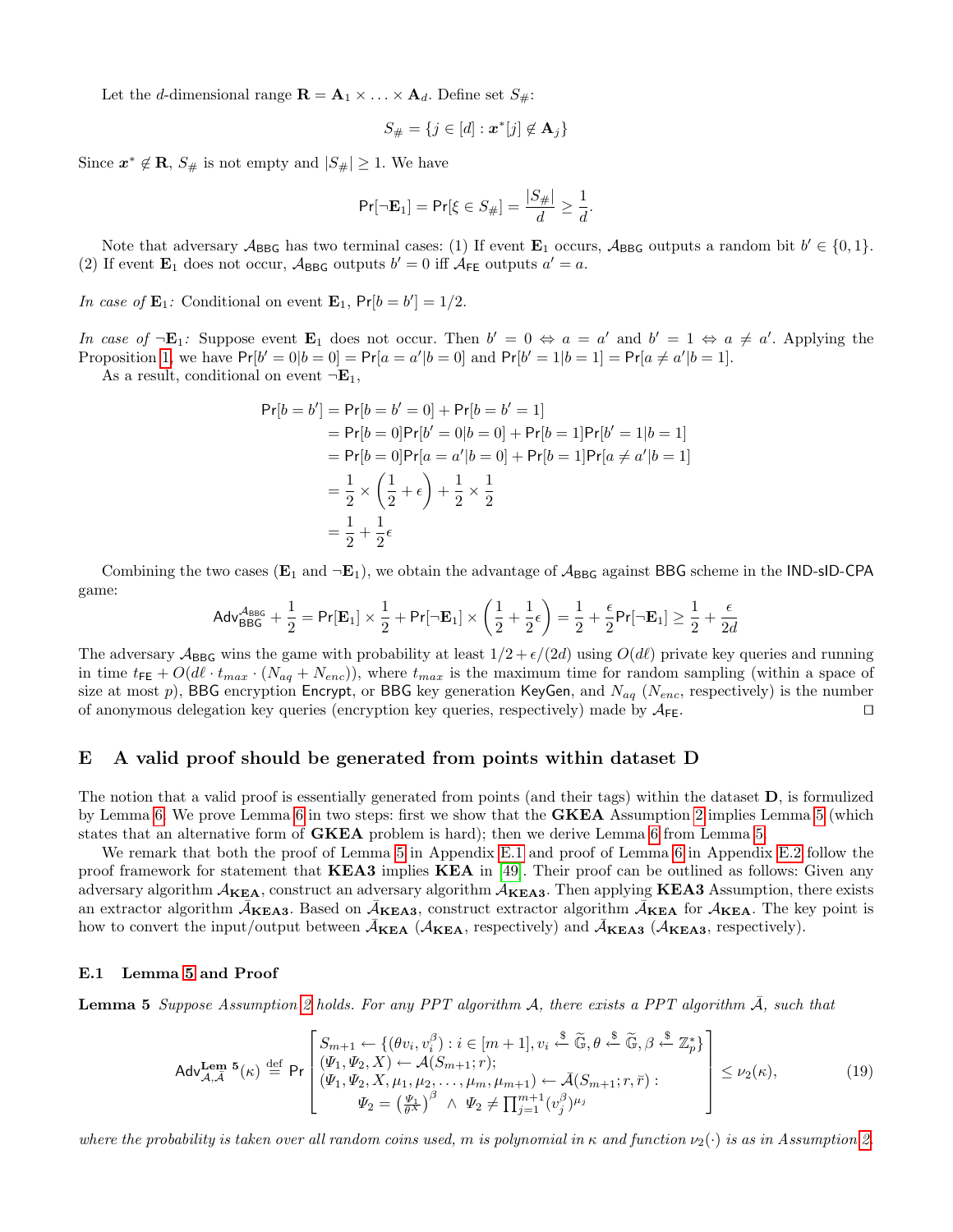Let the $d$-dimensional range $\mathbf{R} = \mathbf{A}_1 \times \ldots \times \mathbf{A}_d$. Define set $S_\#$:

$$S_\# = \{j \in [d] : \boldsymbol{x}^*[j] \notin \mathbf{A}_j\}$$

Since $\boldsymbol{x}^* \notin \mathbf{R}$, $S_\#$ is not empty and $|S_\#| \geq 1$. We have

$$\mathsf{Pr}[\neg \mathbf{E}_1] = \mathsf{Pr}[\xi \in S_\#] = \frac{|S_\#|}{d} \geq \frac{1}{d}.$$

Note that adversary $\mathcal{A}_{\mathsf{BBG}}$ has two terminal cases: (1) If event $\mathbf{E}_1$ occurs, $\mathcal{A}_{\mathsf{BBG}}$ outputs a random bit $b' \in \{0,1\}$. (2) If event $\mathbf{E}_1$ does not occur, $\mathcal{A}_{\mathsf{BBG}}$ outputs $b' = 0$ iff $\mathcal{A}_{\mathsf{FE}}$ outputs $a' = a$.

*In case of* $\mathbf{E}_1$*:* Conditional on event $\mathbf{E}_1$, $\mathsf{Pr}[b = b'] = 1/2$.

*In case of* $\neg\mathbf{E}_1$*:* Suppose event $\mathbf{E}_1$ does not occur. Then $b' = 0 \Leftrightarrow a = a'$ and $b' = 1 \Leftrightarrow a \neq a'$. Applying the Proposition 1, we have $\mathsf{Pr}[b' = 0 | b = 0] = \mathsf{Pr}[a = a' | b = 0]$ and $\mathsf{Pr}[b' = 1 | b = 1] = \mathsf{Pr}[a \neq a' | b = 1]$.

As a result, conditional on event $\neg\mathbf{E}_1$,

$$\begin{aligned}
\mathsf{Pr}[b = b'] &= \mathsf{Pr}[b = b' = 0] + \mathsf{Pr}[b = b' = 1] \\
&= \mathsf{Pr}[b = 0]\mathsf{Pr}[b' = 0 | b = 0] + \mathsf{Pr}[b = 1]\mathsf{Pr}[b' = 1 | b = 1] \\
&= \mathsf{Pr}[b = 0]\mathsf{Pr}[a = a' | b = 0] + \mathsf{Pr}[b = 1]\mathsf{Pr}[a \neq a' | b = 1] \\
&= \frac{1}{2} \times \left(\frac{1}{2} + \epsilon\right) + \frac{1}{2} \times \frac{1}{2} \\
&= \frac{1}{2} + \frac{1}{2}\epsilon
\end{aligned}$$

Combining the two cases ($\mathbf{E}_1$ and $\neg\mathbf{E}_1$), we obtain the advantage of $\mathcal{A}_{\mathsf{BBG}}$ against $\mathsf{BBG}$ scheme in the $\mathsf{IND\text{-}sID\text{-}CPA}$ game:

$$\mathsf{Adv}_{\mathsf{BBG}}^{\mathcal{A}_{\mathsf{BBG}}} + \frac{1}{2} = \mathsf{Pr}[\mathbf{E}_1] \times \frac{1}{2} + \mathsf{Pr}[\neg\mathbf{E}_1] \times \left(\frac{1}{2} + \frac{1}{2}\epsilon\right) = \frac{1}{2} + \frac{\epsilon}{2}\mathsf{Pr}[\neg\mathbf{E}_1] \geq \frac{1}{2} + \frac{\epsilon}{2d}$$

The adversary $\mathcal{A}_{\mathsf{BBG}}$ wins the game with probability at least $1/2 + \epsilon/(2d)$ using $O(d\ell)$ private key queries and running in time $t_{\mathsf{FE}} + O(d\ell \cdot t_{max} \cdot (N_{aq} + N_{enc}))$, where $t_{max}$ is the maximum time for random sampling (within a space of size at most $p$), $\mathsf{BBG}$ encryption $\mathsf{Encrypt}$, or $\mathsf{BBG}$ key generation $\mathsf{KeyGen}$, and $N_{aq}$ ($N_{enc}$, respectively) is the number of anonymous delegation key queries (encryption key queries, respectively) made by $\mathcal{A}_{\mathsf{FE}}$. ◻

# E A valid proof should be generated from points within dataset D

The notion that a valid proof is essentially generated from points (and their tags) within the dataset $\mathbf{D}$, is formulized by Lemma 6. We prove Lemma 6 in two steps: first we show that the **GKEA** Assumption 2 implies Lemma 5 (which states that an alternative form of **GKEA** problem is hard); then we derive Lemma 6 from Lemma 5.

We remark that both the proof of Lemma 5 in Appendix E.1 and proof of Lemma 6 in Appendix E.2 follow the proof framework for statement that **KEA3** implies **KEA** in [49]. Their proof can be outlined as follows: Given any adversary algorithm $\mathcal{A}_{\mathbf{KEA}}$, construct an adversary algorithm $\mathcal{A}_{\mathbf{KEA3}}$. Then applying **KEA3** Assumption, there exists an extractor algorithm $\bar{\mathcal{A}}_{\mathbf{KEA3}}$. Based on $\bar{\mathcal{A}}_{\mathbf{KEA3}}$, construct extractor algorithm $\bar{\mathcal{A}}_{\mathbf{KEA}}$ for $\mathcal{A}_{\mathbf{KEA}}$. The key point is how to convert the input/output between $\bar{\mathcal{A}}_{\mathbf{KEA}}$ ($\mathcal{A}_{\mathbf{KEA}}$, respectively) and $\bar{\mathcal{A}}_{\mathbf{KEA3}}$ ($\mathcal{A}_{\mathbf{KEA3}}$, respectively).

## E.1 Lemma 5 and Proof

**Lemma 5** *Suppose Assumption 2 holds. For any PPT algorithm $\mathcal{A}$, there exists a PPT algorithm $\bar{\mathcal{A}}$, such that*

$$\mathsf{Adv}_{\mathcal{A},\bar{\mathcal{A}}}^{\mathbf{Lem\ 5}}(\kappa) \stackrel{\text{def}}{=} \mathsf{Pr}\left[\begin{array}{l} S_{m+1} \leftarrow \{(\theta v_i, v_i^\beta) : i \in [m+1], v_i \xleftarrow{\$} \widetilde{\mathbb{G}}, \theta \xleftarrow{\$} \widetilde{\mathbb{G}}, \beta \xleftarrow{\$} \mathbb{Z}_p^*\} \\ (\Psi_1, \Psi_2, X) \leftarrow \mathcal{A}(S_{m+1}; r); \\ (\Psi_1, \Psi_2, X, \mu_1, \mu_2, \ldots, \mu_m, \mu_{m+1}) \leftarrow \bar{\mathcal{A}}(S_{m+1}; r, \bar{r}) : \\ \qquad \Psi_2 = \left(\frac{\Psi_1}{\theta^X}\right)^\beta \ \wedge \ \Psi_2 \neq \prod_{j=1}^{m+1} (v_j^\beta)^{\mu_j} \end{array}\right] \leq \nu_2(\kappa), \tag{19}$$

*where the probability is taken over all random coins used, $m$ is polynomial in $\kappa$ and function $\nu_2(\cdot)$ is as in Assumption 2.*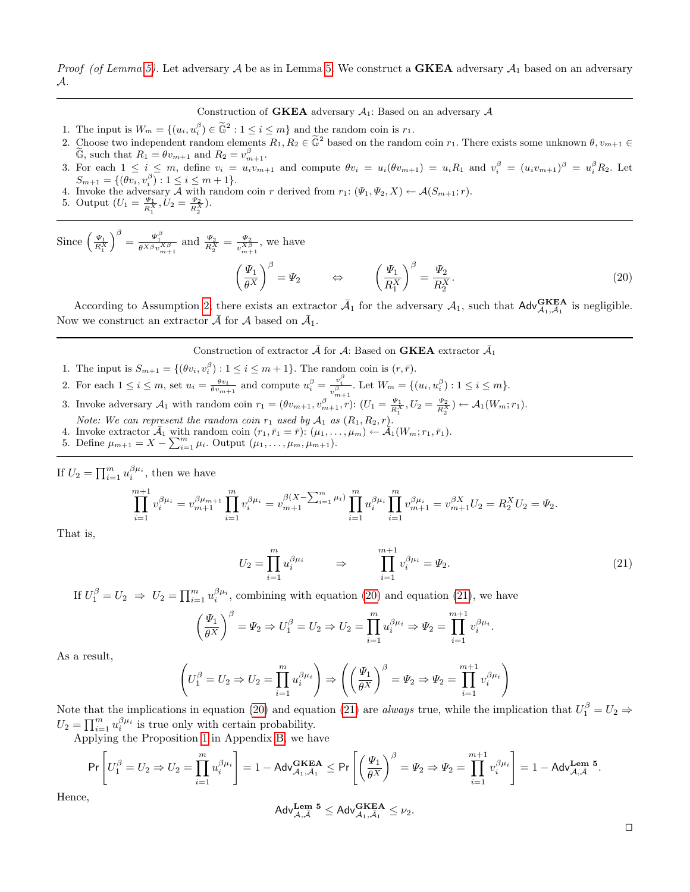*Proof (of Lemma 5).* Let adversary $\mathcal{A}$ be as in Lemma 5. We construct a **GKEA** adversary $\mathcal{A}_1$ based on an adversary $\mathcal{A}$.

---

Construction of **GKEA** adversary $\mathcal{A}_1$: Based on an adversary $\mathcal{A}$

1. The input is $W_m = \{(u_i, u_i^\beta) \in \widetilde{\mathbb{G}}^2 : 1 \le i \le m\}$ and the random coin is $r_1$.
2. Choose two independent random elements $R_1, R_2 \in \widetilde{\mathbb{G}}^2$ based on the random coin $r_1$. There exists some unknown $\theta, v_{m+1} \in \widetilde{\mathbb{G}}$, such that $R_1 = \theta v_{m+1}$ and $R_2 = v_{m+1}^\beta$.
3. For each $1 \le i \le m$, define $v_i = u_i v_{m+1}$ and compute $\theta v_i = u_i(\theta v_{m+1}) = u_i R_1$ and $v_i^\beta = (u_i v_{m+1})^\beta = u_i^\beta R_2$. Let $S_{m+1} = \{(\theta v_i, v_i^\beta) : 1 \le i \le m+1\}$.
4. Invoke the adversary $\mathcal{A}$ with random coin $r$ derived from $r_1$: $(\Psi_1, \Psi_2, X) \leftarrow \mathcal{A}(S_{m+1}; r)$.
5. Output $(U_1 = \frac{\Psi_1}{R_1^X}, U_2 = \frac{\Psi_2}{R_2^X})$.

---

Since $\left(\frac{\Psi_1}{R_1^X}\right)^\beta = \frac{\Psi_1^\beta}{\theta^{X\beta} v_{m+1}^{X\beta}}$ and $\frac{\Psi_2}{R_2^X} = \frac{\Psi_2}{v_{m+1}^{X\beta}}$, we have

$$\left(\frac{\Psi_1}{\theta^X}\right)^\beta = \Psi_2 \qquad \Leftrightarrow \qquad \left(\frac{\Psi_1}{R_1^X}\right)^\beta = \frac{\Psi_2}{R_2^X}. \tag{20}$$

According to Assumption 2, there exists an extractor $\bar{\mathcal{A}}_1$ for the adversary $\mathcal{A}_1$, such that $\mathsf{Adv}^{\mathbf{GKEA}}_{\mathcal{A}_1,\bar{\mathcal{A}}_1}$ is negligible. Now we construct an extractor $\bar{\mathcal{A}}$ for $\mathcal{A}$ based on $\bar{\mathcal{A}}_1$.

---

Construction of extractor $\bar{\mathcal{A}}$ for $\mathcal{A}$: Based on **GKEA** extractor $\bar{\mathcal{A}}_1$

1. The input is $S_{m+1} = \{(\theta v_i, v_i^\beta) : 1 \le i \le m+1\}$. The random coin is $(r, \bar{r})$.
2. For each $1 \le i \le m$, set $u_i = \frac{\theta v_i}{\theta v_{m+1}}$ and compute $u_i^\beta = \frac{v_i^\beta}{v_{m+1}^\beta}$. Let $W_m = \{(u_i, u_i^\beta) : 1 \le i \le m\}$.
3. Invoke adversary $\mathcal{A}_1$ with random coin $r_1 = (\theta v_{m+1}, v_{m+1}^\beta, r)$: $(U_1 = \frac{\Psi_1}{R_1^X}, U_2 = \frac{\Psi_2}{R_2^X}) \leftarrow \mathcal{A}_1(W_m; r_1)$.
   *Note: We can represent the random coin $r_1$ used by $\mathcal{A}_1$ as $(R_1, R_2, r)$.*
4. Invoke extractor $\bar{\mathcal{A}}_1$ with random coin $(r_1, \bar{r}_1 = \bar{r})$: $(\mu_1, \ldots, \mu_m) \leftarrow \bar{\mathcal{A}}_1(W_m; r_1, \bar{r}_1)$.
5. Define $\mu_{m+1} = X - \sum_{i=1}^m \mu_i$. Output $(\mu_1, \ldots, \mu_m, \mu_{m+1})$.

---

If $U_2 = \prod_{i=1}^m u_i^{\beta\mu_i}$, then we have

$$\prod_{i=1}^{m+1} v_i^{\beta\mu_i} = v_{m+1}^{\beta\mu_{m+1}} \prod_{i=1}^m v_i^{\beta\mu_i} = v_{m+1}^{\beta(X - \sum_{i=1}^m \mu_i)} \prod_{i=1}^m u_i^{\beta\mu_i} \prod_{i=1}^m v_{m+1}^{\beta\mu_i} = v_{m+1}^{\beta X} U_2 = R_2^X U_2 = \Psi_2.$$

That is,

$$U_2 = \prod_{i=1}^m u_i^{\beta\mu_i} \qquad \Rightarrow \qquad \prod_{i=1}^{m+1} v_i^{\beta\mu_i} = \Psi_2. \tag{21}$$

If $U_1^\beta = U_2 \Rightarrow U_2 = \prod_{i=1}^m u_i^{\beta\mu_i}$, combining with equation (20) and equation (21), we have

$$\left(\frac{\Psi_1}{\theta^X}\right)^\beta = \Psi_2 \Rightarrow U_1^\beta = U_2 \Rightarrow U_2 = \prod_{i=1}^m u_i^{\beta\mu_i} \Rightarrow \Psi_2 = \prod_{i=1}^{m+1} v_i^{\beta\mu_i}.$$

As a result,

$$\left(U_1^\beta = U_2 \Rightarrow U_2 = \prod_{i=1}^m u_i^{\beta\mu_i}\right) \Rightarrow \left(\left(\frac{\Psi_1}{\theta^X}\right)^\beta = \Psi_2 \Rightarrow \Psi_2 = \prod_{i=1}^{m+1} v_i^{\beta\mu_i}\right)$$

Note that the implications in equation (20) and equation (21) are *always* true, while the implication that $U_1^\beta = U_2 \Rightarrow U_2 = \prod_{i=1}^m u_i^{\beta\mu_i}$ is true only with certain probability.

Applying the Proposition 1 in Appendix B, we have

$$\Pr\left[U_1^\beta = U_2 \Rightarrow U_2 = \prod_{i=1}^m u_i^{\beta\mu_i}\right] = 1 - \mathsf{Adv}^{\mathbf{GKEA}}_{\mathcal{A}_1,\bar{\mathcal{A}}_1} \le \Pr\left[\left(\frac{\Psi_1}{\theta^X}\right)^\beta = \Psi_2 \Rightarrow \Psi_2 = \prod_{i=1}^{m+1} v_i^{\beta\mu_i}\right] = 1 - \mathsf{Adv}^{\mathbf{Lem\ 5}}_{\mathcal{A},\bar{\mathcal{A}}}.$$

Hence,

$$\mathsf{Adv}^{\mathbf{Lem\ 5}}_{\mathcal{A},\bar{\mathcal{A}}} \le \mathsf{Adv}^{\mathbf{GKEA}}_{\mathcal{A}_1,\bar{\mathcal{A}}_1} \le \nu_2.$$

□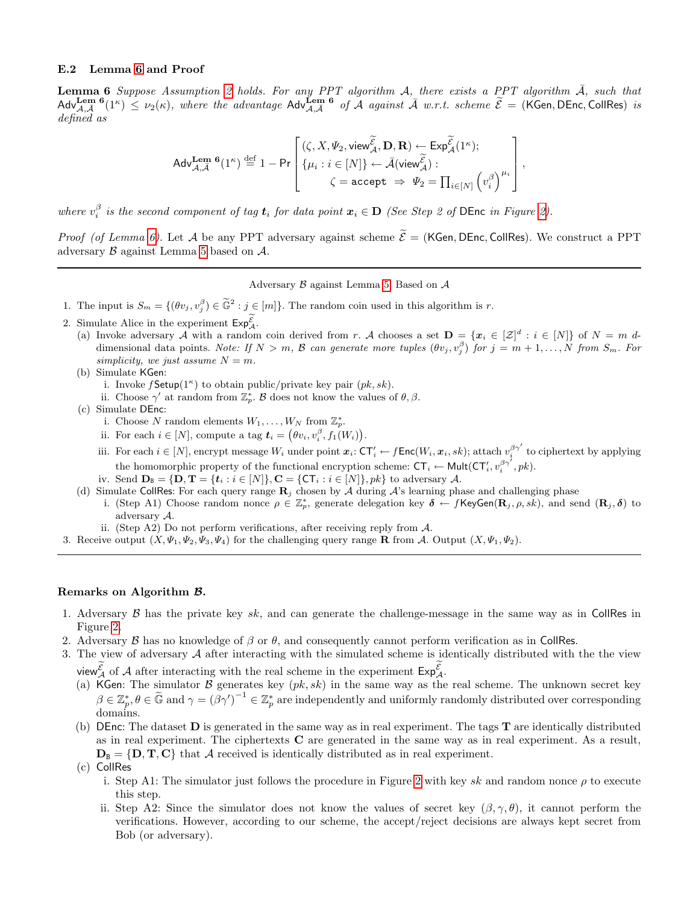### E.2 Lemma 6 and Proof

**Lemma 6** *Suppose Assumption 2 holds. For any PPT algorithm $\mathcal{A}$, there exists a PPT algorithm $\bar{\mathcal{A}}$, such that $\mathsf{Adv}^{\mathbf{Lem\ 6}}_{\mathcal{A},\bar{\mathcal{A}}}(1^\kappa) \leq \nu_2(\kappa)$, where the advantage $\mathsf{Adv}^{\mathbf{Lem\ 6}}_{\mathcal{A},\bar{\mathcal{A}}}$ of $\mathcal{A}$ against $\bar{\mathcal{A}}$ w.r.t. scheme $\widetilde{\mathcal{E}} = (\mathsf{KGen}, \mathsf{DEnc}, \mathsf{CollRes})$ is defined as*

$$\mathsf{Adv}^{\mathbf{Lem\ 6}}_{\mathcal{A},\bar{\mathcal{A}}}(1^\kappa) \stackrel{\text{def}}{=} 1 - \Pr\left[\begin{array}{l}(\zeta, X, \Psi_2, \mathsf{view}^{\widetilde{\mathcal{E}}}_{\mathcal{A}}, \mathbf{D}, \mathbf{R}) \leftarrow \mathsf{Exp}^{\widetilde{\mathcal{E}}}_{\mathcal{A}}(1^\kappa);\\ \{\mu_i : i \in [N]\} \leftarrow \bar{\mathcal{A}}(\mathsf{view}^{\widetilde{\mathcal{E}}}_{\mathcal{A}}):\\ \qquad \zeta = \mathtt{accept} \ \Rightarrow \ \Psi_2 = \prod_{i \in [N]} \left(v_i^\beta\right)^{\mu_i}\end{array}\right],$$

*where $v_i^\beta$ is the second component of tag $\boldsymbol{t}_i$ for data point $\boldsymbol{x}_i \in \mathbf{D}$ (See Step 2 of* DEnc *in Figure 2).*

*Proof (of Lemma 6).* Let $\mathcal{A}$ be any PPT adversary against scheme $\widetilde{\mathcal{E}} = (\mathsf{KGen}, \mathsf{DEnc}, \mathsf{CollRes})$. We construct a PPT adversary $\mathcal{B}$ against Lemma 5 based on $\mathcal{A}$.

---

Adversary $\mathcal{B}$ against Lemma 5. Based on $\mathcal{A}$

1. The input is $S_m = \{(\theta v_j, v_j^\beta) \in \widetilde{\mathbb{G}}^2 : j \in [m]\}$. The random coin used in this algorithm is $r$.
2. Simulate Alice in the experiment $\mathsf{Exp}^{\widetilde{\mathcal{E}}}_{\mathcal{A}}$.
   (a) Invoke adversary $\mathcal{A}$ with a random coin derived from $r$. $\mathcal{A}$ chooses a set $\mathbf{D} = \{\boldsymbol{x}_i \in [\mathcal{Z}]^d : i \in [N]\}$ of $N = m$ $d$-dimensional data points. *Note: If $N > m$, $\mathcal{B}$ can generate more tuples $(\theta v_j, v_j^\beta)$ for $j = m+1, \ldots, N$ from $S_m$. For simplicity, we just assume $N = m$.*
   (b) Simulate KGen:
      i. Invoke $f\mathsf{Setup}(1^\kappa)$ to obtain public/private key pair $(pk, sk)$.
      ii. Choose $\gamma'$ at random from $\mathbb{Z}_p^*$. $\mathcal{B}$ does not know the values of $\theta, \beta$.
   (c) Simulate DEnc:
      i. Choose $N$ random elements $W_1, \ldots, W_N$ from $\mathbb{Z}_p^*$.
      ii. For each $i \in [N]$, compute a tag $\boldsymbol{t}_i = \left(\theta v_i, v_i^\beta, f_1(W_i)\right)$.
      iii. For each $i \in [N]$, encrypt message $W_i$ under point $\boldsymbol{x}_i$: $\mathsf{CT}'_i \leftarrow f\mathsf{Enc}(W_i, \boldsymbol{x}_i, sk)$; attach $v_i^{\beta\gamma'}$ to ciphertext by applying the homomorphic property of the functional encryption scheme: $\mathsf{CT}_i \leftarrow \mathsf{Mult}(\mathsf{CT}'_i, v_i^{\beta\gamma'}, pk)$.
      iv. Send $\mathbf{D}_\mathtt{B} = \{\mathbf{D}, \mathbf{T} = \{\boldsymbol{t}_i : i \in [N]\}, \mathbf{C} = \{\mathsf{CT}_i : i \in [N]\}, pk\}$ to adversary $\mathcal{A}$.
   (d) Simulate CollRes: For each query range $\mathbf{R}_j$ chosen by $\mathcal{A}$ during $\mathcal{A}$'s learning phase and challenging phase
      i. (Step A1) Choose random nonce $\rho \in \mathbb{Z}_p^*$, generate delegation key $\boldsymbol{\delta} \leftarrow f\mathsf{KeyGen}(\mathbf{R}_j, \rho, sk)$, and send $(\mathbf{R}_j, \boldsymbol{\delta})$ to adversary $\mathcal{A}$.
      ii. (Step A2) Do not perform verifications, after receiving reply from $\mathcal{A}$.
3. Receive output $(X, \Psi_1, \Psi_2, \Psi_3, \Psi_4)$ for the challenging query range $\mathbf{R}$ from $\mathcal{A}$. Output $(X, \Psi_1, \Psi_2)$.

---

**Remarks on Algorithm $\mathcal{B}$.**

1. Adversary $\mathcal{B}$ has the private key $sk$, and can generate the challenge-message in the same way as in CollRes in Figure 2.
2. Adversary $\mathcal{B}$ has no knowledge of $\beta$ or $\theta$, and consequently cannot perform verification as in CollRes.
3. The view of adversary $\mathcal{A}$ after interacting with the simulated scheme is identically distributed with the the view $\mathsf{view}^{\widetilde{\mathcal{E}}}_{\mathcal{A}}$ of $\mathcal{A}$ after interacting with the real scheme in the experiment $\mathsf{Exp}^{\widetilde{\mathcal{E}}}_{\mathcal{A}}$.
   (a) KGen: The simulator $\mathcal{B}$ generates key $(pk, sk)$ in the same way as the real scheme. The unknown secret key $\beta \in \mathbb{Z}_p^*, \theta \in \widetilde{\mathbb{G}}$ and $\gamma = (\beta\gamma')^{-1} \in \mathbb{Z}_p^*$ are independently and uniformly randomly distributed over corresponding domains.
   (b) DEnc: The dataset $\mathbf{D}$ is generated in the same way as in real experiment. The tags $\mathbf{T}$ are identically distributed as in real experiment. The ciphertexts $\mathbf{C}$ are generated in the same way as in real experiment. As a result, $\mathbf{D}_\mathtt{B} = \{\mathbf{D}, \mathbf{T}, \mathbf{C}\}$ that $\mathcal{A}$ received is identically distributed as in real experiment.
   (c) CollRes
      i. Step A1: The simulator just follows the procedure in Figure 2 with key $sk$ and random nonce $\rho$ to execute this step.
      ii. Step A2: Since the simulator does not know the values of secret key $(\beta, \gamma, \theta)$, it cannot perform the verifications. However, according to our scheme, the accept/reject decisions are always kept secret from Bob (or adversary).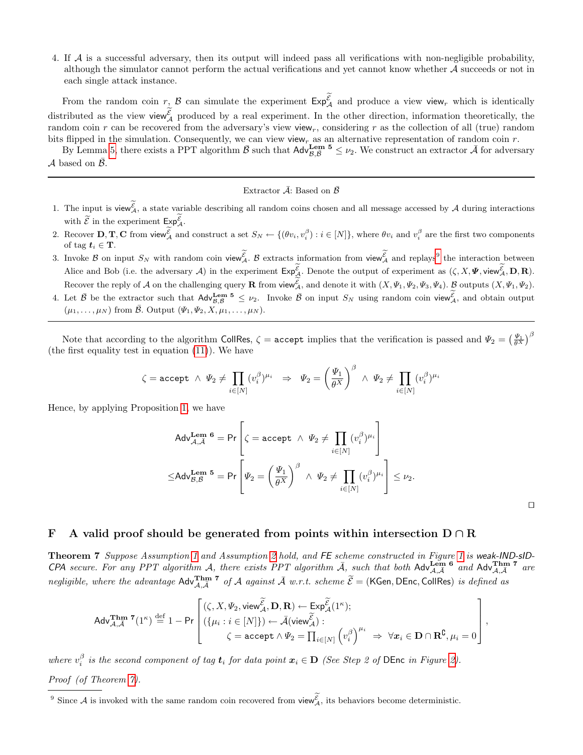4. If $\mathcal{A}$ is a successful adversary, then its output will indeed pass all verifications with non-negligible probability, although the simulator cannot perform the actual verifications and yet cannot know whether $\mathcal{A}$ succeeds or not in each single attack instance.

From the random coin $r$, $\mathcal{B}$ can simulate the experiment $\mathsf{Exp}_{\mathcal{A}}^{\widetilde{\mathcal{E}}}$ and produce a view $\mathsf{view}_r$ which is identically distributed as the view $\mathsf{view}_{\mathcal{A}}^{\widetilde{\mathcal{E}}}$ produced by a real experiment. In the other direction, information theoretically, the random coin $r$ can be recovered from the adversary's view $\mathsf{view}_r$, considering $r$ as the collection of all (true) random bits flipped in the simulation. Consequently, we can view $\mathsf{view}_r$ as an alternative representation of random coin $r$.

By Lemma 5, there exists a PPT algorithm $\bar{\mathcal{B}}$ such that $\mathsf{Adv}_{\mathcal{B},\bar{\mathcal{B}}}^{\mathbf{Lem\ 5}} \leq \nu_2$. We construct an extractor $\bar{\mathcal{A}}$ for adversary $\mathcal{A}$ based on $\bar{\mathcal{B}}$.

---

Extractor $\bar{\mathcal{A}}$: Based on $\bar{\mathcal{B}}$

1. The input is $\mathsf{view}_{\mathcal{A}}^{\widetilde{\mathcal{E}}}$, a state variable describing all random coins chosen and all message accessed by $\mathcal{A}$ during interactions with $\widetilde{\mathcal{E}}$ in the experiment $\mathsf{Exp}_{\mathcal{A}}^{\widetilde{\mathcal{E}}}$.
2. Recover $\mathbf{D}, \mathbf{T}, \mathbf{C}$ from $\mathsf{view}_{\mathcal{A}}^{\widetilde{\mathcal{E}}}$ and construct a set $S_N \leftarrow \{(\theta v_i, v_i^{\beta}) : i \in [N]\}$, where $\theta v_i$ and $v_i^{\beta}$ are the first two components of tag $\boldsymbol{t}_i \in \mathbf{T}$.
3. Invoke $\mathcal{B}$ on input $S_N$ with random coin $\mathsf{view}_{\mathcal{A}}^{\widetilde{\mathcal{E}}}$. $\mathcal{B}$ extracts information from $\mathsf{view}_{\mathcal{A}}^{\widetilde{\mathcal{E}}}$ and replays[9] the interaction between Alice and Bob (i.e. the adversary $\mathcal{A}$) in the experiment $\mathsf{Exp}_{\mathcal{A}}^{\widetilde{\mathcal{E}}}$. Denote the output of experiment as $(\zeta, X, \boldsymbol{\Psi}, \mathsf{view}_{\mathcal{A}}^{\widetilde{\mathcal{E}}}, \mathbf{D}, \mathbf{R})$. Recover the reply of $\mathcal{A}$ on the challenging query $\mathbf{R}$ from $\mathsf{view}_{\mathcal{A}}^{\widetilde{\mathcal{E}}}$, and denote it with $(X, \Psi_1, \Psi_2, \Psi_3, \Psi_4)$. $\mathcal{B}$ outputs $(X, \Psi_1, \Psi_2)$.
4. Let $\bar{\mathcal{B}}$ be the extractor such that $\mathsf{Adv}_{\mathcal{B},\bar{\mathcal{B}}}^{\mathbf{Lem\ 5}} \leq \nu_2$. Invoke $\bar{\mathcal{B}}$ on input $S_N$ using random coin $\mathsf{view}_{\mathcal{A}}^{\widetilde{\mathcal{E}}}$, and obtain output $(\mu_1, \ldots, \mu_N)$ from $\bar{\mathcal{B}}$. Output $(\Psi_1, \Psi_2, X, \mu_1, \ldots, \mu_N)$.

---

Note that according to the algorithm $\mathsf{CollRes}$, $\zeta = \mathtt{accept}$ implies that the verification is passed and $\Psi_2 = \left(\frac{\Psi_1}{\theta^X}\right)^{\beta}$ (the first equality test in equation (11)). We have

$$\zeta = \mathtt{accept} \ \wedge \ \Psi_2 \neq \prod_{i \in [N]} (v_i^{\beta})^{\mu_i} \ \Rightarrow \ \Psi_2 = \left(\frac{\Psi_1}{\theta^X}\right)^{\beta} \ \wedge \ \Psi_2 \neq \prod_{i \in [N]} (v_i^{\beta})^{\mu_i}$$

Hence, by applying Proposition 1, we have

$$\mathsf{Adv}_{\mathcal{A},\bar{\mathcal{A}}}^{\mathbf{Lem\ 6}} = \Pr\left[\zeta = \mathtt{accept} \ \wedge \ \Psi_2 \neq \prod_{i \in [N]} (v_i^{\beta})^{\mu_i}\right]$$

$$\leq \mathsf{Adv}_{\mathcal{B},\bar{\mathcal{B}}}^{\mathbf{Lem\ 5}} = \Pr\left[\Psi_2 = \left(\frac{\Psi_1}{\theta^X}\right)^{\beta} \ \wedge \ \Psi_2 \neq \prod_{i \in [N]} (v_i^{\beta})^{\mu_i}\right] \leq \nu_2.$$

□

## F A valid proof should be generated from points within intersection $\mathbf{D} \cap \mathbf{R}$

**Theorem 7** *Suppose Assumption 1 and Assumption 2 hold, and FE scheme constructed in Figure 1 is weak-IND-sID-CPA secure. For any PPT algorithm $\mathcal{A}$, there exists PPT algorithm $\bar{\mathcal{A}}$, such that both $\mathsf{Adv}_{\mathcal{A},\bar{\mathcal{A}}}^{\mathbf{Lem\ 6}}$ and $\mathsf{Adv}_{\mathcal{A},\bar{\mathcal{A}}}^{\mathbf{Thm\ 7}}$ are negligible, where the advantage $\mathsf{Adv}_{\mathcal{A},\bar{\mathcal{A}}}^{\mathbf{Thm\ 7}}$ of $\mathcal{A}$ against $\bar{\mathcal{A}}$ w.r.t. scheme $\widetilde{\mathcal{E}} = (\mathsf{KGen}, \mathsf{DEnc}, \mathsf{CollRes})$ is defined as*

$$\mathsf{Adv}_{\mathcal{A},\bar{\mathcal{A}}}^{\mathbf{Thm\ 7}}(1^{\kappa}) \stackrel{\text{def}}{=} 1 - \Pr\left[\begin{array}{l}(\zeta, X, \Psi_2, \mathsf{view}_{\mathcal{A}}^{\widetilde{\mathcal{E}}}, \mathbf{D}, \mathbf{R}) \leftarrow \mathsf{Exp}_{\mathcal{A}}^{\widetilde{\mathcal{E}}}(1^{\kappa}); \\ (\{\mu_i : i \in [N]\}) \leftarrow \bar{\mathcal{A}}(\mathsf{view}_{\mathcal{A}}^{\widetilde{\mathcal{E}}}) : \\ \qquad \zeta = \mathtt{accept} \wedge \Psi_2 = \prod_{i \in [N]} \left(v_i^{\beta}\right)^{\mu_i} \ \Rightarrow \ \forall \boldsymbol{x}_i \in \mathbf{D} \cap \mathbf{R}^{\complement}, \mu_i = 0\end{array}\right],$$

*where $v_i^{\beta}$ is the second component of tag $\boldsymbol{t}_i$ for data point $\boldsymbol{x}_i \in \mathbf{D}$ (See Step 2 of $\mathsf{DEnc}$ in Figure 2).*

*Proof (of Theorem 7).*

[9] Since $\mathcal{A}$ is invoked with the same random coin recovered from $\mathsf{view}_{\mathcal{A}}^{\widetilde{\mathcal{E}}}$, its behaviors become deterministic.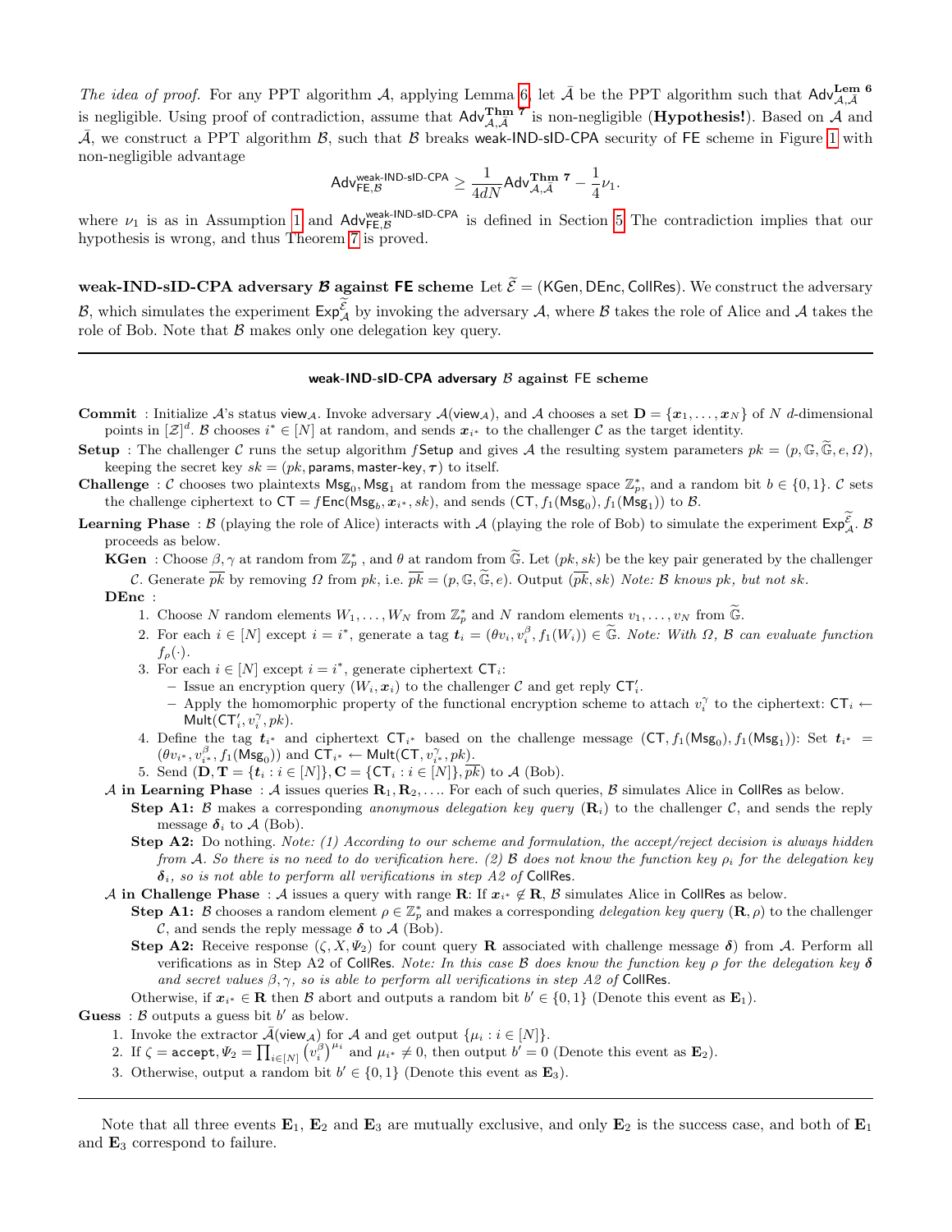*The idea of proof.* For any PPT algorithm $\mathcal{A}$, applying Lemma 6, let $\bar{\mathcal{A}}$ be the PPT algorithm such that $\mathsf{Adv}^{\mathbf{Lem\ 6}}_{\mathcal{A},\bar{\mathcal{A}}}$ is negligible. Using proof of contradiction, assume that $\mathsf{Adv}^{\mathbf{Thm\ 7}}_{\mathcal{A},\bar{\mathcal{A}}}$ is non-negligible (**Hypothesis!**). Based on $\mathcal{A}$ and $\bar{\mathcal{A}}$, we construct a PPT algorithm $\mathcal{B}$, such that $\mathcal{B}$ breaks weak-IND-sID-CPA security of FE scheme in Figure 1 with non-negligible advantage

$$\mathsf{Adv}^{\text{weak-IND-sID-CPA}}_{\mathsf{FE},\mathcal{B}} \geq \frac{1}{4dN}\mathsf{Adv}^{\mathbf{Thm\ 7}}_{\mathcal{A},\bar{\mathcal{A}}} - \frac{1}{4}\nu_1.$$

where $\nu_1$ is as in Assumption 1 and $\mathsf{Adv}^{\text{weak-IND-sID-CPA}}_{\mathsf{FE},\mathcal{B}}$ is defined in Section 5 The contradiction implies that our hypothesis is wrong, and thus Theorem 7 is proved.

**weak-IND-sID-CPA adversary $\mathcal{B}$ against FE scheme** Let $\widetilde{\mathcal{E}} = (\mathsf{KGen}, \mathsf{DEnc}, \mathsf{CollRes})$. We construct the adversary $\mathcal{B}$, which simulates the experiment $\mathsf{Exp}^{\widetilde{\mathcal{E}}}_{\mathcal{A}}$ by invoking the adversary $\mathcal{A}$, where $\mathcal{B}$ takes the role of Alice and $\mathcal{A}$ takes the role of Bob. Note that $\mathcal{B}$ makes only one delegation key query.

---

**weak-IND-sID-CPA adversary $\mathcal{B}$ against FE scheme**

**Commit** : Initialize $\mathcal{A}$'s status $\mathsf{view}_{\mathcal{A}}$. Invoke adversary $\mathcal{A}(\mathsf{view}_{\mathcal{A}})$, and $\mathcal{A}$ chooses a set $\mathbf{D} = \{\boldsymbol{x}_1, \ldots, \boldsymbol{x}_N\}$ of $N$ $d$-dimensional points in $[\mathcal{Z}]^d$. $\mathcal{B}$ chooses $i^* \in [N]$ at random, and sends $\boldsymbol{x}_{i^*}$ to the challenger $\mathcal{C}$ as the target identity.

**Setup** : The challenger $\mathcal{C}$ runs the setup algorithm $f\mathsf{Setup}$ and gives $\mathcal{A}$ the resulting system parameters $pk = (p, \mathbb{G}, \widetilde{\mathbb{G}}, e, \Omega)$, keeping the secret key $sk = (pk, \mathsf{params}, \mathsf{master\text{-}key}, \boldsymbol{\tau})$ to itself.

**Challenge** : $\mathcal{C}$ chooses two plaintexts $\mathsf{Msg}_0, \mathsf{Msg}_1$ at random from the message space $\mathbb{Z}_p^*$, and a random bit $b \in \{0,1\}$. $\mathcal{C}$ sets the challenge ciphertext to $\mathsf{CT} = f\mathsf{Enc}(\mathsf{Msg}_b, \boldsymbol{x}_{i^*}, sk)$, and sends $(\mathsf{CT}, f_1(\mathsf{Msg}_0), f_1(\mathsf{Msg}_1))$ to $\mathcal{B}$.

**Learning Phase** : $\mathcal{B}$ (playing the role of Alice) interacts with $\mathcal{A}$ (playing the role of Bob) to simulate the experiment $\mathsf{Exp}^{\widetilde{\mathcal{E}}}_{\mathcal{A}}$. $\mathcal{B}$ proceeds as below.

- **KGen** : Choose $\beta, \gamma$ at random from $\mathbb{Z}_p^*$, and $\theta$ at random from $\widetilde{\mathbb{G}}$. Let $(pk, sk)$ be the key pair generated by the challenger $\mathcal{C}$. Generate $\overline{pk}$ by removing $\Omega$ from $pk$, i.e. $\overline{pk} = (p, \mathbb{G}, \widetilde{\mathbb{G}}, e)$. Output $(\overline{pk}, sk)$ *Note: $\mathcal{B}$ knows $pk$, but not $sk$.*
- **DEnc** :
  1. Choose $N$ random elements $W_1, \ldots, W_N$ from $\mathbb{Z}_p^*$ and $N$ random elements $v_1, \ldots, v_N$ from $\widetilde{\mathbb{G}}$.
  2. For each $i \in [N]$ except $i = i^*$, generate a tag $\boldsymbol{t}_i = (\theta v_i, v_i^{\beta}, f_1(W_i)) \in \widetilde{\mathbb{G}}$. *Note: With $\Omega$, $\mathcal{B}$ can evaluate function $f_\rho(\cdot)$.*
  3. For each $i \in [N]$ except $i = i^*$, generate ciphertext $\mathsf{CT}_i$:
     - Issue an encryption query $(W_i, \boldsymbol{x}_i)$ to the challenger $\mathcal{C}$ and get reply $\mathsf{CT}'_i$.
     - Apply the homomorphic property of the functional encryption scheme to attach $v_i^{\gamma}$ to the ciphertext: $\mathsf{CT}_i \leftarrow \mathsf{Mult}(\mathsf{CT}'_i, v_i^{\gamma}, pk)$.
  4. Define the tag $\boldsymbol{t}_{i^*}$ and ciphertext $\mathsf{CT}_{i^*}$ based on the challenge message $(\mathsf{CT}, f_1(\mathsf{Msg}_0), f_1(\mathsf{Msg}_1))$: Set $\boldsymbol{t}_{i^*} = (\theta v_{i^*}, v_{i^*}^{\beta}, f_1(\mathsf{Msg}_0))$ and $\mathsf{CT}_{i^*} \leftarrow \mathsf{Mult}(\mathsf{CT}, v_{i^*}^{\gamma}, pk)$.
  5. Send $(\mathbf{D}, \mathbf{T} = \{\boldsymbol{t}_i : i \in [N]\}, \mathbf{C} = \{\mathsf{CT}_i : i \in [N]\}, \overline{pk})$ to $\mathcal{A}$ (Bob).

$\mathcal{A}$ **in Learning Phase** : $\mathcal{A}$ issues queries $\mathbf{R}_1, \mathbf{R}_2, \ldots$. For each of such queries, $\mathcal{B}$ simulates Alice in $\mathsf{CollRes}$ as below.

- **Step A1:** $\mathcal{B}$ makes a corresponding *anonymous delegation key query* $(\mathbf{R}_i)$ to the challenger $\mathcal{C}$, and sends the reply message $\boldsymbol{\delta}_i$ to $\mathcal{A}$ (Bob).
- **Step A2:** Do nothing. *Note: (1) According to our scheme and formulation, the accept/reject decision is always hidden from $\mathcal{A}$. So there is no need to do verification here. (2) $\mathcal{B}$ does not know the function key $\rho_i$ for the delegation key $\boldsymbol{\delta}_i$, so is not able to perform all verifications in step A2 of* $\mathsf{CollRes}$.

$\mathcal{A}$ **in Challenge Phase** : $\mathcal{A}$ issues a query with range $\mathbf{R}$: If $\boldsymbol{x}_{i^*} \notin \mathbf{R}$, $\mathcal{B}$ simulates Alice in $\mathsf{CollRes}$ as below.

- **Step A1:** $\mathcal{B}$ chooses a random element $\rho \in \mathbb{Z}_p^*$ and makes a corresponding *delegation key query* $(\mathbf{R}, \rho)$ to the challenger $\mathcal{C}$, and sends the reply message $\boldsymbol{\delta}$ to $\mathcal{A}$ (Bob).
- **Step A2:** Receive response $(\zeta, X, \Psi_2)$ for count query $\mathbf{R}$ associated with challenge message $\boldsymbol{\delta}$) from $\mathcal{A}$. Perform all verifications as in Step A2 of $\mathsf{CollRes}$. *Note: In this case $\mathcal{B}$ does know the function key $\rho$ for the delegation key $\boldsymbol{\delta}$ and secret values $\beta, \gamma$, so is able to perform all verifications in step A2 of* $\mathsf{CollRes}$.

Otherwise, if $\boldsymbol{x}_{i^*} \in \mathbf{R}$ then $\mathcal{B}$ abort and outputs a random bit $b' \in \{0,1\}$ (Denote this event as $\mathbf{E}_1$).

**Guess** : $\mathcal{B}$ outputs a guess bit $b'$ as below.

1. Invoke the extractor $\bar{\mathcal{A}}(\mathsf{view}_{\mathcal{A}})$ for $\mathcal{A}$ and get output $\{\mu_i : i \in [N]\}$.
2. If $\zeta = \mathtt{accept}, \Psi_2 = \prod_{i \in [N]} \left(v_i^{\beta}\right)^{\mu_i}$ and $\mu_{i^*} \neq 0$, then output $b' = 0$ (Denote this event as $\mathbf{E}_2$).
3. Otherwise, output a random bit $b' \in \{0,1\}$ (Denote this event as $\mathbf{E}_3$).

---

Note that all three events $\mathbf{E}_1$, $\mathbf{E}_2$ and $\mathbf{E}_3$ are mutually exclusive, and only $\mathbf{E}_2$ is the success case, and both of $\mathbf{E}_1$ and $\mathbf{E}_3$ correspond to failure.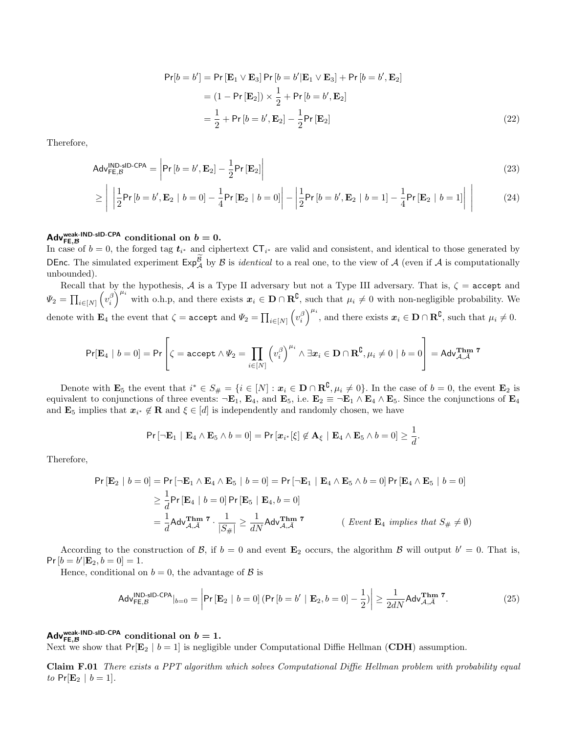$$
\begin{aligned}
\Pr[b = b'] &= \Pr[\mathbf{E}_1 \vee \mathbf{E}_3] \Pr[b = b' | \mathbf{E}_1 \vee \mathbf{E}_3] + \Pr[b = b', \mathbf{E}_2] \\
&= (1 - \Pr[\mathbf{E}_2]) \times \frac{1}{2} + \Pr[b = b', \mathbf{E}_2] \\
&= \frac{1}{2} + \Pr[b = b', \mathbf{E}_2] - \frac{1}{2}\Pr[\mathbf{E}_2] 
\end{aligned} \tag{22}
$$

Therefore,

$$
\mathsf{Adv}^{\mathsf{IND\text{-}sID\text{-}CPA}}_{\mathsf{FE},\mathcal{B}} = \left| \Pr[b = b', \mathbf{E}_2] - \frac{1}{2}\Pr[\mathbf{E}_2] \right| \tag{23}
$$

$$
\geq \left| \left| \frac{1}{2}\Pr[b = b', \mathbf{E}_2 \mid b = 0] - \frac{1}{4}\Pr[\mathbf{E}_2 \mid b = 0] \right| - \left| \frac{1}{2}\Pr[b = b', \mathbf{E}_2 \mid b = 1] - \frac{1}{4}\Pr[\mathbf{E}_2 \mid b = 1] \right| \right| \tag{24}
$$

**$\mathsf{Adv}^{\mathsf{weak\text{-}IND\text{-}sID\text{-}CPA}}_{\mathsf{FE},\mathcal{B}}$ conditional on $b = 0$.**
In case of $b = 0$, the forged tag $\boldsymbol{t}_{i^*}$ and ciphertext $\mathsf{CT}_{i^*}$ are valid and consistent, and identical to those generated by $\mathsf{DEnc}$. The simulated experiment $\mathsf{Exp}^{\widetilde{\mathcal{B}}}_{\mathcal{A}}$ by $\mathcal{B}$ is *identical* to a real one, to the view of $\mathcal{A}$ (even if $\mathcal{A}$ is computationally unbounded).

Recall that by the hypothesis, $\mathcal{A}$ is a Type II adversary but not a Type III adversary. That is, $\zeta = \mathtt{accept}$ and $\Psi_2 = \prod_{i\in[N]} \left(v_i^{\beta}\right)^{\mu_i}$ with o.h.p, and there exists $\boldsymbol{x}_i \in \mathbf{D} \cap \mathbf{R}^{\complement}$, such that $\mu_i \neq 0$ with non-negligible probability. We denote with $\mathbf{E}_4$ the event that $\zeta = \mathtt{accept}$ and $\Psi_2 = \prod_{i\in[N]} \left(v_i^{\beta}\right)^{\mu_i}$, and there exists $\boldsymbol{x}_i \in \mathbf{D} \cap \mathbf{R}^{\complement}$, such that $\mu_i \neq 0$.

$$
\Pr[\mathbf{E}_4 \mid b = 0] = \Pr\left[ \zeta = \mathtt{accept} \wedge \Psi_2 = \prod_{i\in[N]} \left(v_i^{\beta}\right)^{\mu_i} \wedge \exists \boldsymbol{x}_i \in \mathbf{D} \cap \mathbf{R}^{\complement}, \mu_i \neq 0 \mid b = 0 \right] = \mathsf{Adv}^{\mathbf{Thm\ 7}}_{\mathcal{A},\bar{\mathcal{A}}}
$$

Denote with $\mathbf{E}_5$ the event that $i^* \in S_{\#} = \{i \in [N] : \boldsymbol{x}_i \in \mathbf{D} \cap \mathbf{R}^{\complement}, \mu_i \neq 0\}$. In the case of $b = 0$, the event $\mathbf{E}_2$ is equivalent to conjunctions of three events: $\neg\mathbf{E}_1$, $\mathbf{E}_4$, and $\mathbf{E}_5$, i.e. $\mathbf{E}_2 \equiv \neg\mathbf{E}_1 \wedge \mathbf{E}_4 \wedge \mathbf{E}_5$. Since the conjunctions of $\mathbf{E}_4$ and $\mathbf{E}_5$ implies that $\boldsymbol{x}_{i^*} \notin \mathbf{R}$ and $\xi \in [d]$ is independently and randomly chosen, we have

$$
\Pr[\neg\mathbf{E}_1 \mid \mathbf{E}_4 \wedge \mathbf{E}_5 \wedge b = 0] = \Pr[\boldsymbol{x}_{i^*}[\xi] \notin \mathbf{A}_{\xi} \mid \mathbf{E}_4 \wedge \mathbf{E}_5 \wedge b = 0] \geq \frac{1}{d}.
$$

Therefore,

$$
\begin{aligned}
\Pr[\mathbf{E}_2 \mid b = 0] = \Pr[\neg\mathbf{E}_1 \wedge \mathbf{E}_4 \wedge \mathbf{E}_5 \mid b = 0] &= \Pr[\neg\mathbf{E}_1 \mid \mathbf{E}_4 \wedge \mathbf{E}_5 \wedge b = 0] \Pr[\mathbf{E}_4 \wedge \mathbf{E}_5 \mid b = 0] \\
&\geq \frac{1}{d}\Pr[\mathbf{E}_4 \mid b = 0] \Pr[\mathbf{E}_5 \mid \mathbf{E}_4, b = 0] \\
&= \frac{1}{d}\mathsf{Adv}^{\mathbf{Thm\ 7}}_{\mathcal{A},\bar{\mathcal{A}}} \cdot \frac{1}{|S_{\#}|} \geq \frac{1}{dN}\mathsf{Adv}^{\mathbf{Thm\ 7}}_{\mathcal{A},\bar{\mathcal{A}}} \qquad (\textit{Event } \mathbf{E}_4 \textit{ implies that } S_{\#} \neq \emptyset)
\end{aligned}
$$

According to the construction of $\mathcal{B}$, if $b = 0$ and event $\mathbf{E}_2$ occurs, the algorithm $\mathcal{B}$ will output $b' = 0$. That is, $\Pr[b = b' | \mathbf{E}_2, b = 0] = 1$.

Hence, conditional on $b = 0$, the advantage of $\mathcal{B}$ is

$$
\mathsf{Adv}^{\mathsf{IND\text{-}sID\text{-}CPA}}_{\mathsf{FE},\mathcal{B}}|_{b=0} = \left| \Pr[\mathbf{E}_2 \mid b = 0] \left(\Pr[b = b' \mid \mathbf{E}_2, b = 0] - \frac{1}{2}\right) \right| \geq \frac{1}{2dN}\mathsf{Adv}^{\mathbf{Thm\ 7}}_{\mathcal{A},\bar{\mathcal{A}}}. \tag{25}
$$

**$\mathsf{Adv}^{\mathsf{weak\text{-}IND\text{-}sID\text{-}CPA}}_{\mathsf{FE},\mathcal{B}}$ conditional on $b = 1$.**
Next we show that $\Pr[\mathbf{E}_2 \mid b = 1]$ is negligible under Computational Diffie Hellman (**CDH**) assumption.

**Claim F.01** *There exists a PPT algorithm which solves Computational Diffie Hellman problem with probability equal to* $\Pr[\mathbf{E}_2 \mid b = 1]$.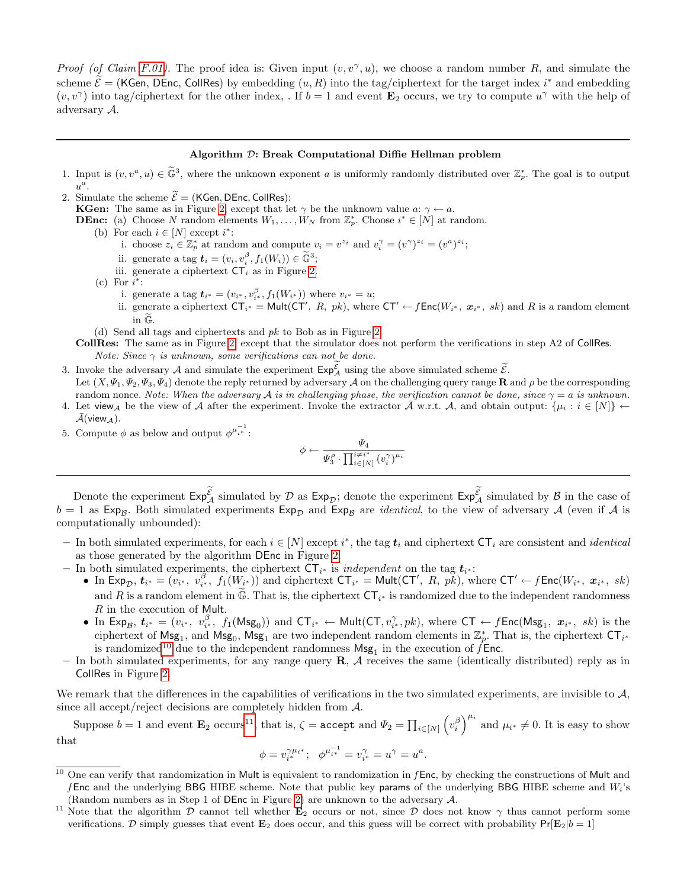*Proof (of Claim F.01).* The proof idea is: Given input $(v, v^\gamma, u)$, we choose a random number $R$, and simulate the scheme $\widetilde{\mathcal{E}} = (\mathsf{KGen}, \mathsf{DEnc}, \mathsf{CollRes})$ by embedding $(u, R)$ into the tag/ciphertext for the target index $i^*$ and embedding $(v, v^\gamma)$ into tag/ciphertext for the other index, . If $b = 1$ and event $\mathbf{E}_2$ occurs, we try to compute $u^\gamma$ with the help of adversary $\mathcal{A}$.

---

**Algorithm $\mathcal{D}$: Break Computational Diffie Hellman problem**

1. Input is $(v, v^a, u) \in \widetilde{\mathbb{G}}^3$, where the unknown exponent $a$ is uniformly randomly distributed over $\mathbb{Z}_p^*$. The goal is to output $u^a$.
2. Simulate the scheme $\widetilde{\mathcal{E}} = (\mathsf{KGen}, \mathsf{DEnc}, \mathsf{CollRes})$:
   **KGen:** The same as in Figure 2, except that let $\gamma$ be the unknown value $a$: $\gamma \leftarrow a$.
   **DEnc:** (a) Choose $N$ random elements $W_1, \ldots, W_N$ from $\mathbb{Z}_p^*$. Choose $i^* \in [N]$ at random.
   (b) For each $i \in [N]$ except $i^*$:
      i. choose $z_i \in \mathbb{Z}_p^*$ at random and compute $v_i = v^{z_i}$ and $v_i^\gamma = (v^\gamma)^{z_i} = (v^a)^{z_i}$;
      ii. generate a tag $\boldsymbol{t}_i = (v_i, v_i^\beta, f_1(W_i)) \in \widetilde{\mathbb{G}}^3$;
      iii. generate a ciphertext $\mathsf{CT}_i$ as in Figure 2.
   (c) For $i^*$:
      i. generate a tag $\boldsymbol{t}_{i^*} = (v_{i^*}, v_{i^*}^\beta, f_1(W_{i^*}))$ where $v_{i^*} = u$;
      ii. generate a ciphertext $\mathsf{CT}_{i^*} = \mathsf{Mult}(\mathsf{CT}',\ R,\ pk)$, where $\mathsf{CT}' \leftarrow f\mathsf{Enc}(W_{i^*},\ \boldsymbol{x}_{i^*},\ sk)$ and $R$ is a random element in $\widetilde{\mathbb{G}}$.
   (d) Send all tags and ciphertexts and $pk$ to Bob as in Figure 2.
   **CollRes:** The same as in Figure 2, except that the simulator does not perform the verifications in step A2 of $\mathsf{CollRes}$. *Note: Since $\gamma$ is unknown, some verifications can not be done.*
3. Invoke the adversary $\mathcal{A}$ and simulate the experiment $\mathsf{Exp}_{\mathcal{A}}^{\widetilde{\mathcal{E}}}$ using the above simulated scheme $\widetilde{\mathcal{E}}$.
   Let $(X, \Psi_1, \Psi_2, \Psi_3, \Psi_4)$ denote the reply returned by adversary $\mathcal{A}$ on the challenging query range $\mathbf{R}$ and $\rho$ be the corresponding random nonce. *Note: When the adversary $\mathcal{A}$ is in challenging phase, the verification cannot be done, since $\gamma = a$ is unknown.*
4. Let $\mathsf{view}_{\mathcal{A}}$ be the view of $\mathcal{A}$ after the experiment. Invoke the extractor $\bar{\mathcal{A}}$ w.r.t. $\mathcal{A}$, and obtain output: $\{\mu_i : i \in [N]\} \leftarrow \bar{\mathcal{A}}(\mathsf{view}_{\mathcal{A}})$.
5. Compute $\phi$ as below and output $\phi^{\mu_{i^*}^{-1}}$:
$$\phi \leftarrow \frac{\Psi_4}{\Psi_3^\rho \cdot \prod_{i \in [N]}^{i \neq i^*} (v_i^\gamma)^{\mu_i}}$$

---

Denote the experiment $\mathsf{Exp}_{\mathcal{A}}^{\widetilde{\mathcal{E}}}$ simulated by $\mathcal{D}$ as $\mathsf{Exp}_{\mathcal{D}}$; denote the experiment $\mathsf{Exp}_{\mathcal{A}}^{\widetilde{\mathcal{E}}}$ simulated by $\mathcal{B}$ in the case of $b = 1$ as $\mathsf{Exp}_{\mathcal{B}}$. Both simulated experiments $\mathsf{Exp}_{\mathcal{D}}$ and $\mathsf{Exp}_{\mathcal{B}}$ are *identical*, to the view of adversary $\mathcal{A}$ (even if $\mathcal{A}$ is computationally unbounded):

- In both simulated experiments, for each $i \in [N]$ except $i^*$, the tag $\boldsymbol{t}_i$ and ciphertext $\mathsf{CT}_i$ are consistent and *identical* as those generated by the algorithm $\mathsf{DEnc}$ in Figure 2.
- In both simulated experiments, the ciphertext $\mathsf{CT}_{i^*}$ is *independent* on the tag $\boldsymbol{t}_{i^*}$:
  - In $\mathsf{Exp}_{\mathcal{D}}$, $\boldsymbol{t}_{i^*} = (v_{i^*},\ v_{i^*}^\beta,\ f_1(W_{i^*}))$ and ciphertext $\mathsf{CT}_{i^*} = \mathsf{Mult}(\mathsf{CT}',\ R,\ pk)$, where $\mathsf{CT}' \leftarrow f\mathsf{Enc}(W_{i^*},\ \boldsymbol{x}_{i^*},\ sk)$ and $R$ is a random element in $\widetilde{\mathbb{G}}$. That is, the ciphertext $\mathsf{CT}_{i^*}$ is randomized due to the independent randomness $R$ in the execution of $\mathsf{Mult}$.
  - In $\mathsf{Exp}_{\mathcal{B}}$, $\boldsymbol{t}_{i^*} = (v_{i^*},\ v_{i^*}^\beta,\ f_1(\mathsf{Msg}_0))$ and $\mathsf{CT}_{i^*} \leftarrow \mathsf{Mult}(\mathsf{CT}, v_{i^*}^\gamma, pk)$, where $\mathsf{CT} \leftarrow f\mathsf{Enc}(\mathsf{Msg}_1,\ \boldsymbol{x}_{i^*},\ sk)$ is the ciphertext of $\mathsf{Msg}_1$, and $\mathsf{Msg}_0$, $\mathsf{Msg}_1$ are two independent random elements in $\mathbb{Z}_p^*$. That is, the ciphertext $\mathsf{CT}_{i^*}$ is randomized[10] due to the independent randomness $\mathsf{Msg}_1$ in the execution of $f\mathsf{Enc}$.
- In both simulated experiments, for any range query $\mathbf{R}$, $\mathcal{A}$ receives the same (identically distributed) reply as in $\mathsf{CollRes}$ in Figure 2.

We remark that the differences in the capabilities of verifications in the two simulated experiments, are invisible to $\mathcal{A}$, since all accept/reject decisions are completely hidden from $\mathcal{A}$.

Suppose $b = 1$ and event $\mathbf{E}_2$ occurs[11], that is, $\zeta = \texttt{accept}$ and $\Psi_2 = \prod_{i \in [N]} \left(v_i^\beta\right)^{\mu_i}$ and $\mu_{i^*} \neq 0$. It is easy to show that

$$\phi = v_{i^*}^{\gamma \mu_{i^*}}; \quad \phi^{\mu_{i^*}^{-1}} = v_{i^*}^\gamma = u^\gamma = u^a.$$

---

[10] One can verify that randomization in $\mathsf{Mult}$ is equivalent to randomization in $f\mathsf{Enc}$, by checking the constructions of $\mathsf{Mult}$ and $f\mathsf{Enc}$ and the underlying $\mathsf{BBG}$ HIBE scheme. Note that public key $\mathsf{params}$ of the underlying $\mathsf{BBG}$ HIBE scheme and $W_i$'s (Random numbers as in Step 1 of $\mathsf{DEnc}$ in Figure 2) are unknown to the adversary $\mathcal{A}$.

[11] Note that the algorithm $\mathcal{D}$ cannot tell whether $\mathbf{E}_2$ occurs or not, since $\mathcal{D}$ does not know $\gamma$ thus cannot perform some verifications. $\mathcal{D}$ simply guesses that event $\mathbf{E}_2$ does occur, and this guess will be correct with probability $\Pr[\mathbf{E}_2|b = 1]$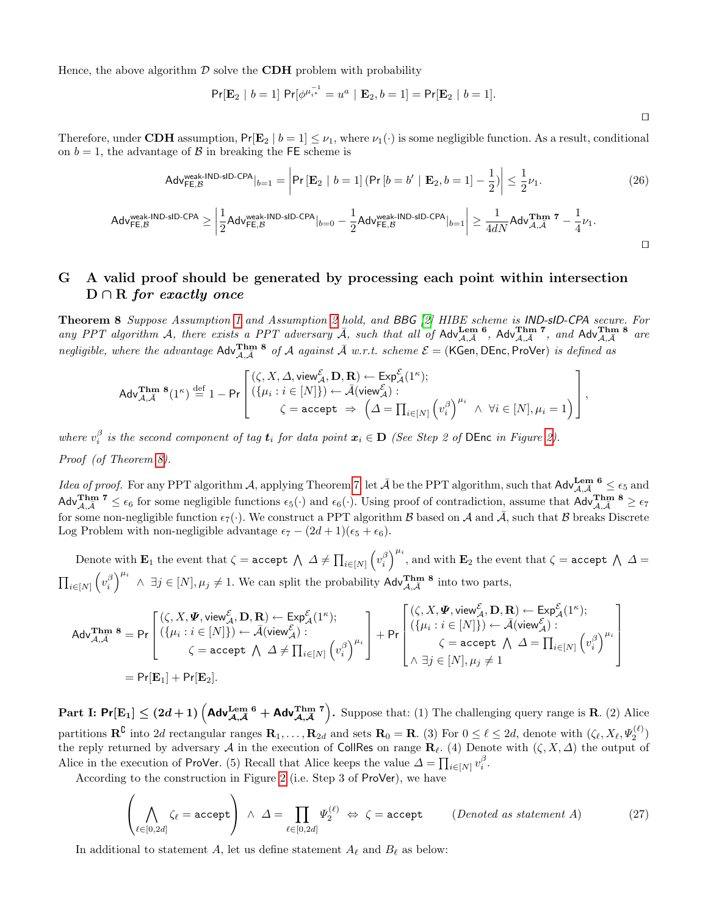Hence, the above algorithm $\mathcal{D}$ solve the **CDH** problem with probability

$$\Pr[\mathbf{E}_2 \mid b=1] \Pr[\phi^{\mu_{i^*}^{-1}} = u^a \mid \mathbf{E}_2, b=1] = \Pr[\mathbf{E}_2 \mid b=1].$$

□

Therefore, under **CDH** assumption, $\Pr[\mathbf{E}_2 \mid b=1] \leq \nu_1$, where $\nu_1(\cdot)$ is some negligible function. As a result, conditional on $b=1$, the advantage of $\mathcal{B}$ in breaking the FE scheme is

$$\mathsf{Adv}^{\text{weak-IND-sID-CPA}}_{\mathsf{FE},\mathcal{B}}|_{b=1} = \left| \Pr[\mathbf{E}_2 \mid b=1] \left( \Pr[b=b' \mid \mathbf{E}_2, b=1] - \frac{1}{2} \right) \right| \leq \frac{1}{2}\nu_1. \tag{26}$$

$$\mathsf{Adv}^{\text{weak-IND-sID-CPA}}_{\mathsf{FE},\mathcal{B}} \geq \left| \frac{1}{2}\mathsf{Adv}^{\text{weak-IND-sID-CPA}}_{\mathsf{FE},\mathcal{B}}|_{b=0} - \frac{1}{2}\mathsf{Adv}^{\text{weak-IND-sID-CPA}}_{\mathsf{FE},\mathcal{B}}|_{b=1} \right| \geq \frac{1}{4dN}\mathsf{Adv}^{\textbf{Thm 7}}_{\mathcal{A},\bar{\mathcal{A}}} - \frac{1}{4}\nu_1.$$

□

## G A valid proof should be generated by processing each point within intersection $\mathbf{D} \cap \mathbf{R}$ *for exactly once*

**Theorem 8** *Suppose Assumption 1 and Assumption 2 hold, and BBG [2] HIBE scheme is IND-sID-CPA secure. For any PPT algorithm $\mathcal{A}$, there exists a PPT adversary $\bar{\mathcal{A}}$, such that all of $\mathsf{Adv}^{\textbf{Lem 6}}_{\mathcal{A},\bar{\mathcal{A}}}$, $\mathsf{Adv}^{\textbf{Thm 7}}_{\mathcal{A},\bar{\mathcal{A}}}$, and $\mathsf{Adv}^{\textbf{Thm 8}}_{\mathcal{A},\bar{\mathcal{A}}}$ are negligible, where the advantage $\mathsf{Adv}^{\textbf{Thm 8}}_{\mathcal{A},\bar{\mathcal{A}}}$ of $\mathcal{A}$ against $\bar{\mathcal{A}}$ w.r.t. scheme $\mathcal{E} = (\mathsf{KGen}, \mathsf{DEnc}, \mathsf{ProVer})$ is defined as*

$$\mathsf{Adv}^{\textbf{Thm 8}}_{\mathcal{A},\bar{\mathcal{A}}}(1^\kappa) \stackrel{\text{def}}{=} 1 - \Pr\left[ \begin{array}{l} (\zeta, X, \Delta, \mathsf{view}^{\mathcal{E}}_{\mathcal{A}}, \mathbf{D}, \mathbf{R}) \leftarrow \mathsf{Exp}^{\mathcal{E}}_{\mathcal{A}}(1^\kappa); \\ (\{\mu_i : i \in [N]\}) \leftarrow \bar{\mathcal{A}}(\mathsf{view}^{\mathcal{E}}_{\mathcal{A}}) : \\ \qquad \zeta = \mathtt{accept} \;\Rightarrow\; \left( \Delta = \prod_{i\in[N]} \left(v_i^\beta\right)^{\mu_i} \;\wedge\; \forall i \in [N], \mu_i = 1 \right) \end{array} \right],$$

*where $v_i^\beta$ is the second component of tag $\boldsymbol{t}_i$ for data point $\boldsymbol{x}_i \in \mathbf{D}$ (See Step 2 of* DEnc *in Figure 2).*

*Proof (of Theorem 8).*

*Idea of proof.* For any PPT algorithm $\mathcal{A}$, applying Theorem 7, let $\bar{\mathcal{A}}$ be the PPT algorithm, such that $\mathsf{Adv}^{\textbf{Lem 6}}_{\mathcal{A},\bar{\mathcal{A}}} \leq \epsilon_5$ and $\mathsf{Adv}^{\textbf{Thm 7}}_{\mathcal{A},\bar{\mathcal{A}}} \leq \epsilon_6$ for some negligible functions $\epsilon_5(\cdot)$ and $\epsilon_6(\cdot)$. Using proof of contradiction, assume that $\mathsf{Adv}^{\textbf{Thm 8}}_{\mathcal{A},\bar{\mathcal{A}}} \geq \epsilon_7$ for some non-negligible function $\epsilon_7(\cdot)$. We construct a PPT algorithm $\mathcal{B}$ based on $\mathcal{A}$ and $\bar{\mathcal{A}}$, such that $\mathcal{B}$ breaks Discrete Log Problem with non-negligible advantage $\epsilon_7 - (2d+1)(\epsilon_5 + \epsilon_6)$.

Denote with $\mathbf{E}_1$ the event that $\zeta = \mathtt{accept} \bigwedge \Delta \neq \prod_{i\in[N]} \left(v_i^\beta\right)^{\mu_i}$, and with $\mathbf{E}_2$ the event that $\zeta = \mathtt{accept} \bigwedge \Delta = \prod_{i\in[N]} \left(v_i^\beta\right)^{\mu_i} \wedge \exists j \in [N], \mu_j \neq 1$. We can split the probability $\mathsf{Adv}^{\textbf{Thm 8}}_{\mathcal{A},\bar{\mathcal{A}}}$ into two parts,

$$\begin{aligned} \mathsf{Adv}^{\textbf{Thm 8}}_{\mathcal{A},\bar{\mathcal{A}}} &= \Pr\left[ \begin{array}{l} (\zeta, X, \boldsymbol{\Psi}, \mathsf{view}^{\mathcal{E}}_{\mathcal{A}}, \mathbf{D}, \mathbf{R}) \leftarrow \mathsf{Exp}^{\mathcal{E}}_{\mathcal{A}}(1^\kappa); \\ (\{\mu_i : i \in [N]\}) \leftarrow \bar{\mathcal{A}}(\mathsf{view}^{\mathcal{E}}_{\mathcal{A}}) : \\ \qquad \zeta = \mathtt{accept} \;\bigwedge\; \Delta \neq \prod_{i\in[N]} \left(v_i^\beta\right)^{\mu_i} \end{array} \right] + \Pr\left[ \begin{array}{l} (\zeta, X, \boldsymbol{\Psi}, \mathsf{view}^{\mathcal{E}}_{\mathcal{A}}, \mathbf{D}, \mathbf{R}) \leftarrow \mathsf{Exp}^{\mathcal{E}}_{\mathcal{A}}(1^\kappa); \\ (\{\mu_i : i \in [N]\}) \leftarrow \bar{\mathcal{A}}(\mathsf{view}^{\mathcal{E}}_{\mathcal{A}}) : \\ \qquad \zeta = \mathtt{accept} \;\bigwedge\; \Delta = \prod_{i\in[N]} \left(v_i^\beta\right)^{\mu_i} \\ \wedge \exists j \in [N], \mu_j \neq 1 \end{array} \right] \\ &= \Pr[\mathbf{E}_1] + \Pr[\mathbf{E}_2]. \end{aligned}$$

**Part I: $\Pr[\mathbf{E}_1] \leq (2d+1)\left(\mathsf{Adv}^{\textbf{Lem 6}}_{\mathcal{A},\bar{\mathcal{A}}} + \mathsf{Adv}^{\textbf{Thm 7}}_{\mathcal{A},\bar{\mathcal{A}}}\right)$.** Suppose that: (1) The challenging query range is $\mathbf{R}$. (2) Alice partitions $\mathbf{R}^{\complement}$ into $2d$ rectangular ranges $\mathbf{R}_1, \ldots, \mathbf{R}_{2d}$ and sets $\mathbf{R}_0 = \mathbf{R}$. (3) For $0 \leq \ell \leq 2d$, denote with $(\zeta_\ell, X_\ell, \Psi_2^{(\ell)})$ the reply returned by adversary $\mathcal{A}$ in the execution of CollRes on range $\mathbf{R}_\ell$. (4) Denote with $(\zeta, X, \Delta)$ the output of Alice in the execution of ProVer. (5) Recall that Alice keeps the value $\Delta = \prod_{i\in[N]} v_i^\beta$.

According to the construction in Figure 2 (i.e. Step 3 of ProVer), we have

$$\left( \bigwedge_{\ell\in[0,2d]} \zeta_\ell = \mathtt{accept} \right) \;\wedge\; \Delta = \prod_{\ell\in[0,2d]} \Psi_2^{(\ell)} \;\Leftrightarrow\; \zeta = \mathtt{accept} \qquad \textit{(Denoted as statement A)} \tag{27}$$

In additional to statement $A$, let us define statement $A_\ell$ and $B_\ell$ as below: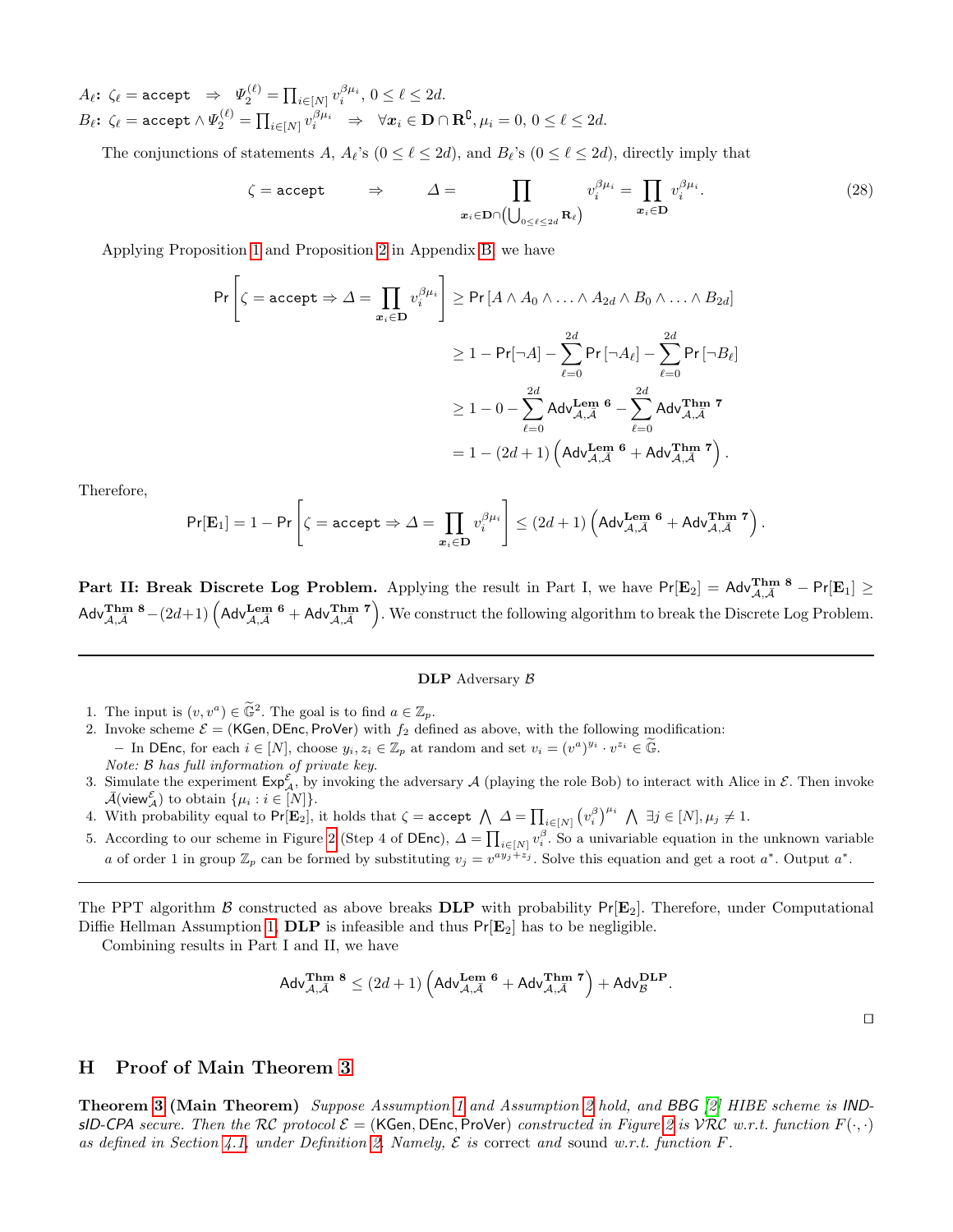$A_\ell$**:** $\zeta_\ell = \texttt{accept} \;\;\Rightarrow\;\; \Psi_2^{(\ell)} = \prod_{i\in[N]} v_i^{\beta\mu_i}$, $0 \le \ell \le 2d$.

$B_\ell$**:** $\zeta_\ell = \texttt{accept} \wedge \Psi_2^{(\ell)} = \prod_{i\in[N]} v_i^{\beta\mu_i} \;\;\Rightarrow\;\; \forall \boldsymbol{x}_i \in \mathbf{D} \cap \mathbf{R}^{\complement}, \mu_i = 0$, $0 \le \ell \le 2d$.

The conjunctions of statements $A$, $A_\ell$'s ($0 \le \ell \le 2d$), and $B_\ell$'s ($0 \le \ell \le 2d$), directly imply that

$$\zeta = \texttt{accept} \qquad \Rightarrow \qquad \Delta = \prod_{\boldsymbol{x}_i \in \mathbf{D} \cap \left(\bigcup_{0\le\ell\le 2d} \mathbf{R}_\ell\right)} v_i^{\beta\mu_i} = \prod_{\boldsymbol{x}_i \in \mathbf{D}} v_i^{\beta\mu_i}. \tag{28}$$

Applying Proposition 1 and Proposition 2 in Appendix B, we have

$$\begin{aligned}
\Pr\left[\zeta = \texttt{accept} \Rightarrow \Delta = \prod_{\boldsymbol{x}_i\in\mathbf{D}} v_i^{\beta\mu_i}\right] &\ge \Pr\left[A \wedge A_0 \wedge \ldots \wedge A_{2d} \wedge B_0 \wedge \ldots \wedge B_{2d}\right] \\
&\ge 1 - \Pr[\neg A] - \sum_{\ell=0}^{2d} \Pr\left[\neg A_\ell\right] - \sum_{\ell=0}^{2d} \Pr\left[\neg B_\ell\right] \\
&\ge 1 - 0 - \sum_{\ell=0}^{2d} \mathsf{Adv}_{\mathcal{A},\bar{\mathcal{A}}}^{\textbf{Lem 6}} - \sum_{\ell=0}^{2d} \mathsf{Adv}_{\mathcal{A},\bar{\mathcal{A}}}^{\textbf{Thm 7}} \\
&= 1 - (2d+1)\left(\mathsf{Adv}_{\mathcal{A},\bar{\mathcal{A}}}^{\textbf{Lem 6}} + \mathsf{Adv}_{\mathcal{A},\bar{\mathcal{A}}}^{\textbf{Thm 7}}\right).
\end{aligned}$$

Therefore,

$$\Pr[\mathbf{E}_1] = 1 - \Pr\left[\zeta = \texttt{accept} \Rightarrow \Delta = \prod_{\boldsymbol{x}_i\in\mathbf{D}} v_i^{\beta\mu_i}\right] \le (2d+1)\left(\mathsf{Adv}_{\mathcal{A},\bar{\mathcal{A}}}^{\textbf{Lem 6}} + \mathsf{Adv}_{\mathcal{A},\bar{\mathcal{A}}}^{\textbf{Thm 7}}\right).$$

**Part II: Break Discrete Log Problem.** Applying the result in Part I, we have $\Pr[\mathbf{E}_2] = \mathsf{Adv}_{\mathcal{A},\bar{\mathcal{A}}}^{\textbf{Thm 8}} - \Pr[\mathbf{E}_1] \ge \mathsf{Adv}_{\mathcal{A},\bar{\mathcal{A}}}^{\textbf{Thm 8}} - (2d+1)\left(\mathsf{Adv}_{\mathcal{A},\bar{\mathcal{A}}}^{\textbf{Lem 6}} + \mathsf{Adv}_{\mathcal{A},\bar{\mathcal{A}}}^{\textbf{Thm 7}}\right)$. We construct the following algorithm to break the Discrete Log Problem.

---

**DLP** Adversary $\mathcal{B}$

1. The input is $(v, v^a) \in \widetilde{\mathbb{G}}^2$. The goal is to find $a \in \mathbb{Z}_p$.
2. Invoke scheme $\mathcal{E} = (\mathsf{KGen}, \mathsf{DEnc}, \mathsf{ProVer})$ with $f_2$ defined as above, with the following modification:
   - In $\mathsf{DEnc}$, for each $i \in [N]$, choose $y_i, z_i \in \mathbb{Z}_p$ at random and set $v_i = (v^a)^{y_i} \cdot v^{z_i} \in \widetilde{\mathbb{G}}$.

   *Note: $\mathcal{B}$ has full information of private key.*
3. Simulate the experiment $\mathsf{Exp}_{\mathcal{A}}^{\mathcal{E}}$, by invoking the adversary $\mathcal{A}$ (playing the role Bob) to interact with Alice in $\mathcal{E}$. Then invoke $\bar{\mathcal{A}}(\mathsf{view}_{\mathcal{A}}^{\mathcal{E}})$ to obtain $\{\mu_i : i \in [N]\}$.
4. With probability equal to $\Pr[\mathbf{E}_2]$, it holds that $\zeta = \texttt{accept} \bigwedge \Delta = \prod_{i\in[N]} \left(v_i^{\beta}\right)^{\mu_i} \bigwedge \exists j \in [N], \mu_j \neq 1$.
5. According to our scheme in Figure 2 (Step 4 of $\mathsf{DEnc}$), $\Delta = \prod_{i\in[N]} v_i^{\beta}$. So a univariable equation in the unknown variable $a$ of order 1 in group $\mathbb{Z}_p$ can be formed by substituting $v_j = v^{a y_j + z_j}$. Solve this equation and get a root $a^*$. Output $a^*$.

---

The PPT algorithm $\mathcal{B}$ constructed as above breaks **DLP** with probability $\Pr[\mathbf{E}_2]$. Therefore, under Computational Diffie Hellman Assumption 1, **DLP** is infeasible and thus $\Pr[\mathbf{E}_2]$ has to be negligible.

Combining results in Part I and II, we have

$$\mathsf{Adv}_{\mathcal{A},\bar{\mathcal{A}}}^{\textbf{Thm 8}} \le (2d+1)\left(\mathsf{Adv}_{\mathcal{A},\bar{\mathcal{A}}}^{\textbf{Lem 6}} + \mathsf{Adv}_{\mathcal{A},\bar{\mathcal{A}}}^{\textbf{Thm 7}}\right) + \mathsf{Adv}_{\mathcal{B}}^{\textbf{DLP}}.$$

□

## H Proof of Main Theorem 3

**Theorem 3 (Main Theorem)** *Suppose Assumption 1 and Assumption 2 hold, and BBG [2] HIBE scheme is IND-sID-CPA secure. Then the $\mathcal{RC}$ protocol $\mathcal{E} = (\mathsf{KGen}, \mathsf{DEnc}, \mathsf{ProVer})$ constructed in Figure 2 is $\mathcal{VRC}$ w.r.t. function $F(\cdot,\cdot)$ as defined in Section 4.1, under Definition 2. Namely, $\mathcal{E}$ is* correct *and* sound *w.r.t. function $F$.*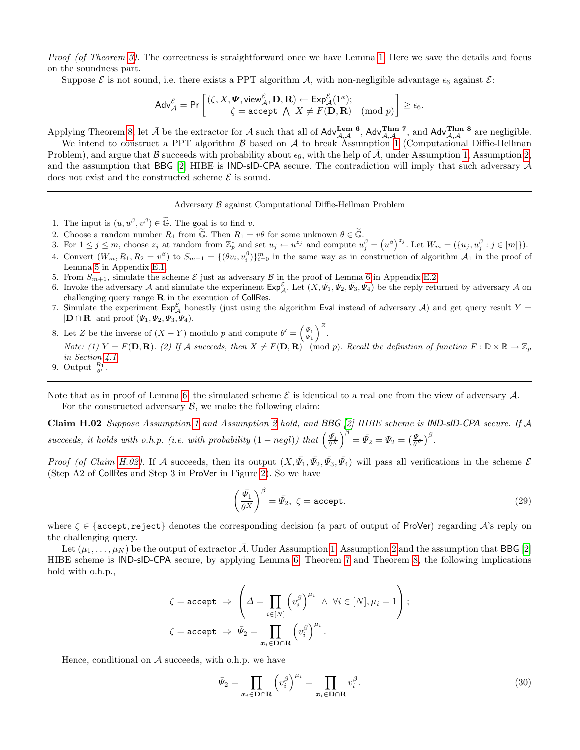*Proof (of Theorem 3).* The correctness is straightforward once we have Lemma 1. Here we save the details and focus on the soundness part.

Suppose $\mathcal{E}$ is not sound, i.e. there exists a PPT algorithm $\mathcal{A}$, with non-negligible advantage $\epsilon_6$ against $\mathcal{E}$:

$$\mathsf{Adv}_{\mathcal{A}}^{\mathcal{E}} = \Pr\left[\begin{array}{l}(\zeta, X, \boldsymbol{\Psi}, \mathsf{view}_{\mathcal{A}}^{\mathcal{E}}, \mathbf{D}, \mathbf{R}) \leftarrow \mathsf{Exp}_{\mathcal{A}}^{\mathcal{E}}(1^\kappa);\\ \zeta = \mathtt{accept} \bigwedge X \neq F(\mathbf{D}, \mathbf{R}) \pmod p\end{array}\right] \geq \epsilon_6.$$

Applying Theorem 8, let $\bar{\mathcal{A}}$ be the extractor for $\mathcal{A}$ such that all of $\mathsf{Adv}_{\mathcal{A},\bar{\mathcal{A}}}^{\mathbf{Lem\ 6}}$, $\mathsf{Adv}_{\mathcal{A},\bar{\mathcal{A}}}^{\mathbf{Thm\ 7}}$, and $\mathsf{Adv}_{\mathcal{A},\bar{\mathcal{A}}}^{\mathbf{Thm\ 8}}$ are negligible.

We intend to construct a PPT algorithm $\mathcal{B}$ based on $\mathcal{A}$ to break Assumption 1 (Computational Diffie-Hellman Problem), and argue that $\mathcal{B}$ succeeds with probability about $\epsilon_6$, with the help of $\bar{\mathcal{A}}$, under Assumption 1, Assumption 2, and the assumption that BBG [2] HIBE is IND-sID-CPA secure. The contradiction will imply that such adversary $\mathcal{A}$ does not exist and the constructed scheme $\mathcal{E}$ is sound.

---

Adversary $\mathcal{B}$ against Computational Diffie-Hellman Problem

1. The input is $(u, u^\beta, v^\beta) \in \widetilde{\mathbb{G}}$. The goal is to find $v$.
2. Choose a random number $R_1$ from $\widetilde{\mathbb{G}}$. Then $R_1 = v\theta$ for some unknown $\theta \in \widetilde{\mathbb{G}}$.
3. For $1 \leq j \leq m$, choose $z_j$ at random from $\mathbb{Z}_p^*$ and set $u_j \leftarrow u^{z_j}$ and compute $u_j^\beta = \left(u^\beta\right)^{z_j}$. Let $W_m = (\{u_j, u_j^\beta : j \in [m]\})$.
4. Convert $(W_m, R_1, R_2 = v^\beta)$ to $S_{m+1} = \{(\theta v_i, v_i^\beta)\}_{i=0}^m$ in the same way as in construction of algorithm $\mathcal{A}_1$ in the proof of Lemma 5 in Appendix E.1.
5. From $S_{m+1}$, simulate the scheme $\mathcal{E}$ just as adversary $\mathcal{B}$ in the proof of Lemma 6 in Appendix E.2.
6. Invoke the adversary $\mathcal{A}$ and simulate the experiment $\mathsf{Exp}_{\mathcal{A}}^{\mathcal{E}}$. Let $(X, \bar{\Psi}_1, \bar{\Psi}_2, \bar{\Psi}_3, \bar{\Psi}_4)$ be the reply returned by adversary $\mathcal{A}$ on challenging query range $\mathbf{R}$ in the execution of $\mathsf{CollRes}$.
7. Simulate the experiment $\mathsf{Exp}_{\mathcal{A}}^{\mathcal{E}}$ honestly (just using the algorithm $\mathsf{Eval}$ instead of adversary $\mathcal{A}$) and get query result $Y = |\mathbf{D} \cap \mathbf{R}|$ and proof $(\Psi_1, \Psi_2, \Psi_3, \Psi_4)$.
8. Let $Z$ be the inverse of $(X - Y)$ modulo $p$ and compute $\theta' = \left(\frac{\bar{\Psi}_1}{\Psi_1}\right)^Z$.

   *Note: (1) $Y = F(\mathbf{D}, \mathbf{R})$. (2) If $\mathcal{A}$ succeeds, then $X \neq F(\mathbf{D}, \mathbf{R}) \pmod p$. Recall the definition of function $F : \mathbb{D} \times \mathbb{R} \to \mathbb{Z}_p$ in Section 4.1.*
9. Output $\frac{R_1}{\theta'}$.

---

Note that as in proof of Lemma 6, the simulated scheme $\mathcal{E}$ is identical to a real one from the view of adversary $\mathcal{A}$.

For the constructed adversary $\mathcal{B}$, we make the following claim:

**Claim H.02** *Suppose Assumption 1 and Assumption 2 hold, and BBG [2] HIBE scheme is IND-sID-CPA secure. If $\mathcal{A}$ succeeds, it holds with o.h.p. (i.e. with probability $(1 - negl)$) that $\left(\frac{\bar{\Psi}_1}{\theta^X}\right)^\beta = \bar{\Psi}_2 = \Psi_2 = \left(\frac{\Psi_1}{\theta^Y}\right)^\beta$.*

*Proof (of Claim H.02).* If $\mathcal{A}$ succeeds, then its output $(X, \bar{\Psi}_1, \bar{\Psi}_2, \bar{\Psi}_3, \bar{\Psi}_4)$ will pass all verifications in the scheme $\mathcal{E}$ (Step A2 of $\mathsf{CollRes}$ and Step 3 in $\mathsf{ProVer}$ in Figure 2). So we have

$$\left(\frac{\bar{\Psi}_1}{\theta^X}\right)^\beta = \bar{\Psi}_2, \ \zeta = \mathtt{accept}. \tag{29}$$

where $\zeta \in \{\mathtt{accept}, \mathtt{reject}\}$ denotes the corresponding decision (a part of output of $\mathsf{ProVer}$) regarding $\mathcal{A}$'s reply on the challenging query.

Let $(\mu_1, \ldots, \mu_N)$ be the output of extractor $\bar{\mathcal{A}}$. Under Assumption 1, Assumption 2 and the assumption that BBG [2] HIBE scheme is IND-sID-CPA secure, by applying Lemma 6, Theorem 7 and Theorem 8, the following implications hold with o.h.p.,

$$\zeta = \mathtt{accept} \ \Rightarrow \ \left(\Delta = \prod_{i \in [N]} \left(v_i^\beta\right)^{\mu_i} \ \wedge \ \forall i \in [N], \mu_i = 1\right);$$

$$\zeta = \mathtt{accept} \ \Rightarrow \bar{\Psi}_2 = \prod_{\boldsymbol{x}_i \in \mathbf{D} \cap \mathbf{R}} \left(v_i^\beta\right)^{\mu_i}.$$

Hence, conditional on $\mathcal{A}$ succeeds, with o.h.p. we have

$$\bar{\Psi}_2 = \prod_{\boldsymbol{x}_i \in \mathbf{D} \cap \mathbf{R}} \left(v_i^\beta\right)^{\mu_i} = \prod_{\boldsymbol{x}_i \in \mathbf{D} \cap \mathbf{R}} v_i^\beta. \tag{30}$$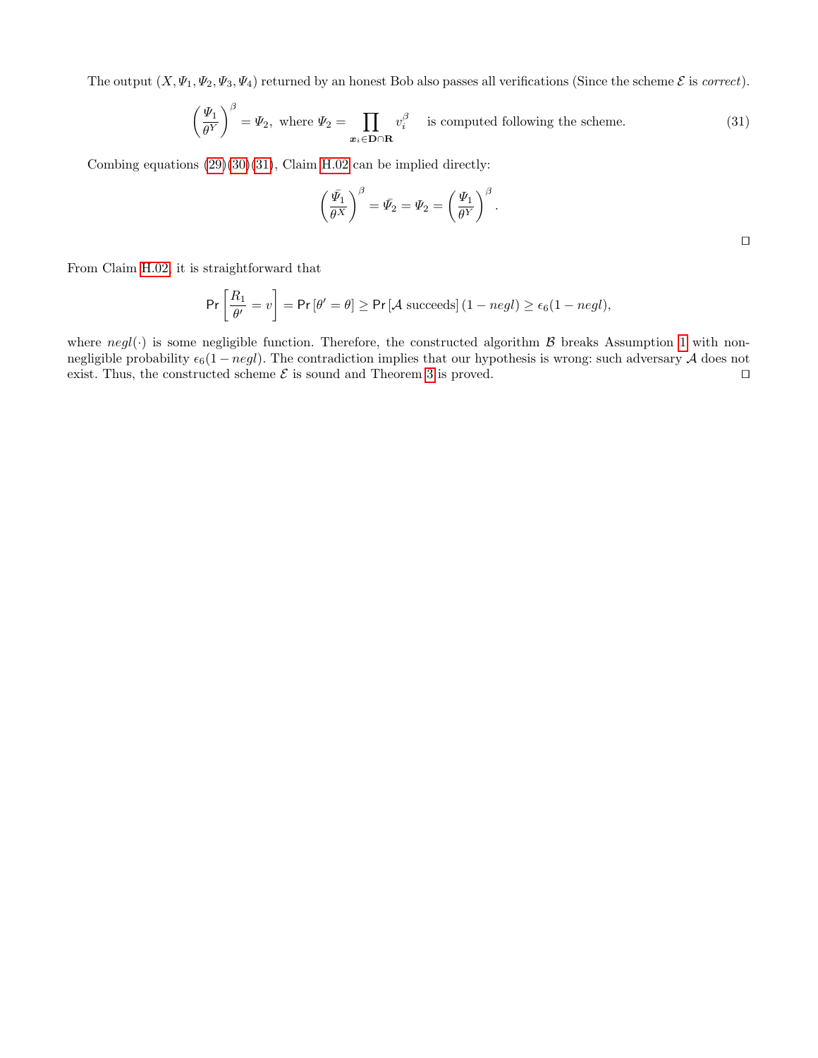The output $(X, \Psi_1, \Psi_2, \Psi_3, \Psi_4)$ returned by an honest Bob also passes all verifications (Since the scheme $\mathcal{E}$ is *correct*).

$$\left(\frac{\Psi_1}{\theta^Y}\right)^\beta = \Psi_2, \text{ where } \Psi_2 = \prod_{\boldsymbol{x}_i \in \mathbf{D} \cap \mathbf{R}} v_i^\beta \quad \text{is computed following the scheme.} \tag{31}$$

Combing equations (29)(30)(31), Claim H.02 can be implied directly:

$$\left(\frac{\bar{\Psi}_1}{\theta^X}\right)^\beta = \bar{\Psi}_2 = \Psi_2 = \left(\frac{\Psi_1}{\theta^Y}\right)^\beta.$$

□

From Claim H.02, it is straightforward that

$$\mathsf{Pr}\left[\frac{R_1}{\theta'} = v\right] = \mathsf{Pr}\left[\theta' = \theta\right] \geq \mathsf{Pr}\left[\mathcal{A} \text{ succeeds}\right](1 - negl) \geq \epsilon_6(1 - negl),$$

where $negl(\cdot)$ is some negligible function. Therefore, the constructed algorithm $\mathcal{B}$ breaks Assumption 1 with non-negligible probability $\epsilon_6(1 - negl)$. The contradiction implies that our hypothesis is wrong: such adversary $\mathcal{A}$ does not exist. Thus, the constructed scheme $\mathcal{E}$ is sound and Theorem 3 is proved. □